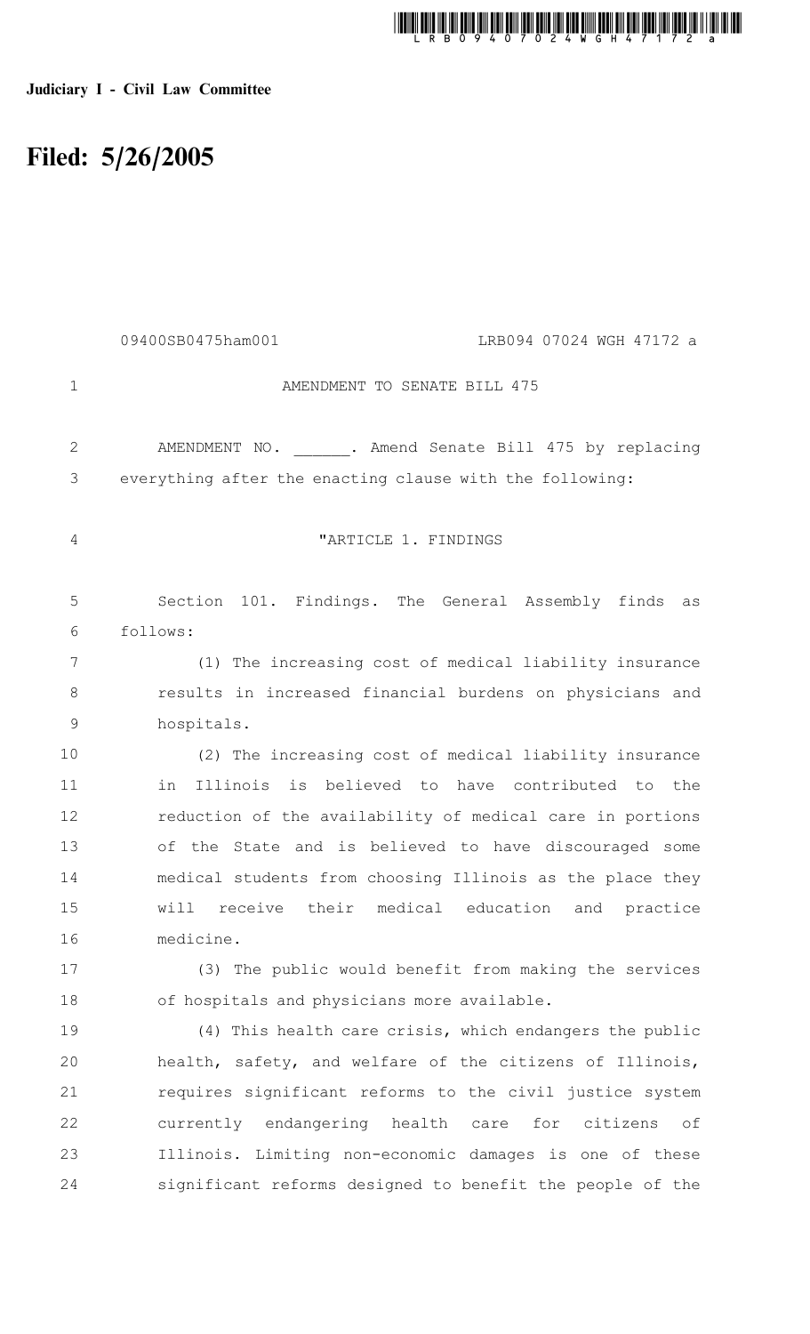**Judiciary I - Civil Law Committee**

# Filed: 5/26/2005

09400SB0475ham001 LRB094 07024 WGH 47172 a

AMENDMENT TO SENATE BILL 475

AMENDMENT NO. ______. Amend Senate Bill 475 by replacing everything after the enacting clause with the following:

"ARTICLE 1. FINDINGS

Section 101. Findings. The General Assembly finds as follows:

(1) The increasing cost of medical liability insurance results in increased financial burdens on physicians and hospitals.

(2) The increasing cost of medical liability insurance in Illinois is believed to have contributed to the reduction of the availability of medical care in portions of the State and is believed to have discouraged some medical students from choosing Illinois as the place they will receive their medical education and practice medicine.

(3) The public would benefit from making the services of hospitals and physicians more available.

(4) This health care crisis, which endangers the public health, safety, and welfare of the citizens of Illinois, requires significant reforms to the civil justice system currently endangering health care for citizens of Illinois. Limiting non-economic damages is one of these significant reforms designed to benefit the people of the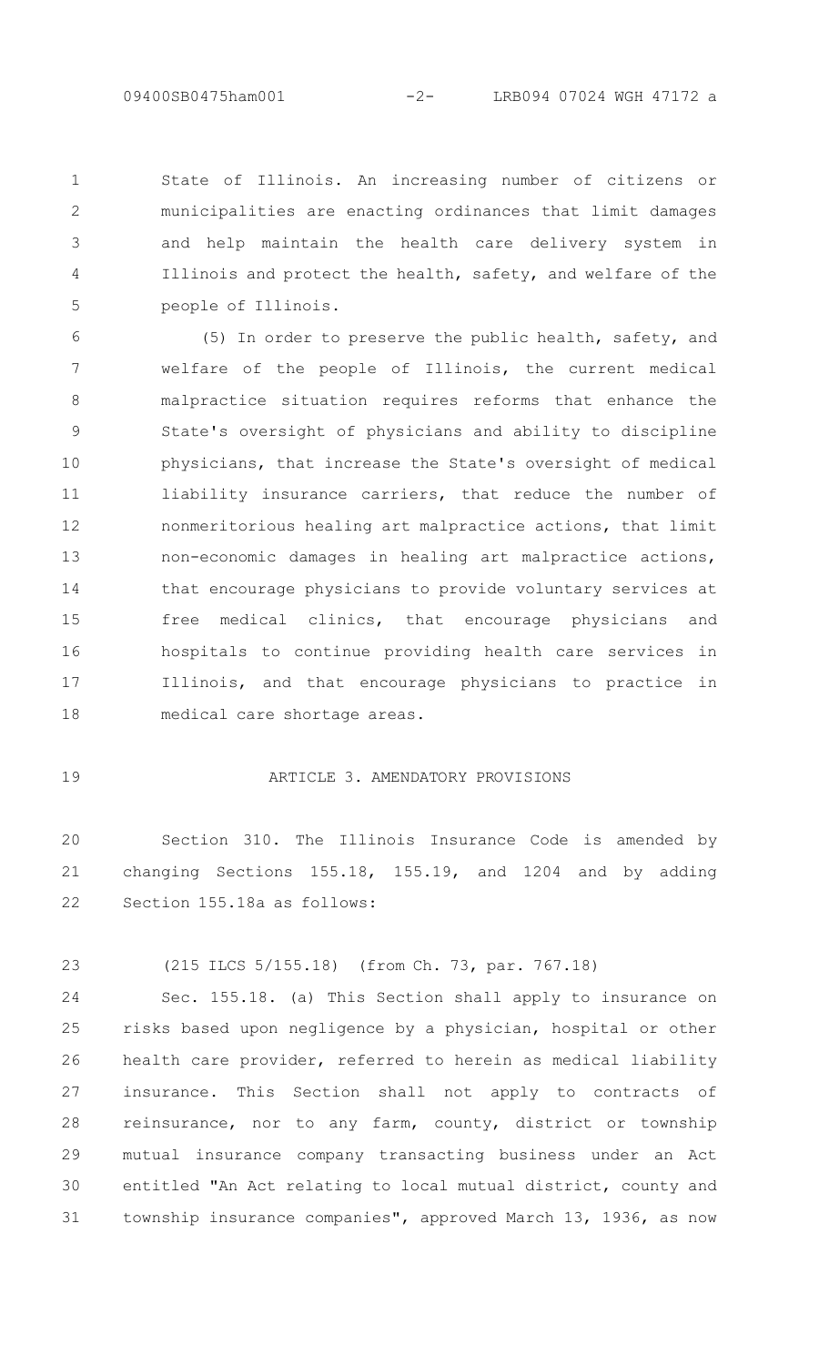State of Illinois. An increasing number of citizens or municipalities are enacting ordinances that limit damages and help maintain the health care delivery system in Illinois and protect the health, safety, and welfare of the people of Illinois.

(5) In order to preserve the public health, safety, and welfare of the people of Illinois, the current medical malpractice situation requires reforms that enhance the State's oversight of physicians and ability to discipline physicians, that increase the State's oversight of medical liability insurance carriers, that reduce the number of nonmeritorious healing art malpractice actions, that limit non-economic damages in healing art malpractice actions, that encourage physicians to provide voluntary services at free medical clinics, that encourage physicians and hospitals to continue providing health care services in Illinois, and that encourage physicians to practice in medical care shortage areas.

ARTICLE 3. AMENDATORY PROVISIONS

Section 310. The Illinois Insurance Code is amended by changing Sections 155.18, 155.19, and 1204 and by adding Section 155.18a as follows:

(215 ILCS 5/155.18) (from Ch. 73, par. 767.18)

Sec. 155.18. (a) This Section shall apply to insurance on risks based upon negligence by a physician, hospital or other health care provider, referred to herein as medical liability insurance. This Section shall not apply to contracts of reinsurance, nor to any farm, county, district or township mutual insurance company transacting business under an Act entitled "An Act relating to local mutual district, county and township insurance companies", approved March 13, 1936, as now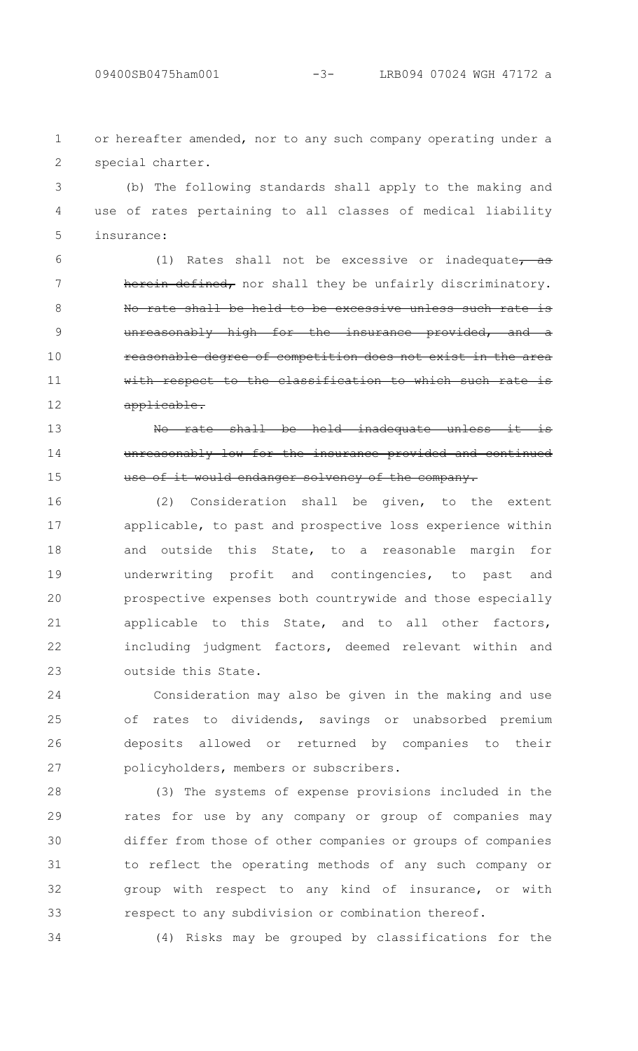or hereafter amended, nor to any such company operating under a special charter.

(b) The following standards shall apply to the making and use of rates pertaining to all classes of medical liability insurance:

(1) Rates shall not be excessive or inadequate~~, as herein defined,~~ nor shall they be unfairly discriminatory. ~~No rate shall be held to be excessive unless such rate is unreasonably high for the insurance provided, and a reasonable degree of competition does not exist in the area with respect to the classification to which such rate is applicable.~~

~~No rate shall be held inadequate unless it is unreasonably low for the insurance provided and continued use of it would endanger solvency of the company.~~

(2) Consideration shall be given, to the extent applicable, to past and prospective loss experience within and outside this State, to a reasonable margin for underwriting profit and contingencies, to past and prospective expenses both countrywide and those especially applicable to this State, and to all other factors, including judgment factors, deemed relevant within and outside this State.

Consideration may also be given in the making and use of rates to dividends, savings or unabsorbed premium deposits allowed or returned by companies to their policyholders, members or subscribers.

(3) The systems of expense provisions included in the rates for use by any company or group of companies may differ from those of other companies or groups of companies to reflect the operating methods of any such company or group with respect to any kind of insurance, or with respect to any subdivision or combination thereof.

(4) Risks may be grouped by classifications for the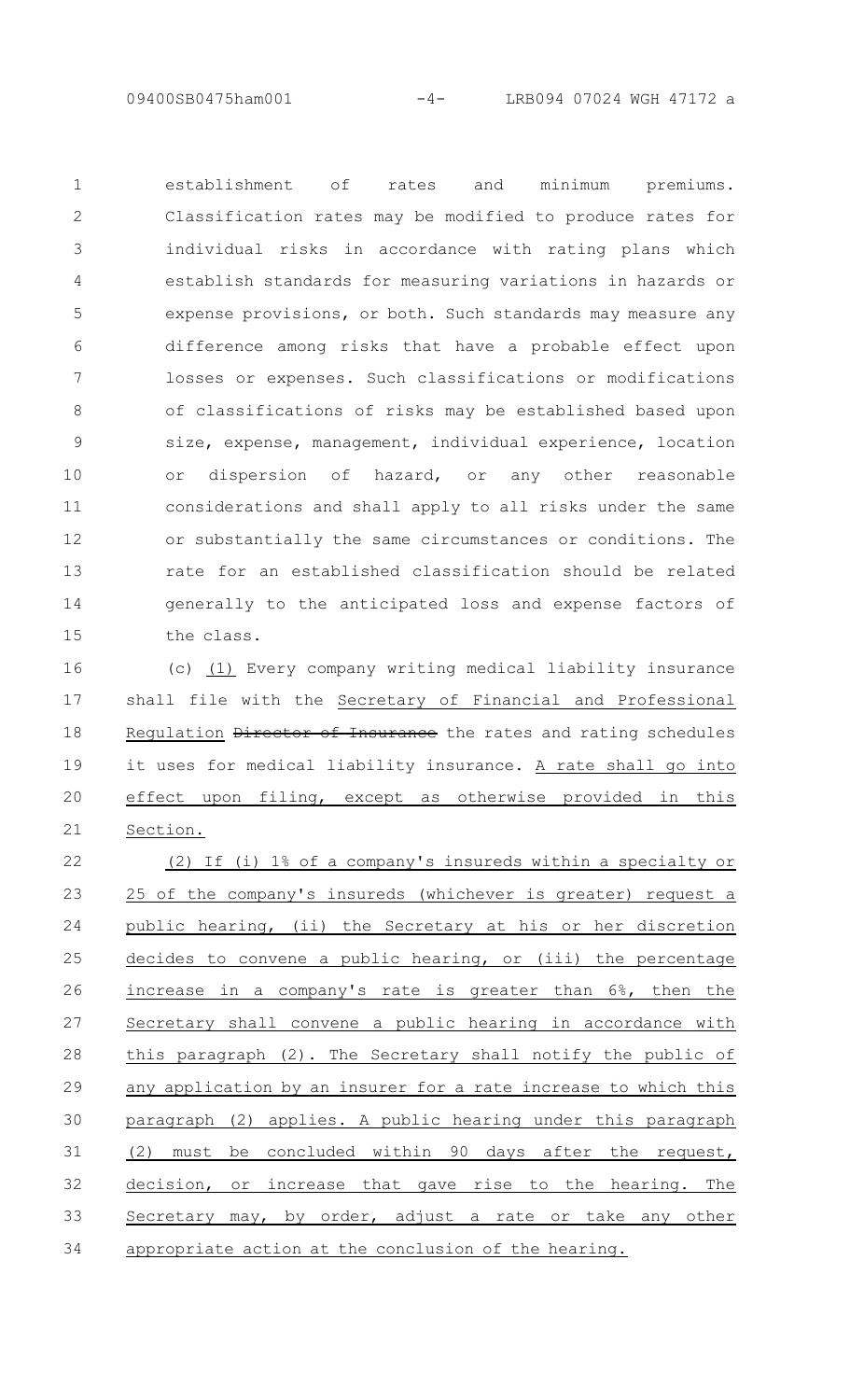establishment of rates and minimum premiums. Classification rates may be modified to produce rates for individual risks in accordance with rating plans which establish standards for measuring variations in hazards or expense provisions, or both. Such standards may measure any difference among risks that have a probable effect upon losses or expenses. Such classifications or modifications of classifications of risks may be established based upon size, expense, management, individual experience, location or dispersion of hazard, or any other reasonable considerations and shall apply to all risks under the same or substantially the same circumstances or conditions. The rate for an established classification should be related generally to the anticipated loss and expense factors of the class.

(c) (1) Every company writing medical liability insurance shall file with the Secretary of Financial and Professional Regulation ~~Director of Insurance~~ the rates and rating schedules it uses for medical liability insurance. A rate shall go into effect upon filing, except as otherwise provided in this Section.

(2) If (i) 1% of a company's insureds within a specialty or 25 of the company's insureds (whichever is greater) request a public hearing, (ii) the Secretary at his or her discretion decides to convene a public hearing, or (iii) the percentage increase in a company's rate is greater than 6%, then the Secretary shall convene a public hearing in accordance with this paragraph (2). The Secretary shall notify the public of any application by an insurer for a rate increase to which this paragraph (2) applies. A public hearing under this paragraph (2) must be concluded within 90 days after the request, decision, or increase that gave rise to the hearing. The Secretary may, by order, adjust a rate or take any other appropriate action at the conclusion of the hearing.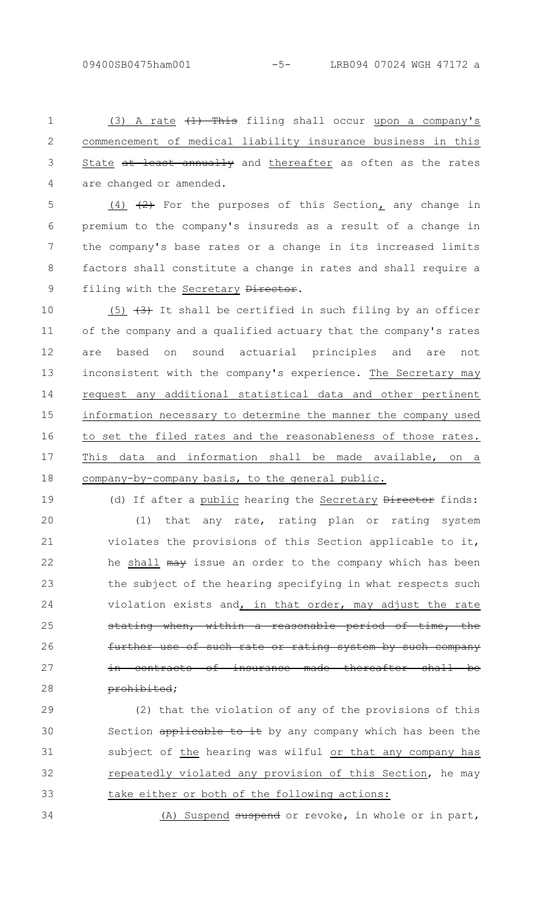(3) A rate (1) This filing shall occur upon a company's commencement of medical liability insurance business in this State at least annually and thereafter as often as the rates are changed or amended.

(4) (2) For the purposes of this Section, any change in premium to the company's insureds as a result of a change in the company's base rates or a change in its increased limits factors shall constitute a change in rates and shall require a filing with the Secretary Director.

(5) (3) It shall be certified in such filing by an officer of the company and a qualified actuary that the company's rates are based on sound actuarial principles and are not inconsistent with the company's experience. The Secretary may request any additional statistical data and other pertinent information necessary to determine the manner the company used to set the filed rates and the reasonableness of those rates. This data and information shall be made available, on a company-by-company basis, to the general public.

(d) If after a public hearing the Secretary Director finds:

(1) that any rate, rating plan or rating system violates the provisions of this Section applicable to it, he shall may issue an order to the company which has been the subject of the hearing specifying in what respects such violation exists and, in that order, may adjust the rate stating when, within a reasonable period of time, the further use of such rate or rating system by such company in contracts of insurance made thereafter shall be prohibited;

(2) that the violation of any of the provisions of this Section applicable to it by any company which has been the subject of the hearing was wilful or that any company has repeatedly violated any provision of this Section, he may take either or both of the following actions:

(A) Suspend suspend or revoke, in whole or in part,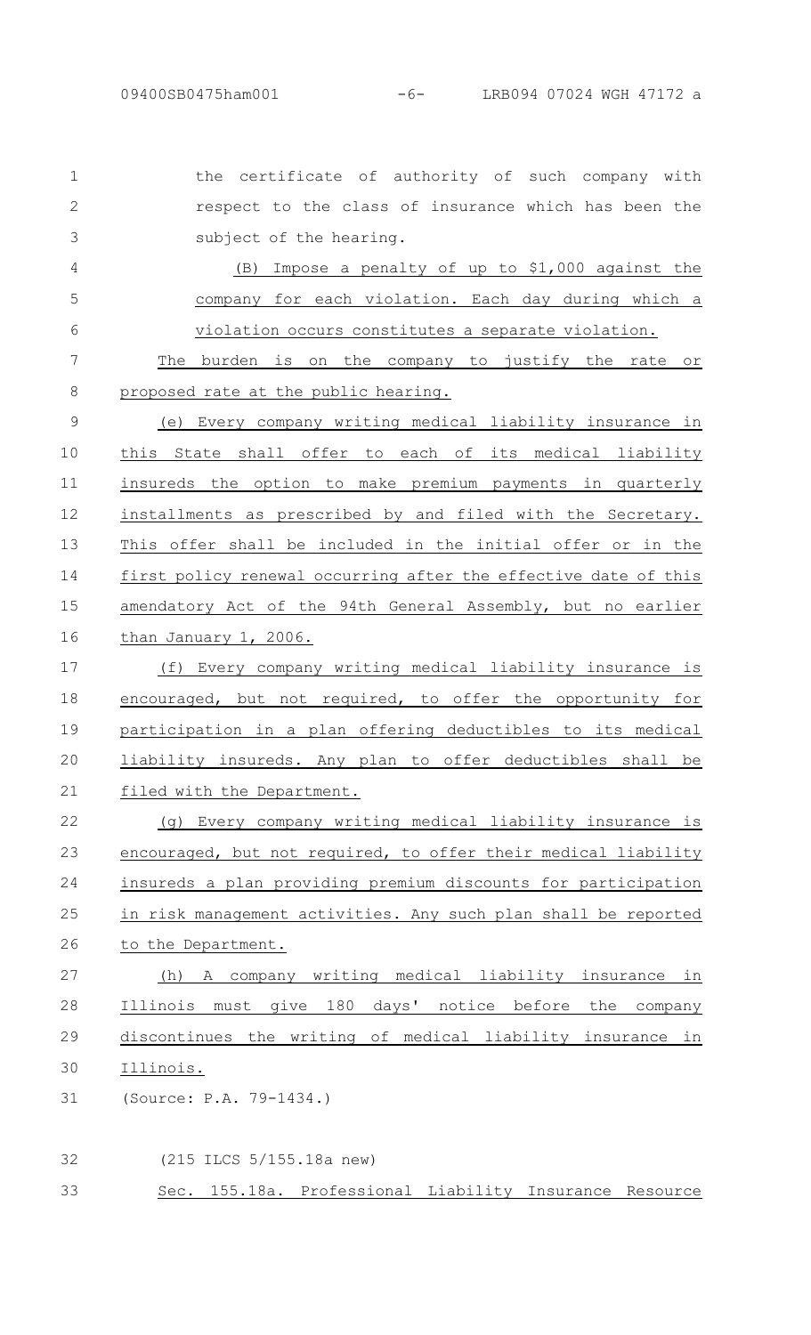the certificate of authority of such company with respect to the class of insurance which has been the subject of the hearing.

(B) Impose a penalty of up to $1,000 against the company for each violation. Each day during which a violation occurs constitutes a separate violation.

The burden is on the company to justify the rate or proposed rate at the public hearing.

(e) Every company writing medical liability insurance in this State shall offer to each of its medical liability insureds the option to make premium payments in quarterly installments as prescribed by and filed with the Secretary. This offer shall be included in the initial offer or in the first policy renewal occurring after the effective date of this amendatory Act of the 94th General Assembly, but no earlier than January 1, 2006.

(f) Every company writing medical liability insurance is encouraged, but not required, to offer the opportunity for participation in a plan offering deductibles to its medical liability insureds. Any plan to offer deductibles shall be filed with the Department.

(g) Every company writing medical liability insurance is encouraged, but not required, to offer their medical liability insureds a plan providing premium discounts for participation in risk management activities. Any such plan shall be reported to the Department.

(h) A company writing medical liability insurance in Illinois must give 180 days' notice before the company discontinues the writing of medical liability insurance in Illinois.

(Source: P.A. 79-1434.)

(215 ILCS 5/155.18a new)

Sec. 155.18a. Professional Liability Insurance Resource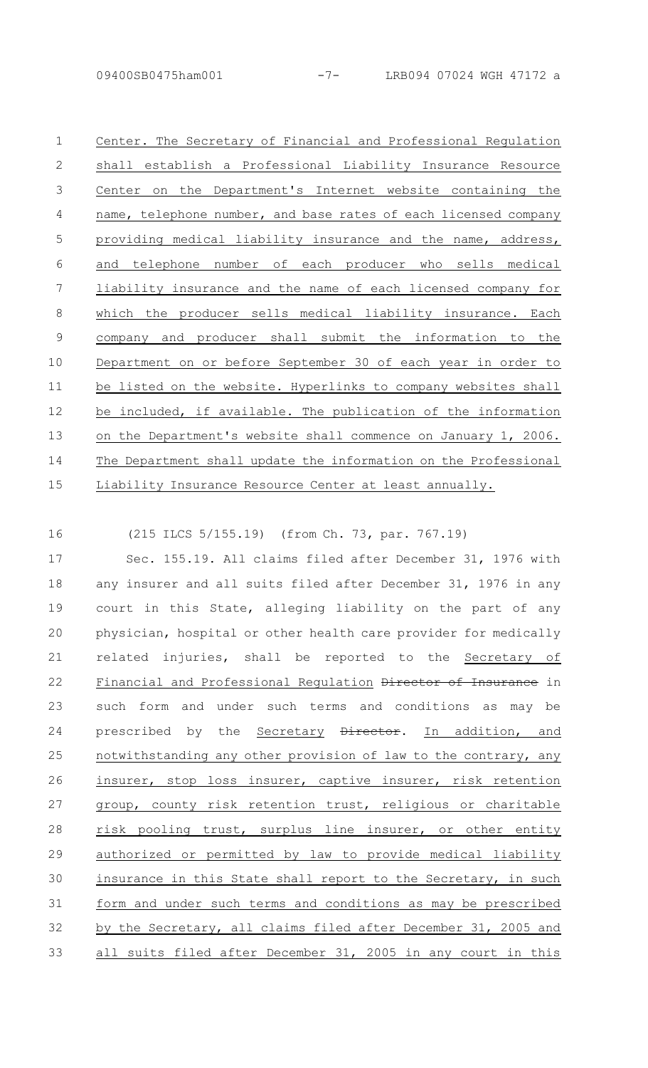Center. The Secretary of Financial and Professional Regulation shall establish a Professional Liability Insurance Resource Center on the Department's Internet website containing the name, telephone number, and base rates of each licensed company providing medical liability insurance and the name, address, and telephone number of each producer who sells medical liability insurance and the name of each licensed company for which the producer sells medical liability insurance. Each company and producer shall submit the information to the Department on or before September 30 of each year in order to be listed on the website. Hyperlinks to company websites shall be included, if available. The publication of the information on the Department's website shall commence on January 1, 2006. The Department shall update the information on the Professional Liability Insurance Resource Center at least annually.

(215 ILCS 5/155.19) (from Ch. 73, par. 767.19)

Sec. 155.19. All claims filed after December 31, 1976 with any insurer and all suits filed after December 31, 1976 in any court in this State, alleging liability on the part of any physician, hospital or other health care provider for medically related injuries, shall be reported to the Secretary of Financial and Professional Regulation ~~Director of Insurance~~ in such form and under such terms and conditions as may be prescribed by the Secretary ~~Director~~. In addition, and notwithstanding any other provision of law to the contrary, any insurer, stop loss insurer, captive insurer, risk retention group, county risk retention trust, religious or charitable risk pooling trust, surplus line insurer, or other entity authorized or permitted by law to provide medical liability insurance in this State shall report to the Secretary, in such form and under such terms and conditions as may be prescribed by the Secretary, all claims filed after December 31, 2005 and all suits filed after December 31, 2005 in any court in this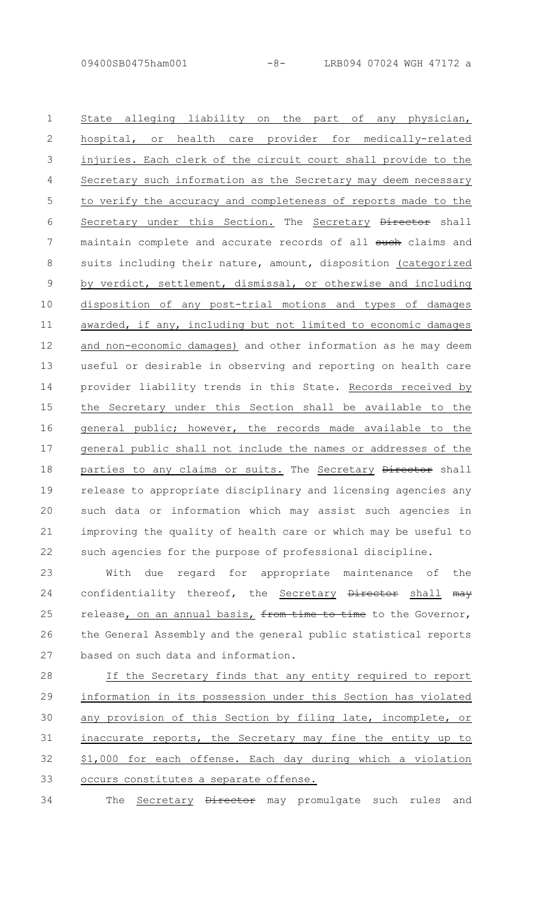State alleging liability on the part of any physician, hospital, or health care provider for medically-related injuries. Each clerk of the circuit court shall provide to the Secretary such information as the Secretary may deem necessary to verify the accuracy and completeness of reports made to the Secretary under this Section. The Secretary ~~Director~~ shall maintain complete and accurate records of all ~~such~~ claims and suits including their nature, amount, disposition (categorized by verdict, settlement, dismissal, or otherwise and including disposition of any post-trial motions and types of damages awarded, if any, including but not limited to economic damages and non-economic damages) and other information as he may deem useful or desirable in observing and reporting on health care provider liability trends in this State. Records received by the Secretary under this Section shall be available to the general public; however, the records made available to the general public shall not include the names or addresses of the parties to any claims or suits. The Secretary ~~Director~~ shall release to appropriate disciplinary and licensing agencies any such data or information which may assist such agencies in improving the quality of health care or which may be useful to such agencies for the purpose of professional discipline.

With due regard for appropriate maintenance of the confidentiality thereof, the Secretary ~~Director~~ shall ~~may~~ release, on an annual basis, ~~from time to time~~ to the Governor, the General Assembly and the general public statistical reports based on such data and information.

If the Secretary finds that any entity required to report information in its possession under this Section has violated any provision of this Section by filing late, incomplete, or inaccurate reports, the Secretary may fine the entity up to $1,000 for each offense. Each day during which a violation occurs constitutes a separate offense.

The Secretary ~~Director~~ may promulgate such rules and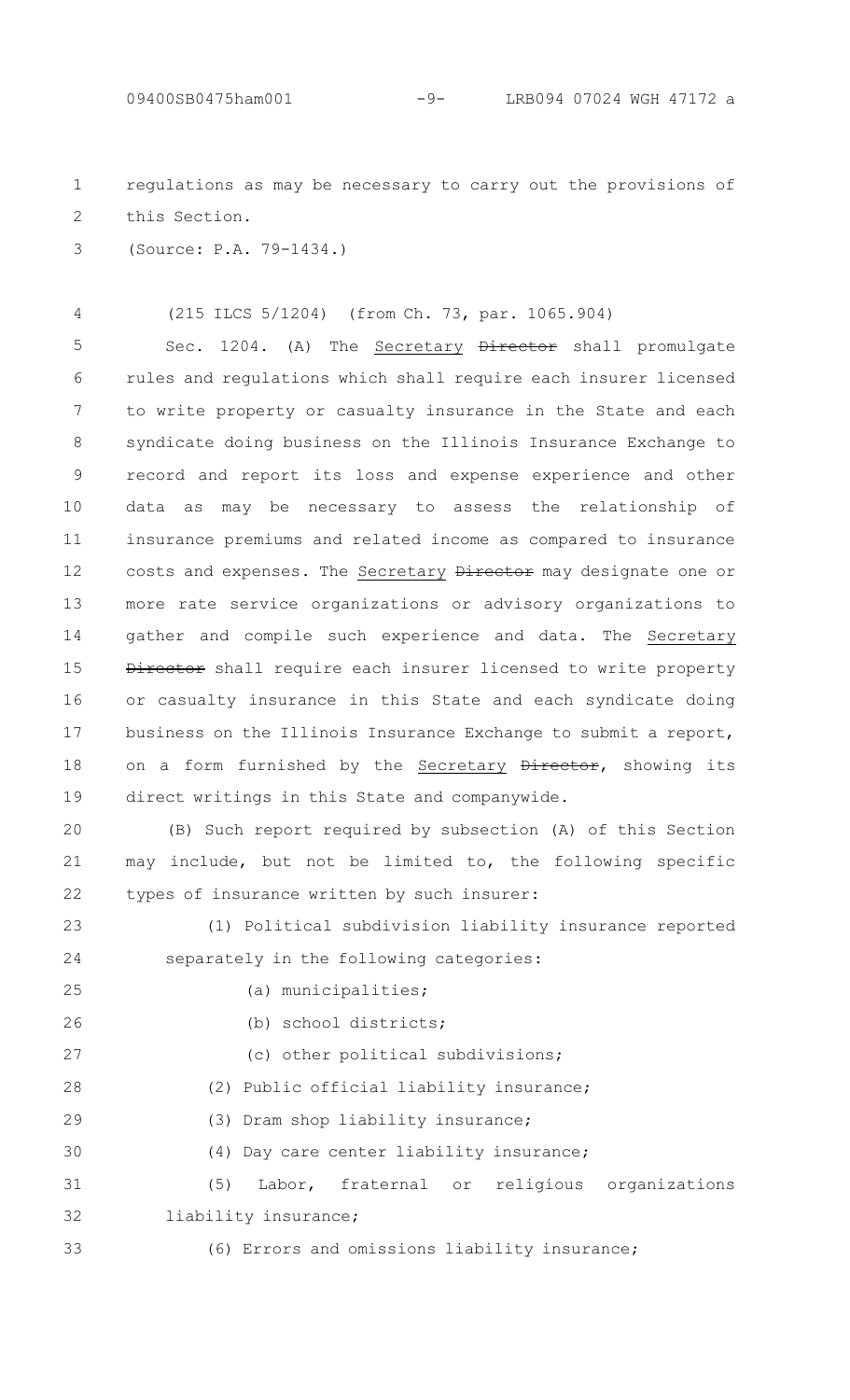regulations as may be necessary to carry out the provisions of this Section.

(Source: P.A. 79-1434.)

(215 ILCS 5/1204) (from Ch. 73, par. 1065.904)

Sec. 1204. (A) The Secretary ~~Director~~ shall promulgate rules and regulations which shall require each insurer licensed to write property or casualty insurance in the State and each syndicate doing business on the Illinois Insurance Exchange to record and report its loss and expense experience and other data as may be necessary to assess the relationship of insurance premiums and related income as compared to insurance costs and expenses. The Secretary ~~Director~~ may designate one or more rate service organizations or advisory organizations to gather and compile such experience and data. The Secretary ~~Director~~ shall require each insurer licensed to write property or casualty insurance in this State and each syndicate doing business on the Illinois Insurance Exchange to submit a report, on a form furnished by the Secretary ~~Director~~, showing its direct writings in this State and companywide.

(B) Such report required by subsection (A) of this Section may include, but not be limited to, the following specific types of insurance written by such insurer:

(1) Political subdivision liability insurance reported separately in the following categories:

(a) municipalities;

(b) school districts;

(c) other political subdivisions;

(2) Public official liability insurance;

(3) Dram shop liability insurance;

(4) Day care center liability insurance;

(5) Labor, fraternal or religious organizations liability insurance;

(6) Errors and omissions liability insurance;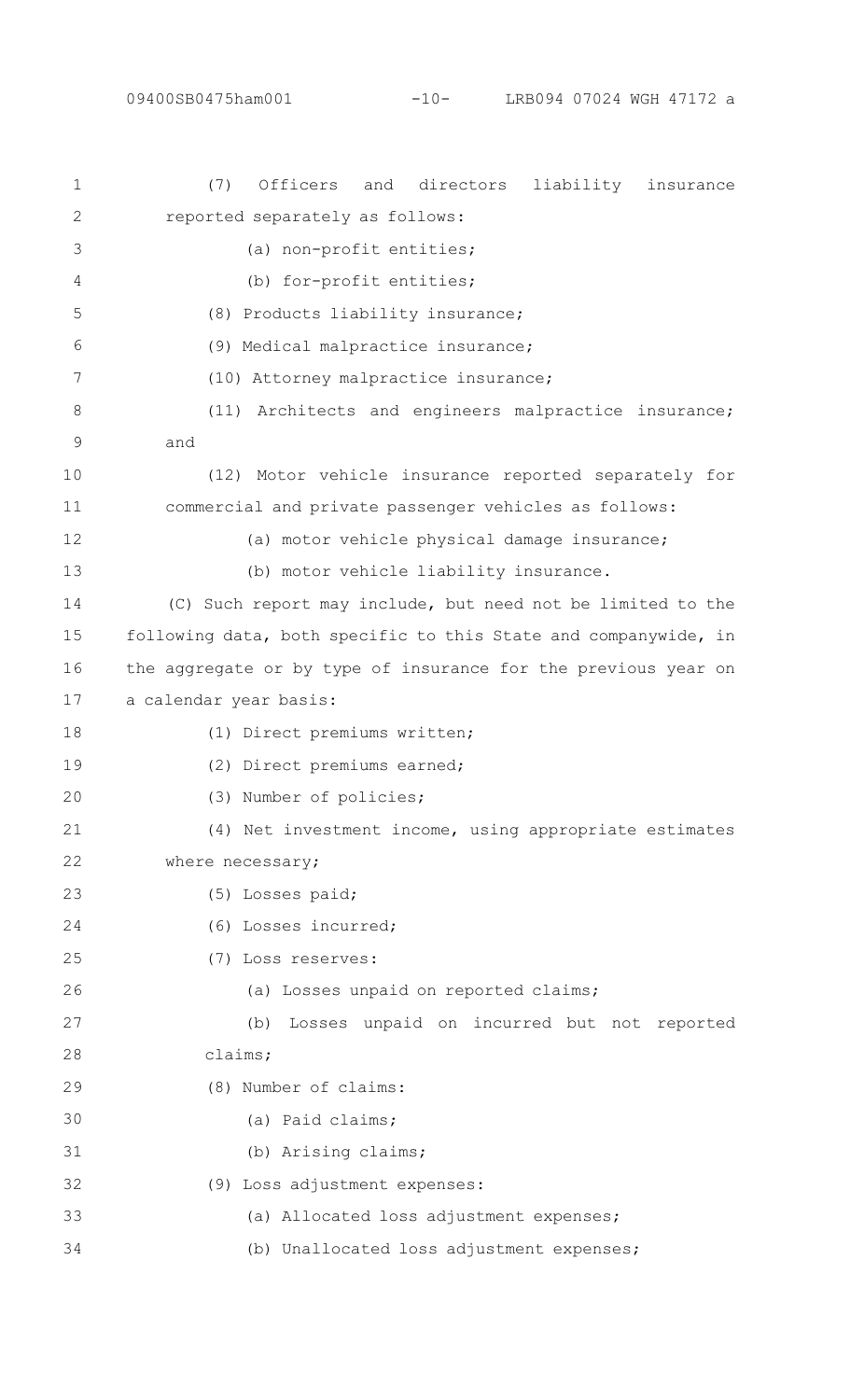(7) Officers and directors liability insurance reported separately as follows:

(a) non-profit entities;

(b) for-profit entities;

(8) Products liability insurance;

(9) Medical malpractice insurance;

(10) Attorney malpractice insurance;

(11) Architects and engineers malpractice insurance; and

(12) Motor vehicle insurance reported separately for commercial and private passenger vehicles as follows:

(a) motor vehicle physical damage insurance;

(b) motor vehicle liability insurance.

(C) Such report may include, but need not be limited to the following data, both specific to this State and companywide, in the aggregate or by type of insurance for the previous year on a calendar year basis:

(1) Direct premiums written;

(2) Direct premiums earned;

(3) Number of policies;

(4) Net investment income, using appropriate estimates where necessary;

(5) Losses paid;

(6) Losses incurred;

(7) Loss reserves:

(a) Losses unpaid on reported claims;

(b) Losses unpaid on incurred but not reported claims;

(8) Number of claims:

(a) Paid claims;

(b) Arising claims;

(9) Loss adjustment expenses:

(a) Allocated loss adjustment expenses;

(b) Unallocated loss adjustment expenses;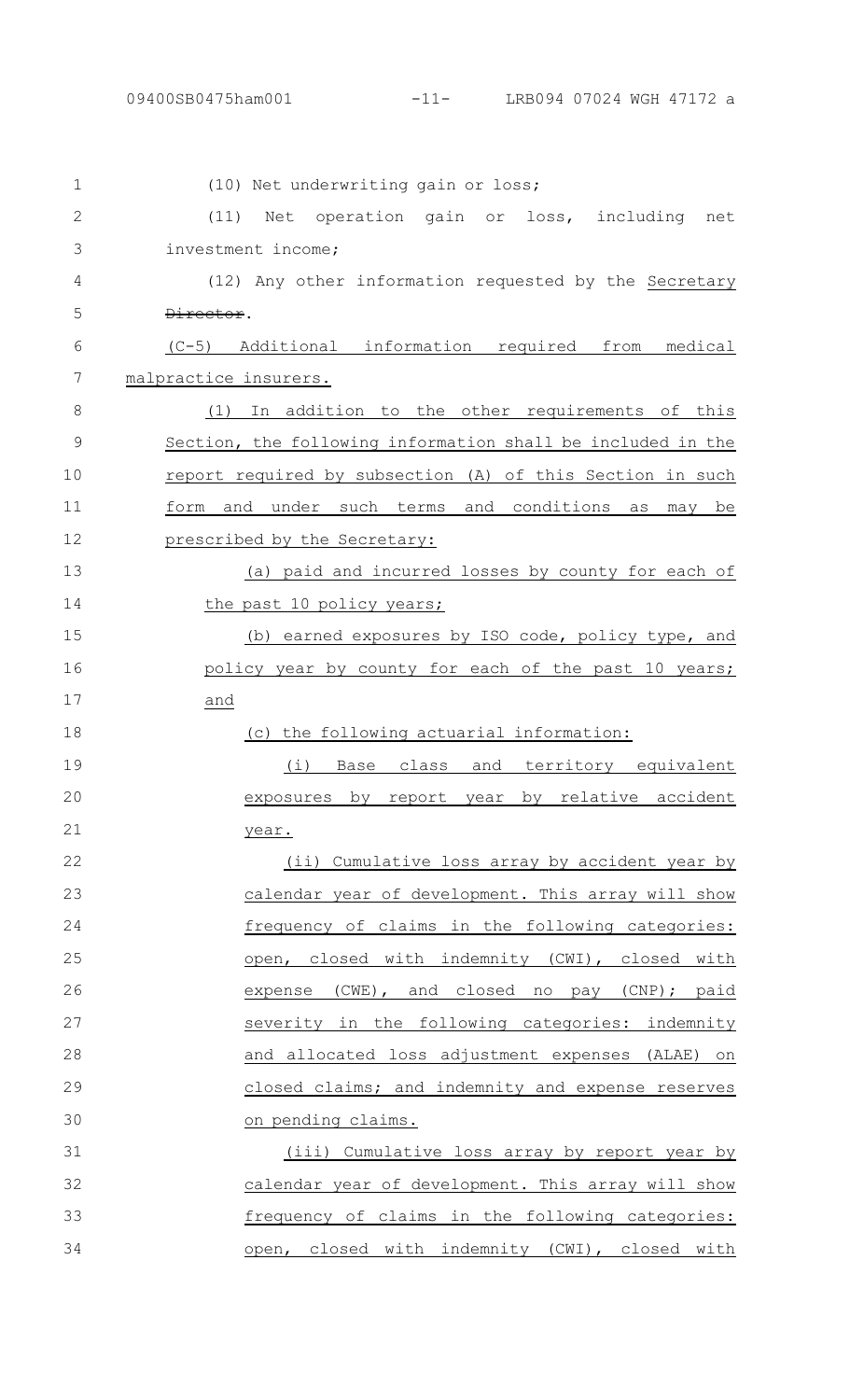(10) Net underwriting gain or loss;

(11) Net operation gain or loss, including net investment income;

(12) Any other information requested by the Secretary ~~Director~~.

(C-5) Additional information required from medical malpractice insurers.

(1) In addition to the other requirements of this Section, the following information shall be included in the report required by subsection (A) of this Section in such form and under such terms and conditions as may be prescribed by the Secretary:

(a) paid and incurred losses by county for each of the past 10 policy years;

(b) earned exposures by ISO code, policy type, and policy year by county for each of the past 10 years; and

(c) the following actuarial information:

(i) Base class and territory equivalent exposures by report year by relative accident year.

(ii) Cumulative loss array by accident year by calendar year of development. This array will show frequency of claims in the following categories: open, closed with indemnity (CWI), closed with expense (CWE), and closed no pay (CNP); paid severity in the following categories: indemnity and allocated loss adjustment expenses (ALAE) on closed claims; and indemnity and expense reserves on pending claims.

(iii) Cumulative loss array by report year by calendar year of development. This array will show frequency of claims in the following categories: open, closed with indemnity (CWI), closed with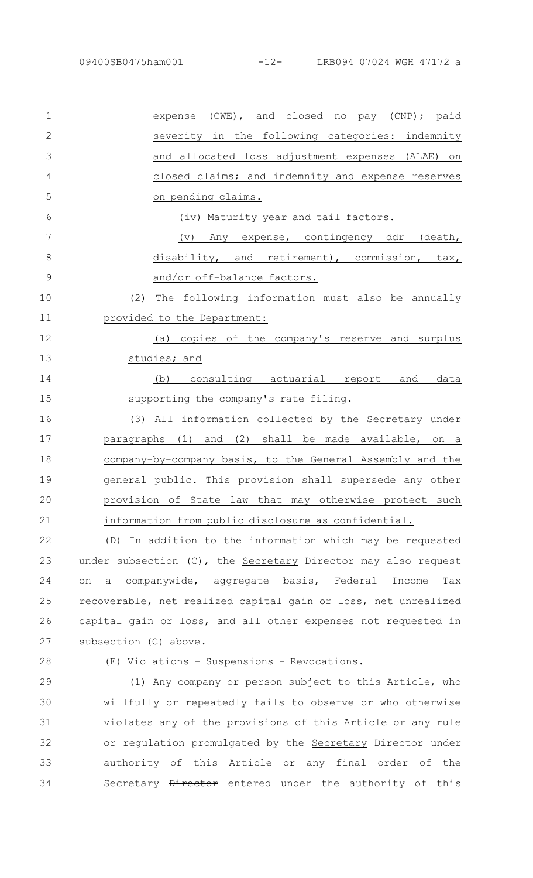expense (CWE), and closed no pay (CNP); paid severity in the following categories: indemnity and allocated loss adjustment expenses (ALAE) on closed claims; and indemnity and expense reserves on pending claims.

(iv) Maturity year and tail factors.

(v) Any expense, contingency ddr (death, disability, and retirement), commission, tax, and/or off-balance factors.

(2) The following information must also be annually provided to the Department:

(a) copies of the company's reserve and surplus studies; and

(b) consulting actuarial report and data supporting the company's rate filing.

(3) All information collected by the Secretary under paragraphs (1) and (2) shall be made available, on a company-by-company basis, to the General Assembly and the general public. This provision shall supersede any other provision of State law that may otherwise protect such information from public disclosure as confidential.

(D) In addition to the information which may be requested under subsection (C), the Secretary ~~Director~~ may also request on a companywide, aggregate basis, Federal Income Tax recoverable, net realized capital gain or loss, net unrealized capital gain or loss, and all other expenses not requested in subsection (C) above.

(E) Violations - Suspensions - Revocations.

(1) Any company or person subject to this Article, who willfully or repeatedly fails to observe or who otherwise violates any of the provisions of this Article or any rule or regulation promulgated by the Secretary ~~Director~~ under authority of this Article or any final order of the Secretary ~~Director~~ entered under the authority of this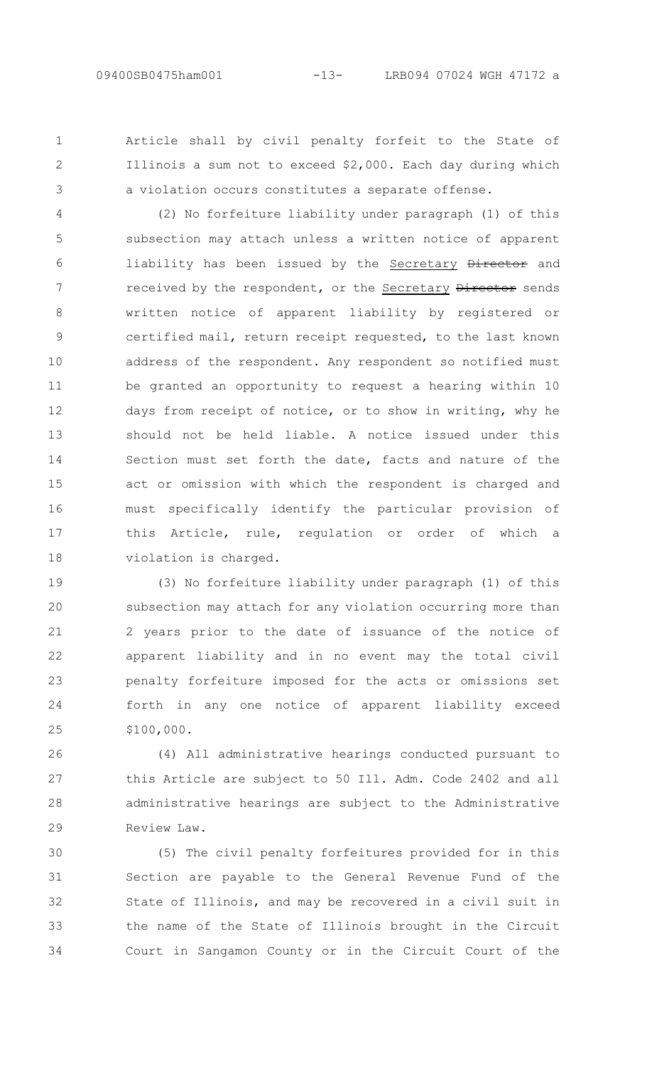Article shall by civil penalty forfeit to the State of Illinois a sum not to exceed $2,000. Each day during which a violation occurs constitutes a separate offense.

(2) No forfeiture liability under paragraph (1) of this subsection may attach unless a written notice of apparent liability has been issued by the Secretary ~~Director~~ and received by the respondent, or the Secretary ~~Director~~ sends written notice of apparent liability by registered or certified mail, return receipt requested, to the last known address of the respondent. Any respondent so notified must be granted an opportunity to request a hearing within 10 days from receipt of notice, or to show in writing, why he should not be held liable. A notice issued under this Section must set forth the date, facts and nature of the act or omission with which the respondent is charged and must specifically identify the particular provision of this Article, rule, regulation or order of which a violation is charged.

(3) No forfeiture liability under paragraph (1) of this subsection may attach for any violation occurring more than 2 years prior to the date of issuance of the notice of apparent liability and in no event may the total civil penalty forfeiture imposed for the acts or omissions set forth in any one notice of apparent liability exceed $100,000.

(4) All administrative hearings conducted pursuant to this Article are subject to 50 Ill. Adm. Code 2402 and all administrative hearings are subject to the Administrative Review Law.

(5) The civil penalty forfeitures provided for in this Section are payable to the General Revenue Fund of the State of Illinois, and may be recovered in a civil suit in the name of the State of Illinois brought in the Circuit Court in Sangamon County or in the Circuit Court of the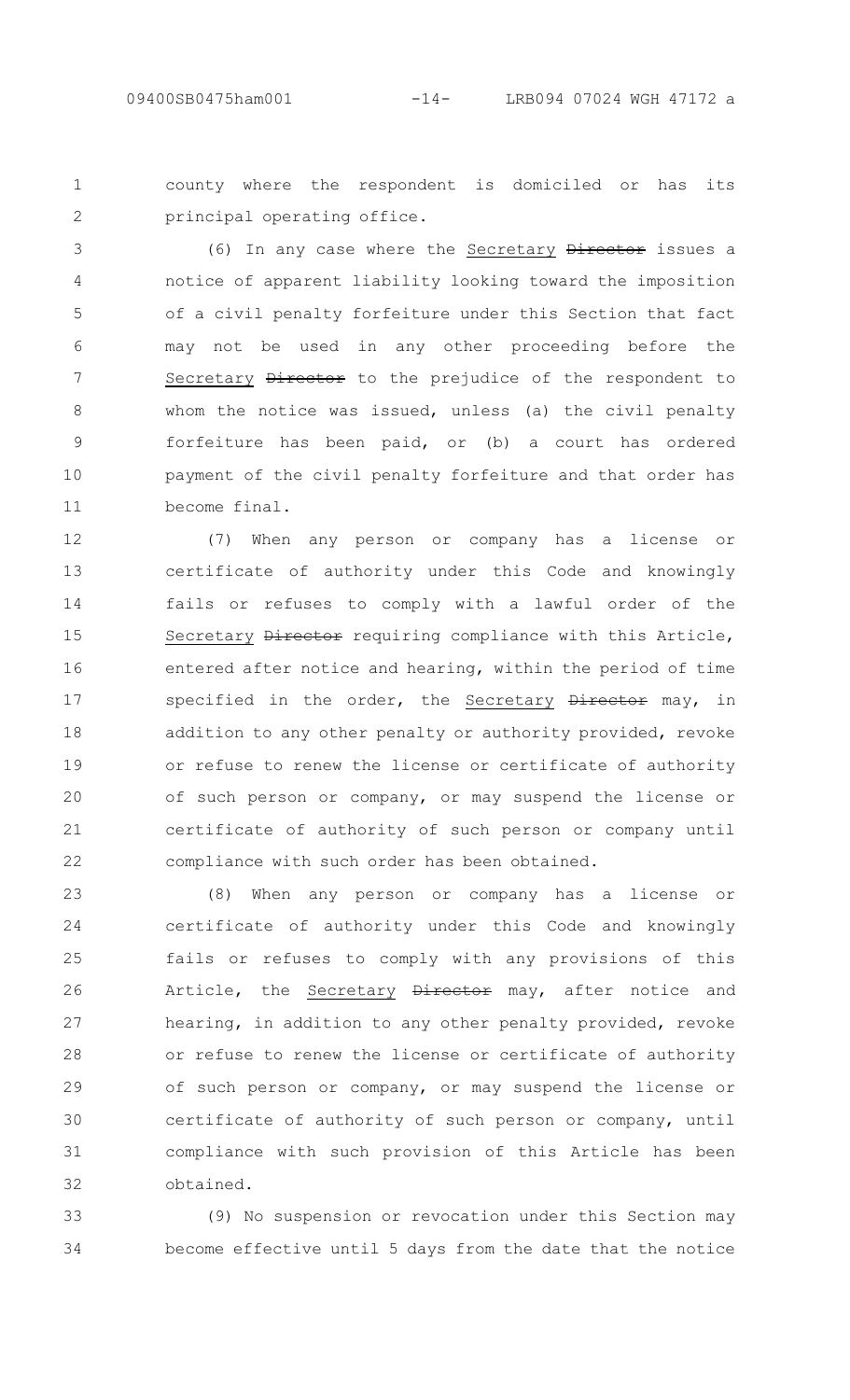county where the respondent is domiciled or has its principal operating office.

(6) In any case where the <u>Secretary</u> ~~Director~~ issues a notice of apparent liability looking toward the imposition of a civil penalty forfeiture under this Section that fact may not be used in any other proceeding before the <u>Secretary</u> ~~Director~~ to the prejudice of the respondent to whom the notice was issued, unless (a) the civil penalty forfeiture has been paid, or (b) a court has ordered payment of the civil penalty forfeiture and that order has become final.

(7) When any person or company has a license or certificate of authority under this Code and knowingly fails or refuses to comply with a lawful order of the <u>Secretary</u> ~~Director~~ requiring compliance with this Article, entered after notice and hearing, within the period of time specified in the order, the <u>Secretary</u> ~~Director~~ may, in addition to any other penalty or authority provided, revoke or refuse to renew the license or certificate of authority of such person or company, or may suspend the license or certificate of authority of such person or company until compliance with such order has been obtained.

(8) When any person or company has a license or certificate of authority under this Code and knowingly fails or refuses to comply with any provisions of this Article, the <u>Secretary</u> ~~Director~~ may, after notice and hearing, in addition to any other penalty provided, revoke or refuse to renew the license or certificate of authority of such person or company, or may suspend the license or certificate of authority of such person or company, until compliance with such provision of this Article has been obtained.

(9) No suspension or revocation under this Section may become effective until 5 days from the date that the notice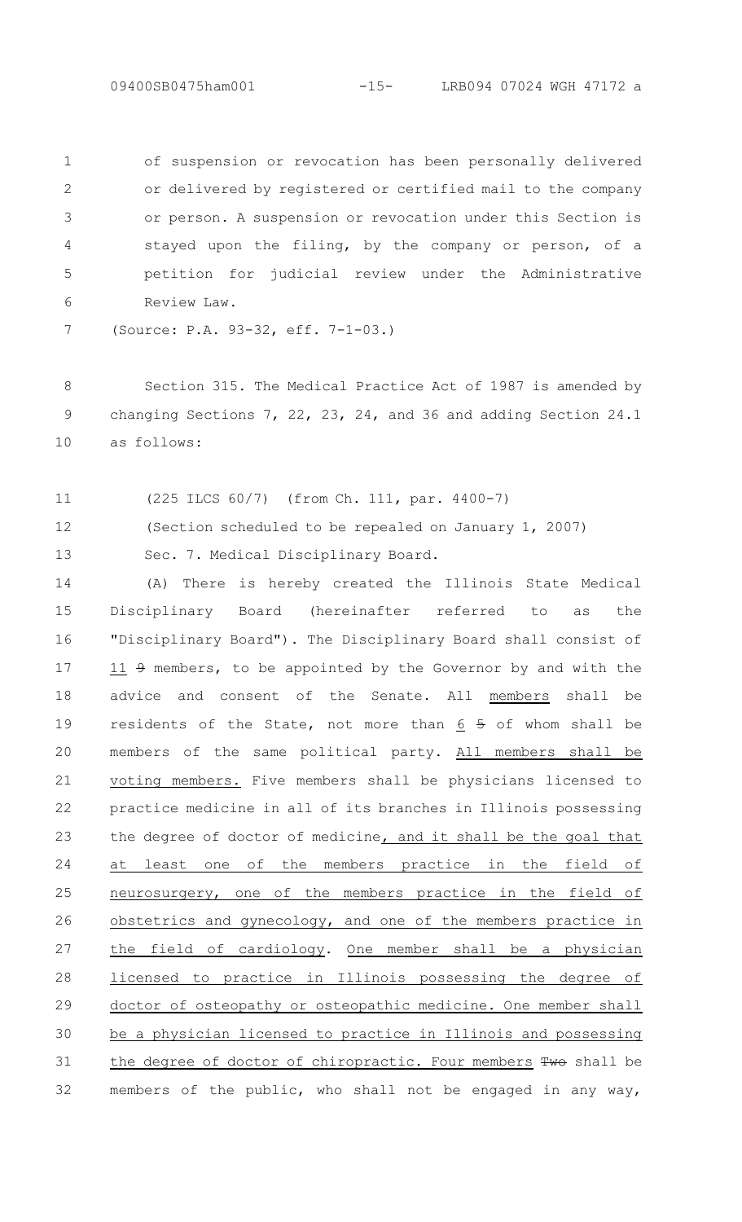of suspension or revocation has been personally delivered or delivered by registered or certified mail to the company or person. A suspension or revocation under this Section is stayed upon the filing, by the company or person, of a petition for judicial review under the Administrative Review Law.

(Source: P.A. 93-32, eff. 7-1-03.)

Section 315. The Medical Practice Act of 1987 is amended by changing Sections 7, 22, 23, 24, and 36 and adding Section 24.1 as follows:

(225 ILCS 60/7) (from Ch. 111, par. 4400-7)

(Section scheduled to be repealed on January 1, 2007)

Sec. 7. Medical Disciplinary Board.

(A) There is hereby created the Illinois State Medical Disciplinary Board (hereinafter referred to as the "Disciplinary Board"). The Disciplinary Board shall consist of 11 ~~9~~ members, to be appointed by the Governor by and with the advice and consent of the Senate. All members shall be residents of the State, not more than 6 ~~5~~ of whom shall be members of the same political party. All members shall be voting members. Five members shall be physicians licensed to practice medicine in all of its branches in Illinois possessing the degree of doctor of medicine, and it shall be the goal that at least one of the members practice in the field of neurosurgery, one of the members practice in the field of obstetrics and gynecology, and one of the members practice in the field of cardiology. One member shall be a physician licensed to practice in Illinois possessing the degree of doctor of osteopathy or osteopathic medicine. One member shall be a physician licensed to practice in Illinois and possessing the degree of doctor of chiropractic. Four members ~~Two~~ shall be members of the public, who shall not be engaged in any way,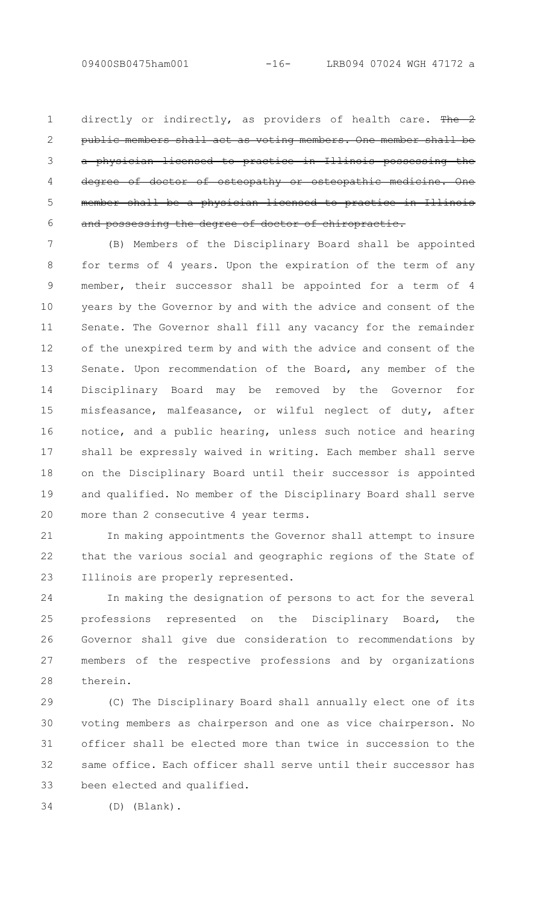directly or indirectly, as providers of health care. ~~The 2 public members shall act as voting members. One member shall be a physician licensed to practice in Illinois possessing the degree of doctor of osteopathy or osteopathic medicine. One member shall be a physician licensed to practice in Illinois and possessing the degree of doctor of chiropractic.~~

(B) Members of the Disciplinary Board shall be appointed for terms of 4 years. Upon the expiration of the term of any member, their successor shall be appointed for a term of 4 years by the Governor by and with the advice and consent of the Senate. The Governor shall fill any vacancy for the remainder of the unexpired term by and with the advice and consent of the Senate. Upon recommendation of the Board, any member of the Disciplinary Board may be removed by the Governor for misfeasance, malfeasance, or wilful neglect of duty, after notice, and a public hearing, unless such notice and hearing shall be expressly waived in writing. Each member shall serve on the Disciplinary Board until their successor is appointed and qualified. No member of the Disciplinary Board shall serve more than 2 consecutive 4 year terms.

In making appointments the Governor shall attempt to insure that the various social and geographic regions of the State of Illinois are properly represented.

In making the designation of persons to act for the several professions represented on the Disciplinary Board, the Governor shall give due consideration to recommendations by members of the respective professions and by organizations therein.

(C) The Disciplinary Board shall annually elect one of its voting members as chairperson and one as vice chairperson. No officer shall be elected more than twice in succession to the same office. Each officer shall serve until their successor has been elected and qualified.

(D) (Blank).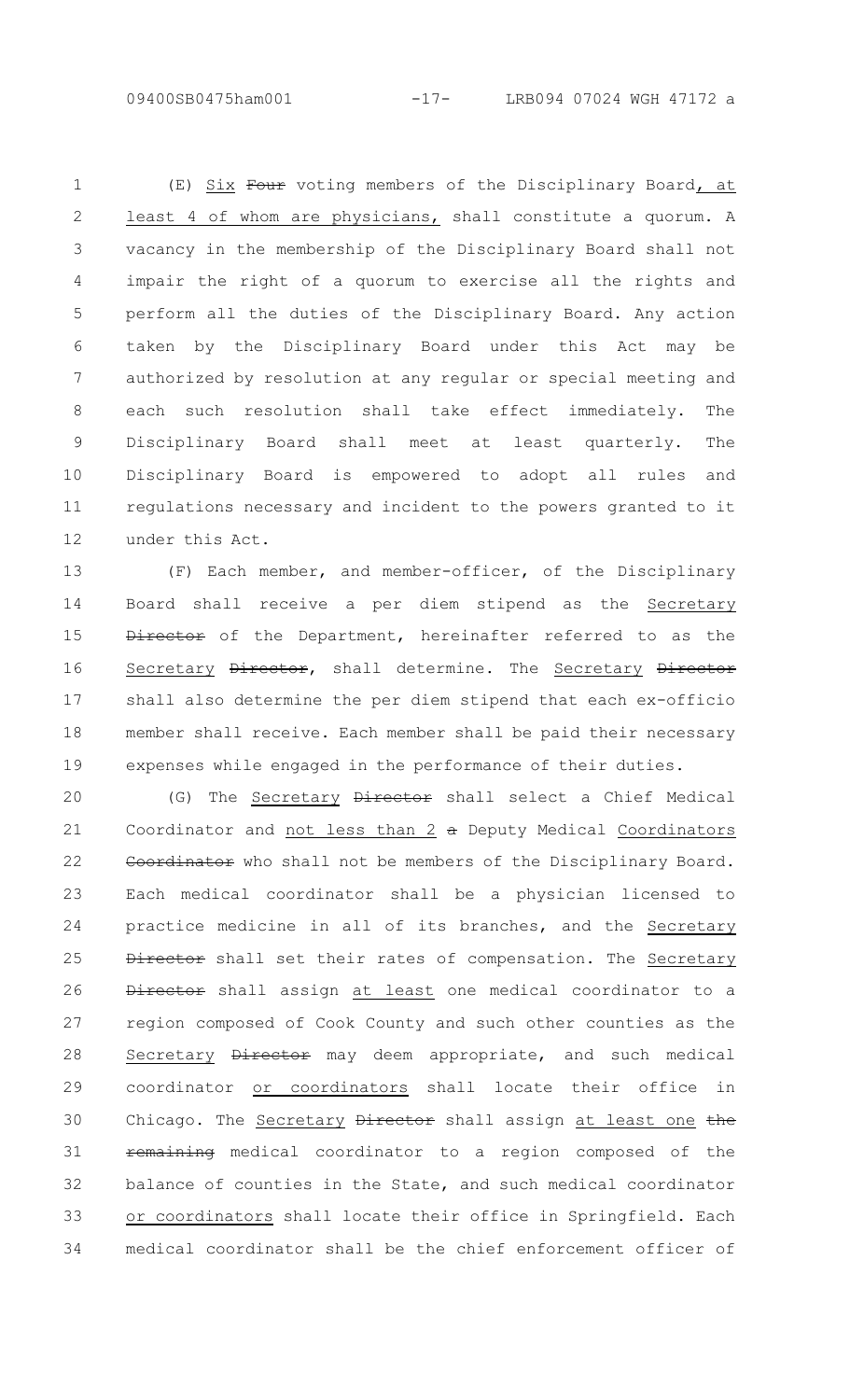(E) Six ~~Four~~ voting members of the Disciplinary Board, at least 4 of whom are physicians, shall constitute a quorum. A vacancy in the membership of the Disciplinary Board shall not impair the right of a quorum to exercise all the rights and perform all the duties of the Disciplinary Board. Any action taken by the Disciplinary Board under this Act may be authorized by resolution at any regular or special meeting and each such resolution shall take effect immediately. The Disciplinary Board shall meet at least quarterly. The Disciplinary Board is empowered to adopt all rules and regulations necessary and incident to the powers granted to it under this Act.

(F) Each member, and member-officer, of the Disciplinary Board shall receive a per diem stipend as the Secretary ~~Director~~ of the Department, hereinafter referred to as the Secretary ~~Director~~, shall determine. The Secretary ~~Director~~ shall also determine the per diem stipend that each ex-officio member shall receive. Each member shall be paid their necessary expenses while engaged in the performance of their duties.

(G) The Secretary ~~Director~~ shall select a Chief Medical Coordinator and not less than 2 ~~a~~ Deputy Medical Coordinators ~~Coordinator~~ who shall not be members of the Disciplinary Board. Each medical coordinator shall be a physician licensed to practice medicine in all of its branches, and the Secretary ~~Director~~ shall set their rates of compensation. The Secretary ~~Director~~ shall assign at least one medical coordinator to a region composed of Cook County and such other counties as the Secretary ~~Director~~ may deem appropriate, and such medical coordinator or coordinators shall locate their office in Chicago. The Secretary ~~Director~~ shall assign at least one ~~the remaining~~ medical coordinator to a region composed of the balance of counties in the State, and such medical coordinator or coordinators shall locate their office in Springfield. Each medical coordinator shall be the chief enforcement officer of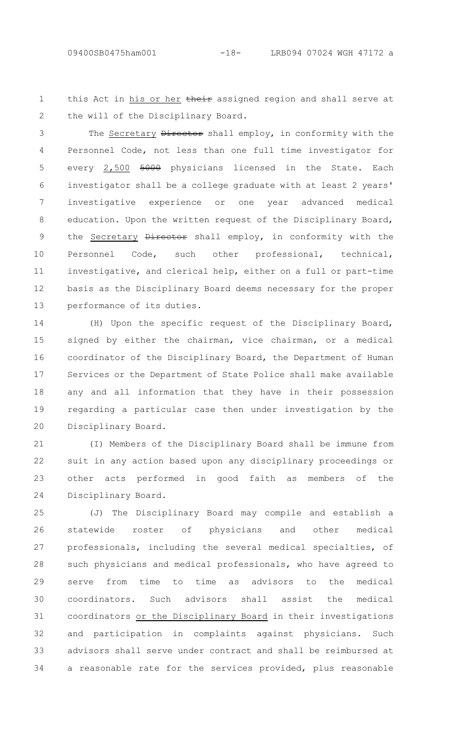this Act in his or her ~~their~~ assigned region and shall serve at the will of the Disciplinary Board.

The Secretary ~~Director~~ shall employ, in conformity with the Personnel Code, not less than one full time investigator for every 2,500 ~~5000~~ physicians licensed in the State. Each investigator shall be a college graduate with at least 2 years' investigative experience or one year advanced medical education. Upon the written request of the Disciplinary Board, the Secretary ~~Director~~ shall employ, in conformity with the Personnel Code, such other professional, technical, investigative, and clerical help, either on a full or part-time basis as the Disciplinary Board deems necessary for the proper performance of its duties.

(H) Upon the specific request of the Disciplinary Board, signed by either the chairman, vice chairman, or a medical coordinator of the Disciplinary Board, the Department of Human Services or the Department of State Police shall make available any and all information that they have in their possession regarding a particular case then under investigation by the Disciplinary Board.

(I) Members of the Disciplinary Board shall be immune from suit in any action based upon any disciplinary proceedings or other acts performed in good faith as members of the Disciplinary Board.

(J) The Disciplinary Board may compile and establish a statewide roster of physicians and other medical professionals, including the several medical specialties, of such physicians and medical professionals, who have agreed to serve from time to time as advisors to the medical coordinators. Such advisors shall assist the medical coordinators or the Disciplinary Board in their investigations and participation in complaints against physicians. Such advisors shall serve under contract and shall be reimbursed at a reasonable rate for the services provided, plus reasonable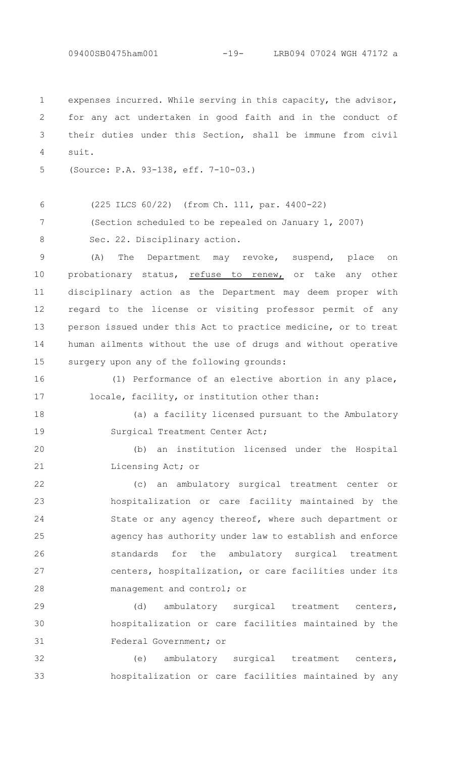expenses incurred. While serving in this capacity, the advisor, for any act undertaken in good faith and in the conduct of their duties under this Section, shall be immune from civil suit.

(Source: P.A. 93-138, eff. 7-10-03.)

(225 ILCS 60/22) (from Ch. 111, par. 4400-22)

(Section scheduled to be repealed on January 1, 2007)

Sec. 22. Disciplinary action.

(A) The Department may revoke, suspend, place on probationary status, refuse to renew, or take any other disciplinary action as the Department may deem proper with regard to the license or visiting professor permit of any person issued under this Act to practice medicine, or to treat human ailments without the use of drugs and without operative surgery upon any of the following grounds:

(1) Performance of an elective abortion in any place, locale, facility, or institution other than:

(a) a facility licensed pursuant to the Ambulatory Surgical Treatment Center Act;

(b) an institution licensed under the Hospital Licensing Act; or

(c) an ambulatory surgical treatment center or hospitalization or care facility maintained by the State or any agency thereof, where such department or agency has authority under law to establish and enforce standards for the ambulatory surgical treatment centers, hospitalization, or care facilities under its management and control; or

(d) ambulatory surgical treatment centers, hospitalization or care facilities maintained by the Federal Government; or

(e) ambulatory surgical treatment centers, hospitalization or care facilities maintained by any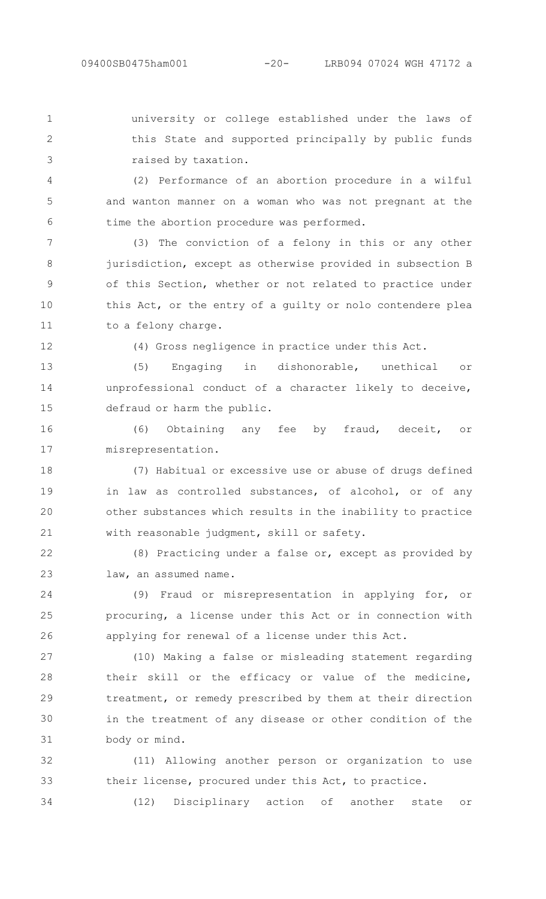university or college established under the laws of this State and supported principally by public funds raised by taxation.

(2) Performance of an abortion procedure in a wilful and wanton manner on a woman who was not pregnant at the time the abortion procedure was performed.

(3) The conviction of a felony in this or any other jurisdiction, except as otherwise provided in subsection B of this Section, whether or not related to practice under this Act, or the entry of a guilty or nolo contendere plea to a felony charge.

(4) Gross negligence in practice under this Act.

(5) Engaging in dishonorable, unethical or unprofessional conduct of a character likely to deceive, defraud or harm the public.

(6) Obtaining any fee by fraud, deceit, or misrepresentation.

(7) Habitual or excessive use or abuse of drugs defined in law as controlled substances, of alcohol, or of any other substances which results in the inability to practice with reasonable judgment, skill or safety.

(8) Practicing under a false or, except as provided by law, an assumed name.

(9) Fraud or misrepresentation in applying for, or procuring, a license under this Act or in connection with applying for renewal of a license under this Act.

(10) Making a false or misleading statement regarding their skill or the efficacy or value of the medicine, treatment, or remedy prescribed by them at their direction in the treatment of any disease or other condition of the body or mind.

(11) Allowing another person or organization to use their license, procured under this Act, to practice.

(12) Disciplinary action of another state or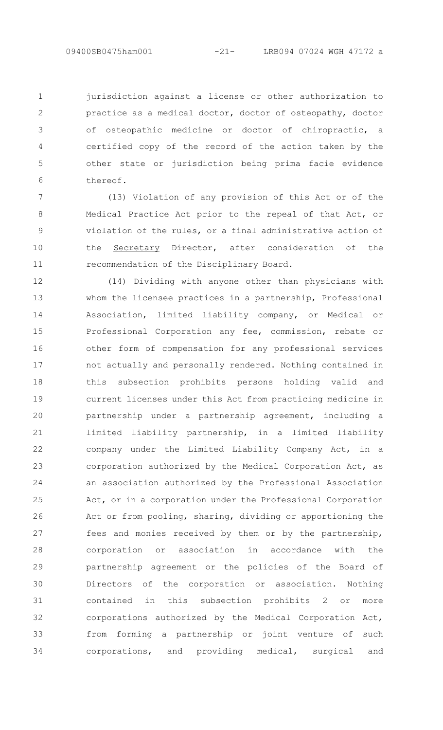jurisdiction against a license or other authorization to practice as a medical doctor, doctor of osteopathy, doctor of osteopathic medicine or doctor of chiropractic, a certified copy of the record of the action taken by the other state or jurisdiction being prima facie evidence thereof.

(13) Violation of any provision of this Act or of the Medical Practice Act prior to the repeal of that Act, or violation of the rules, or a final administrative action of the Secretary ~~Director~~, after consideration of the recommendation of the Disciplinary Board.

(14) Dividing with anyone other than physicians with whom the licensee practices in a partnership, Professional Association, limited liability company, or Medical or Professional Corporation any fee, commission, rebate or other form of compensation for any professional services not actually and personally rendered. Nothing contained in this subsection prohibits persons holding valid and current licenses under this Act from practicing medicine in partnership under a partnership agreement, including a limited liability partnership, in a limited liability company under the Limited Liability Company Act, in a corporation authorized by the Medical Corporation Act, as an association authorized by the Professional Association Act, or in a corporation under the Professional Corporation Act or from pooling, sharing, dividing or apportioning the fees and monies received by them or by the partnership, corporation or association in accordance with the partnership agreement or the policies of the Board of Directors of the corporation or association. Nothing contained in this subsection prohibits 2 or more corporations authorized by the Medical Corporation Act, from forming a partnership or joint venture of such corporations, and providing medical, surgical and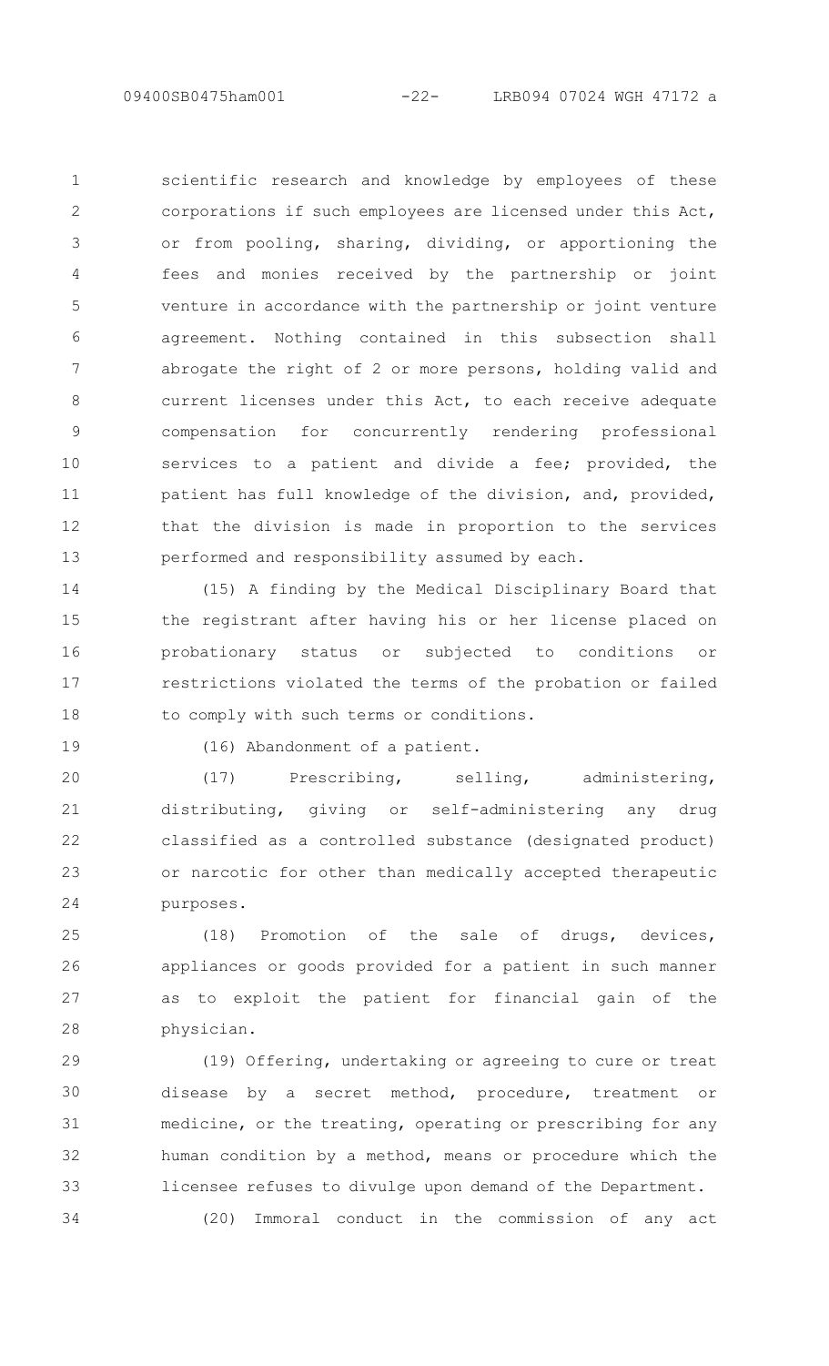scientific research and knowledge by employees of these corporations if such employees are licensed under this Act, or from pooling, sharing, dividing, or apportioning the fees and monies received by the partnership or joint venture in accordance with the partnership or joint venture agreement. Nothing contained in this subsection shall abrogate the right of 2 or more persons, holding valid and current licenses under this Act, to each receive adequate compensation for concurrently rendering professional services to a patient and divide a fee; provided, the patient has full knowledge of the division, and, provided, that the division is made in proportion to the services performed and responsibility assumed by each.

(15) A finding by the Medical Disciplinary Board that the registrant after having his or her license placed on probationary status or subjected to conditions or restrictions violated the terms of the probation or failed to comply with such terms or conditions.

(16) Abandonment of a patient.

(17) Prescribing, selling, administering, distributing, giving or self-administering any drug classified as a controlled substance (designated product) or narcotic for other than medically accepted therapeutic purposes.

(18) Promotion of the sale of drugs, devices, appliances or goods provided for a patient in such manner as to exploit the patient for financial gain of the physician.

(19) Offering, undertaking or agreeing to cure or treat disease by a secret method, procedure, treatment or medicine, or the treating, operating or prescribing for any human condition by a method, means or procedure which the licensee refuses to divulge upon demand of the Department.

(20) Immoral conduct in the commission of any act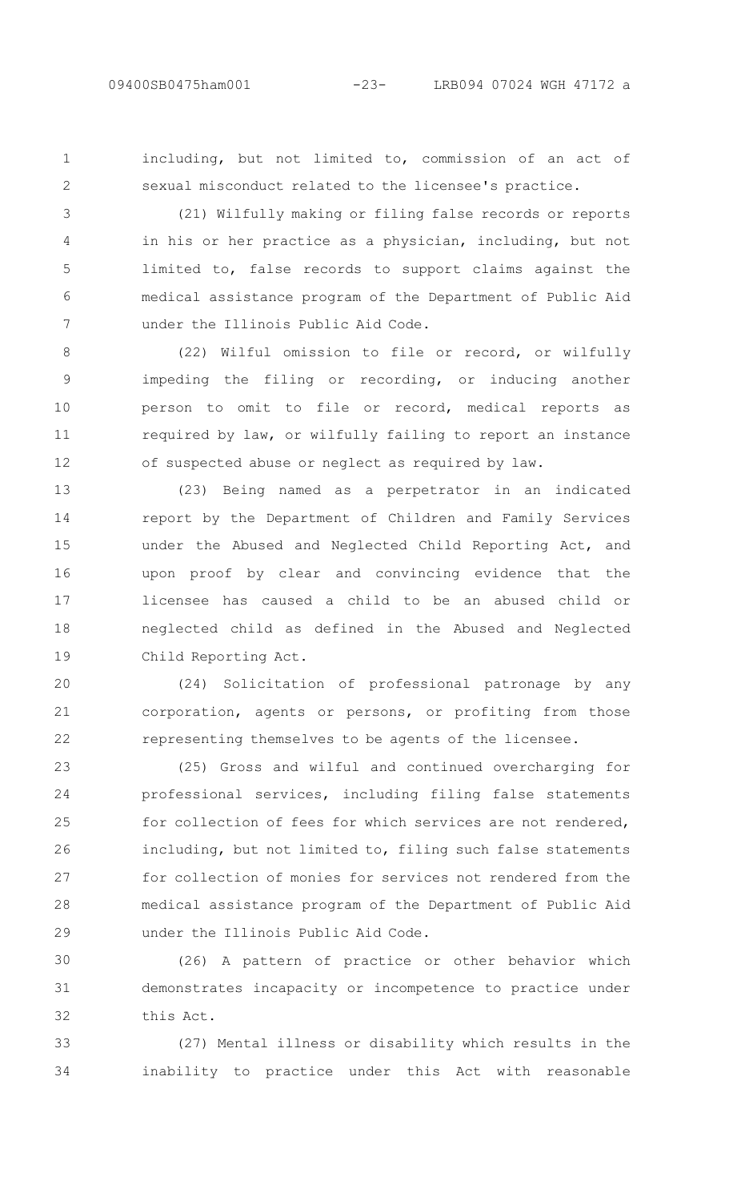including, but not limited to, commission of an act of sexual misconduct related to the licensee's practice.

(21) Wilfully making or filing false records or reports in his or her practice as a physician, including, but not limited to, false records to support claims against the medical assistance program of the Department of Public Aid under the Illinois Public Aid Code.

(22) Wilful omission to file or record, or wilfully impeding the filing or recording, or inducing another person to omit to file or record, medical reports as required by law, or wilfully failing to report an instance of suspected abuse or neglect as required by law.

(23) Being named as a perpetrator in an indicated report by the Department of Children and Family Services under the Abused and Neglected Child Reporting Act, and upon proof by clear and convincing evidence that the licensee has caused a child to be an abused child or neglected child as defined in the Abused and Neglected Child Reporting Act.

(24) Solicitation of professional patronage by any corporation, agents or persons, or profiting from those representing themselves to be agents of the licensee.

(25) Gross and wilful and continued overcharging for professional services, including filing false statements for collection of fees for which services are not rendered, including, but not limited to, filing such false statements for collection of monies for services not rendered from the medical assistance program of the Department of Public Aid under the Illinois Public Aid Code.

(26) A pattern of practice or other behavior which demonstrates incapacity or incompetence to practice under this Act.

(27) Mental illness or disability which results in the inability to practice under this Act with reasonable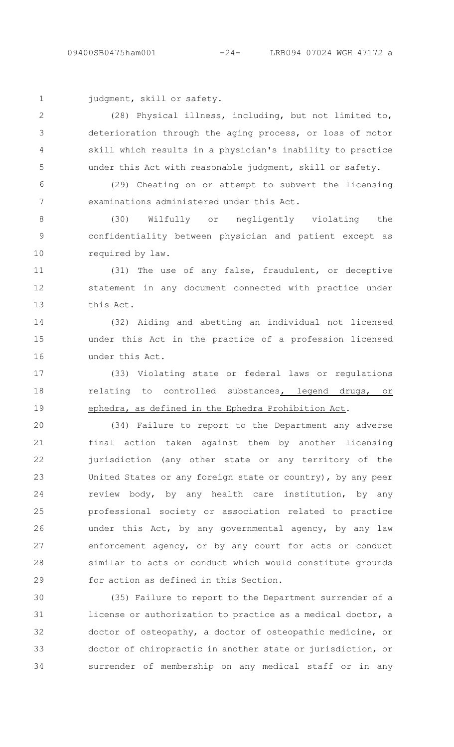judgment, skill or safety.

(28) Physical illness, including, but not limited to, deterioration through the aging process, or loss of motor skill which results in a physician's inability to practice under this Act with reasonable judgment, skill or safety.

(29) Cheating on or attempt to subvert the licensing examinations administered under this Act.

(30) Wilfully or negligently violating the confidentiality between physician and patient except as required by law.

(31) The use of any false, fraudulent, or deceptive statement in any document connected with practice under this Act.

(32) Aiding and abetting an individual not licensed under this Act in the practice of a profession licensed under this Act.

(33) Violating state or federal laws or regulations relating to controlled substances, legend drugs, or ephedra, as defined in the Ephedra Prohibition Act.

(34) Failure to report to the Department any adverse final action taken against them by another licensing jurisdiction (any other state or any territory of the United States or any foreign state or country), by any peer review body, by any health care institution, by any professional society or association related to practice under this Act, by any governmental agency, by any law enforcement agency, or by any court for acts or conduct similar to acts or conduct which would constitute grounds for action as defined in this Section.

(35) Failure to report to the Department surrender of a license or authorization to practice as a medical doctor, a doctor of osteopathy, a doctor of osteopathic medicine, or doctor of chiropractic in another state or jurisdiction, or surrender of membership on any medical staff or in any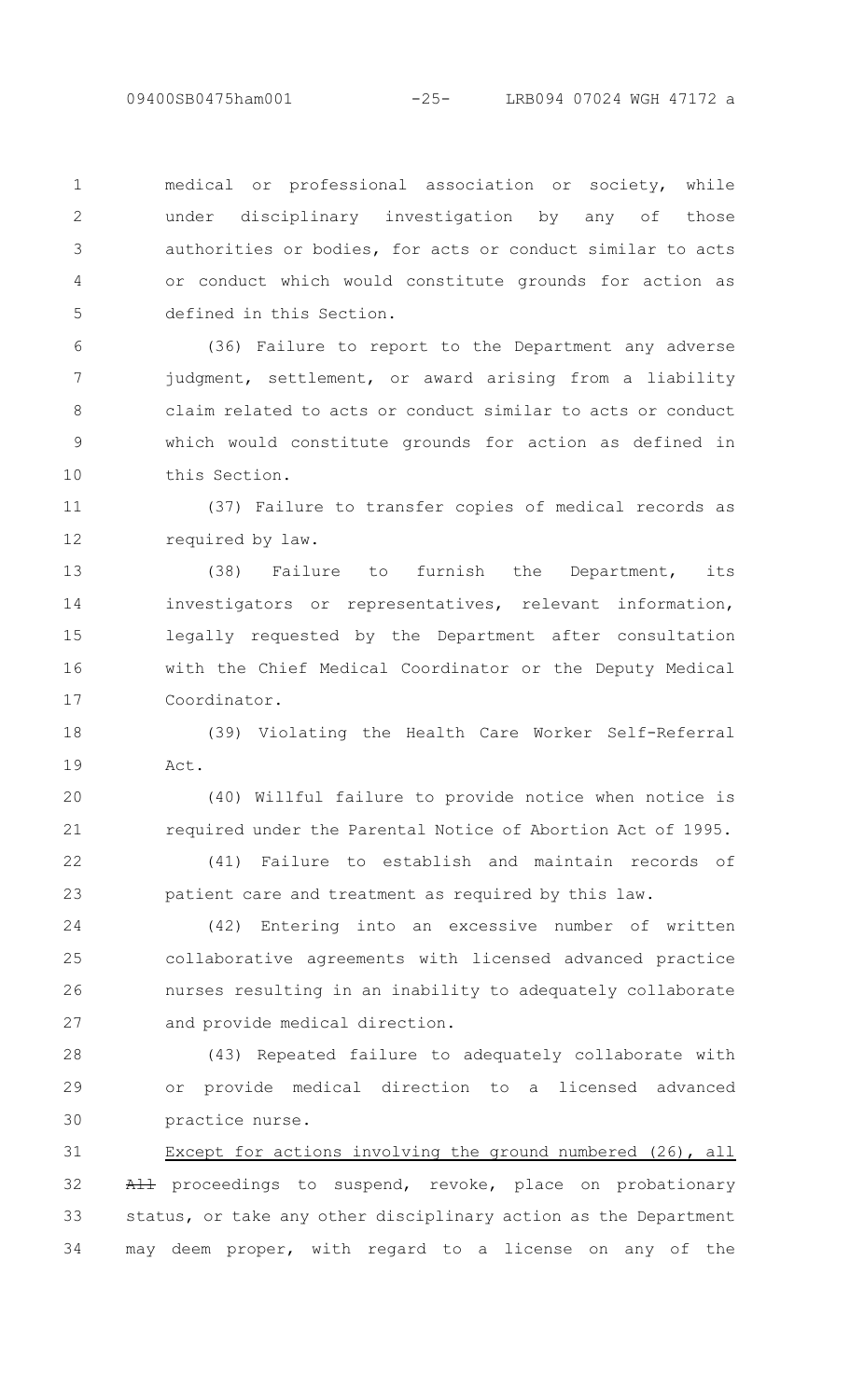medical or professional association or society, while under disciplinary investigation by any of those authorities or bodies, for acts or conduct similar to acts or conduct which would constitute grounds for action as defined in this Section.

(36) Failure to report to the Department any adverse judgment, settlement, or award arising from a liability claim related to acts or conduct similar to acts or conduct which would constitute grounds for action as defined in this Section.

(37) Failure to transfer copies of medical records as required by law.

(38) Failure to furnish the Department, its investigators or representatives, relevant information, legally requested by the Department after consultation with the Chief Medical Coordinator or the Deputy Medical Coordinator.

(39) Violating the Health Care Worker Self-Referral Act.

(40) Willful failure to provide notice when notice is required under the Parental Notice of Abortion Act of 1995.

(41) Failure to establish and maintain records of patient care and treatment as required by this law.

(42) Entering into an excessive number of written collaborative agreements with licensed advanced practice nurses resulting in an inability to adequately collaborate and provide medical direction.

(43) Repeated failure to adequately collaborate with or provide medical direction to a licensed advanced practice nurse.

Except for actions involving the ground numbered (26), all ~~All~~ proceedings to suspend, revoke, place on probationary status, or take any other disciplinary action as the Department may deem proper, with regard to a license on any of the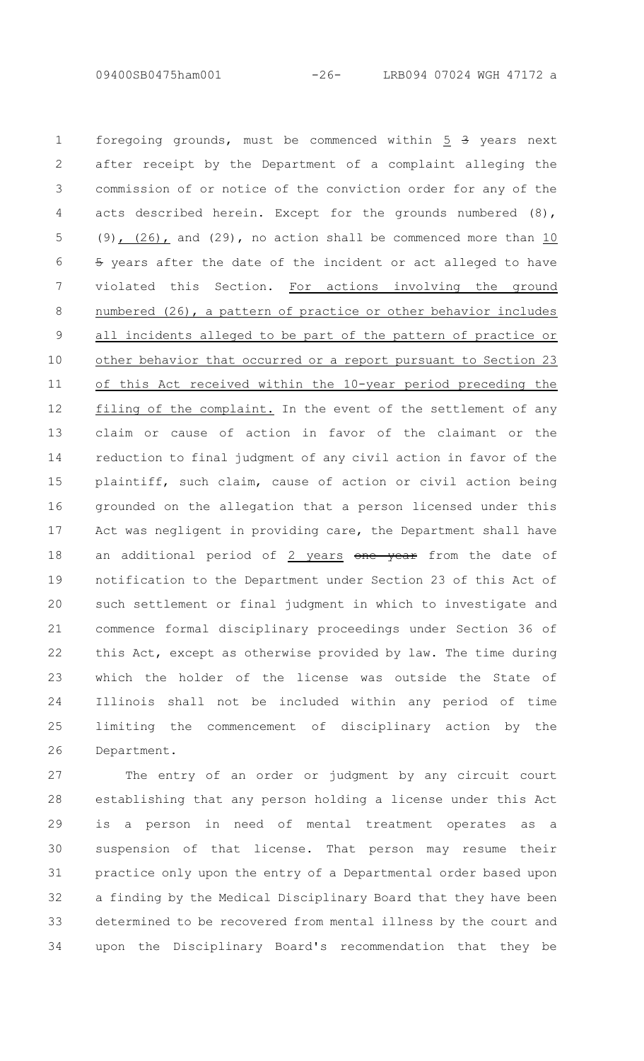foregoing grounds, must be commenced within 5 ~~3~~ years next after receipt by the Department of a complaint alleging the commission of or notice of the conviction order for any of the acts described herein. Except for the grounds numbered (8), (9), (26), and (29), no action shall be commenced more than 10 ~~5~~ years after the date of the incident or act alleged to have violated this Section. For actions involving the ground numbered (26), a pattern of practice or other behavior includes all incidents alleged to be part of the pattern of practice or other behavior that occurred or a report pursuant to Section 23 of this Act received within the 10-year period preceding the filing of the complaint. In the event of the settlement of any claim or cause of action in favor of the claimant or the reduction to final judgment of any civil action in favor of the plaintiff, such claim, cause of action or civil action being grounded on the allegation that a person licensed under this Act was negligent in providing care, the Department shall have an additional period of 2 years ~~one year~~ from the date of notification to the Department under Section 23 of this Act of such settlement or final judgment in which to investigate and commence formal disciplinary proceedings under Section 36 of this Act, except as otherwise provided by law. The time during which the holder of the license was outside the State of Illinois shall not be included within any period of time limiting the commencement of disciplinary action by the Department.

The entry of an order or judgment by any circuit court establishing that any person holding a license under this Act is a person in need of mental treatment operates as a suspension of that license. That person may resume their practice only upon the entry of a Departmental order based upon a finding by the Medical Disciplinary Board that they have been determined to be recovered from mental illness by the court and upon the Disciplinary Board's recommendation that they be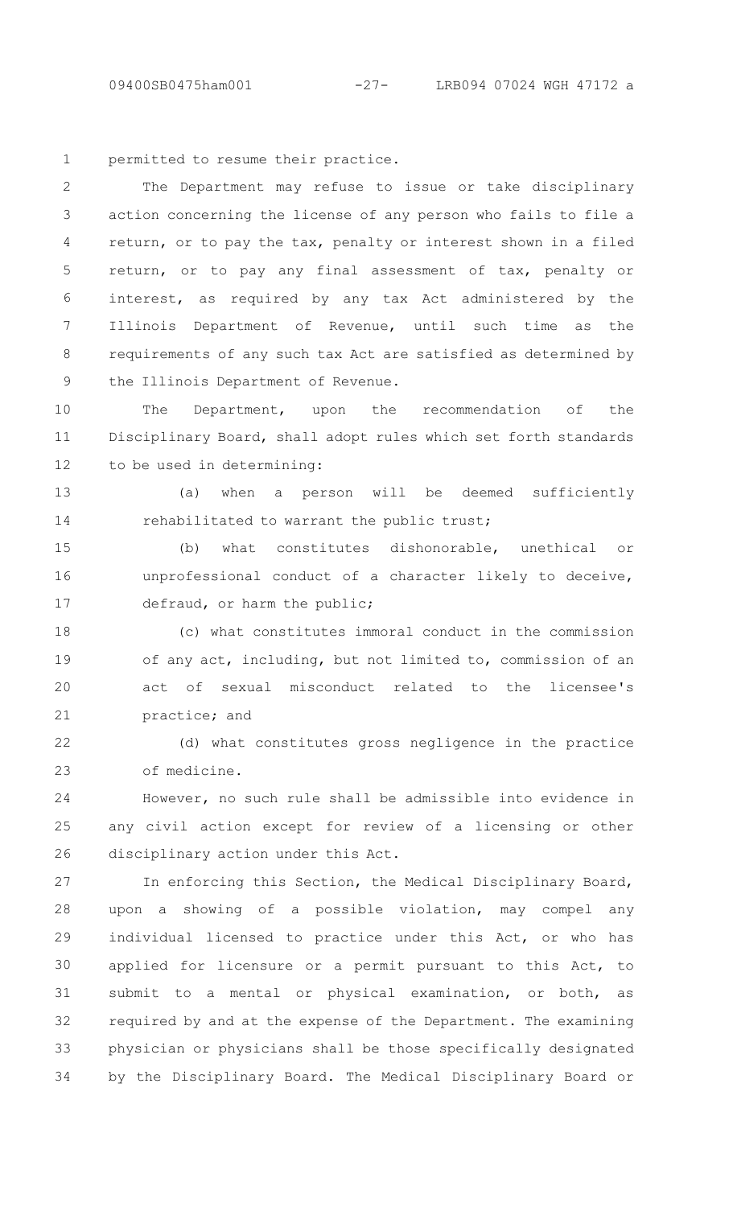permitted to resume their practice.

The Department may refuse to issue or take disciplinary action concerning the license of any person who fails to file a return, or to pay the tax, penalty or interest shown in a filed return, or to pay any final assessment of tax, penalty or interest, as required by any tax Act administered by the Illinois Department of Revenue, until such time as the requirements of any such tax Act are satisfied as determined by the Illinois Department of Revenue.

The Department, upon the recommendation of the Disciplinary Board, shall adopt rules which set forth standards to be used in determining:

(a) when a person will be deemed sufficiently rehabilitated to warrant the public trust;

(b) what constitutes dishonorable, unethical or unprofessional conduct of a character likely to deceive, defraud, or harm the public;

(c) what constitutes immoral conduct in the commission of any act, including, but not limited to, commission of an act of sexual misconduct related to the licensee's practice; and

(d) what constitutes gross negligence in the practice of medicine.

However, no such rule shall be admissible into evidence in any civil action except for review of a licensing or other disciplinary action under this Act.

In enforcing this Section, the Medical Disciplinary Board, upon a showing of a possible violation, may compel any individual licensed to practice under this Act, or who has applied for licensure or a permit pursuant to this Act, to submit to a mental or physical examination, or both, as required by and at the expense of the Department. The examining physician or physicians shall be those specifically designated by the Disciplinary Board. The Medical Disciplinary Board or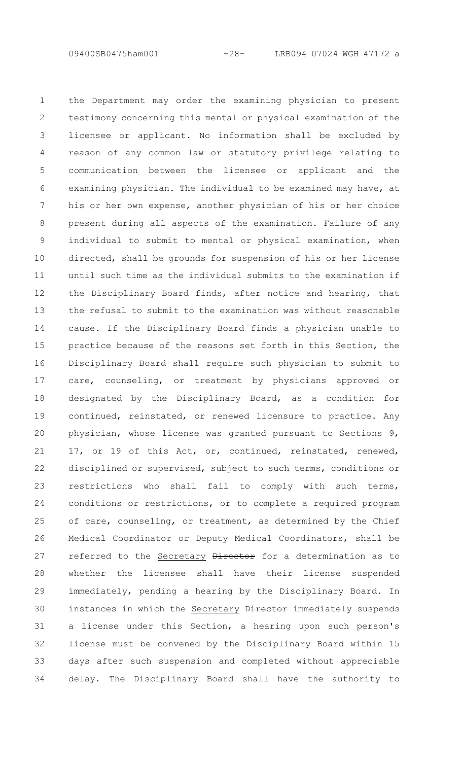the Department may order the examining physician to present testimony concerning this mental or physical examination of the licensee or applicant. No information shall be excluded by reason of any common law or statutory privilege relating to communication between the licensee or applicant and the examining physician. The individual to be examined may have, at his or her own expense, another physician of his or her choice present during all aspects of the examination. Failure of any individual to submit to mental or physical examination, when directed, shall be grounds for suspension of his or her license until such time as the individual submits to the examination if the Disciplinary Board finds, after notice and hearing, that the refusal to submit to the examination was without reasonable cause. If the Disciplinary Board finds a physician unable to practice because of the reasons set forth in this Section, the Disciplinary Board shall require such physician to submit to care, counseling, or treatment by physicians approved or designated by the Disciplinary Board, as a condition for continued, reinstated, or renewed licensure to practice. Any physician, whose license was granted pursuant to Sections 9, 17, or 19 of this Act, or, continued, reinstated, renewed, disciplined or supervised, subject to such terms, conditions or restrictions who shall fail to comply with such terms, conditions or restrictions, or to complete a required program of care, counseling, or treatment, as determined by the Chief Medical Coordinator or Deputy Medical Coordinators, shall be referred to the <u>Secretary</u> ~~Director~~ for a determination as to whether the licensee shall have their license suspended immediately, pending a hearing by the Disciplinary Board. In instances in which the <u>Secretary</u> ~~Director~~ immediately suspends a license under this Section, a hearing upon such person's license must be convened by the Disciplinary Board within 15 days after such suspension and completed without appreciable delay. The Disciplinary Board shall have the authority to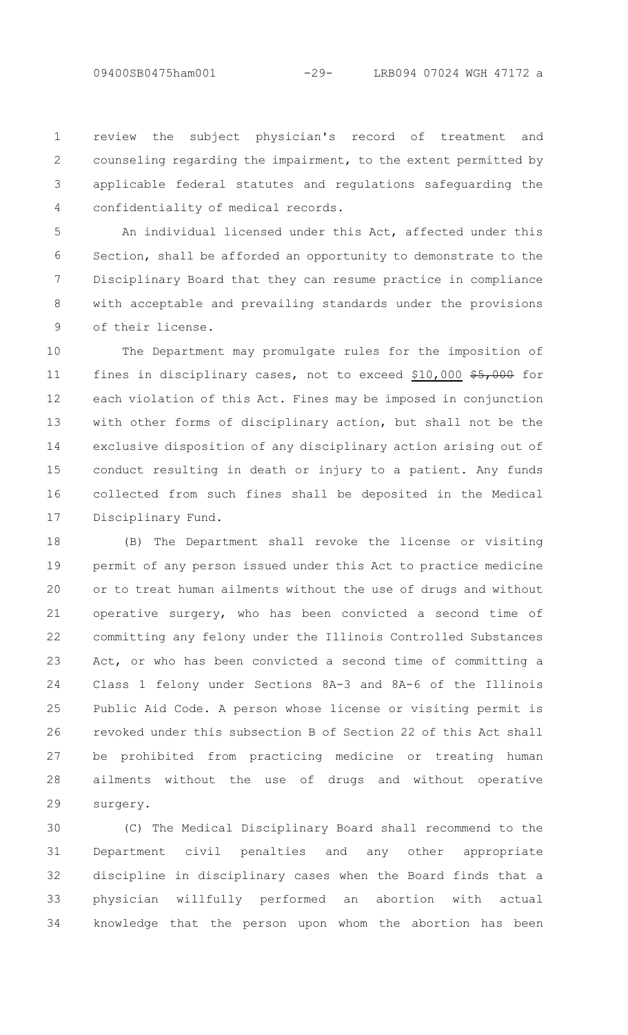review the subject physician's record of treatment and counseling regarding the impairment, to the extent permitted by applicable federal statutes and regulations safeguarding the confidentiality of medical records.

An individual licensed under this Act, affected under this Section, shall be afforded an opportunity to demonstrate to the Disciplinary Board that they can resume practice in compliance with acceptable and prevailing standards under the provisions of their license.

The Department may promulgate rules for the imposition of fines in disciplinary cases, not to exceed <u>$10,000</u> ~~$5,000~~ for each violation of this Act. Fines may be imposed in conjunction with other forms of disciplinary action, but shall not be the exclusive disposition of any disciplinary action arising out of conduct resulting in death or injury to a patient. Any funds collected from such fines shall be deposited in the Medical Disciplinary Fund.

(B) The Department shall revoke the license or visiting permit of any person issued under this Act to practice medicine or to treat human ailments without the use of drugs and without operative surgery, who has been convicted a second time of committing any felony under the Illinois Controlled Substances Act, or who has been convicted a second time of committing a Class 1 felony under Sections 8A-3 and 8A-6 of the Illinois Public Aid Code. A person whose license or visiting permit is revoked under this subsection B of Section 22 of this Act shall be prohibited from practicing medicine or treating human ailments without the use of drugs and without operative surgery.

(C) The Medical Disciplinary Board shall recommend to the Department civil penalties and any other appropriate discipline in disciplinary cases when the Board finds that a physician willfully performed an abortion with actual knowledge that the person upon whom the abortion has been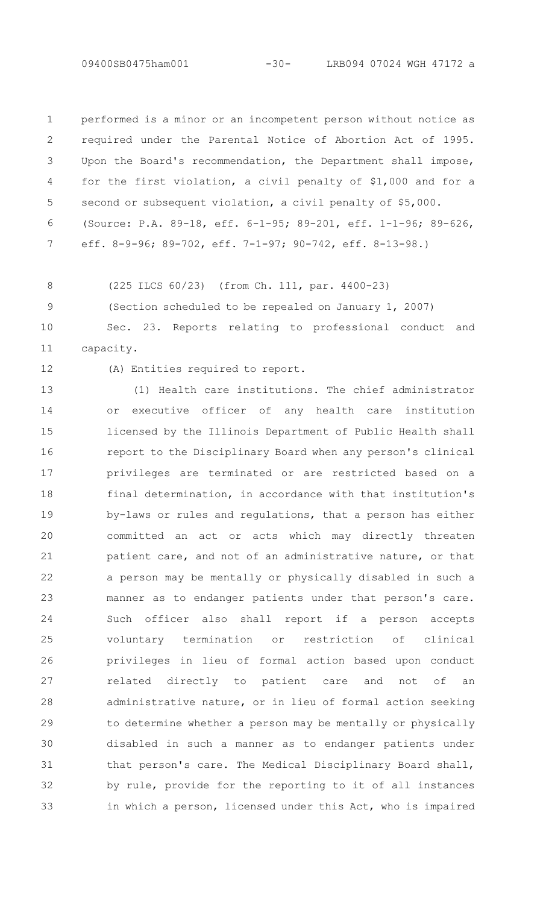performed is a minor or an incompetent person without notice as required under the Parental Notice of Abortion Act of 1995. Upon the Board's recommendation, the Department shall impose, for the first violation, a civil penalty of $1,000 and for a second or subsequent violation, a civil penalty of $5,000.

(Source: P.A. 89-18, eff. 6-1-95; 89-201, eff. 1-1-96; 89-626, eff. 8-9-96; 89-702, eff. 7-1-97; 90-742, eff. 8-13-98.)

(225 ILCS 60/23) (from Ch. 111, par. 4400-23)

(Section scheduled to be repealed on January 1, 2007)

Sec. 23. Reports relating to professional conduct and capacity.

(A) Entities required to report.

(1) Health care institutions. The chief administrator or executive officer of any health care institution licensed by the Illinois Department of Public Health shall report to the Disciplinary Board when any person's clinical privileges are terminated or are restricted based on a final determination, in accordance with that institution's by-laws or rules and regulations, that a person has either committed an act or acts which may directly threaten patient care, and not of an administrative nature, or that a person may be mentally or physically disabled in such a manner as to endanger patients under that person's care. Such officer also shall report if a person accepts voluntary termination or restriction of clinical privileges in lieu of formal action based upon conduct related directly to patient care and not of an administrative nature, or in lieu of formal action seeking to determine whether a person may be mentally or physically disabled in such a manner as to endanger patients under that person's care. The Medical Disciplinary Board shall, by rule, provide for the reporting to it of all instances in which a person, licensed under this Act, who is impaired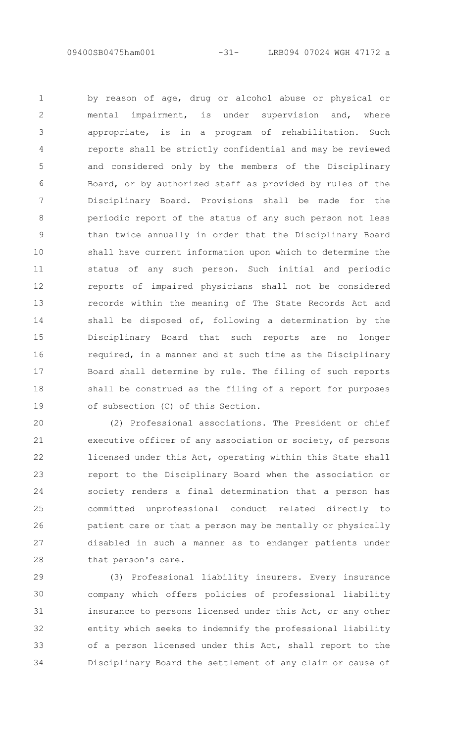by reason of age, drug or alcohol abuse or physical or mental impairment, is under supervision and, where appropriate, is in a program of rehabilitation. Such reports shall be strictly confidential and may be reviewed and considered only by the members of the Disciplinary Board, or by authorized staff as provided by rules of the Disciplinary Board. Provisions shall be made for the periodic report of the status of any such person not less than twice annually in order that the Disciplinary Board shall have current information upon which to determine the status of any such person. Such initial and periodic reports of impaired physicians shall not be considered records within the meaning of The State Records Act and shall be disposed of, following a determination by the Disciplinary Board that such reports are no longer required, in a manner and at such time as the Disciplinary Board shall determine by rule. The filing of such reports shall be construed as the filing of a report for purposes of subsection (C) of this Section.

(2) Professional associations. The President or chief executive officer of any association or society, of persons licensed under this Act, operating within this State shall report to the Disciplinary Board when the association or society renders a final determination that a person has committed unprofessional conduct related directly to patient care or that a person may be mentally or physically disabled in such a manner as to endanger patients under that person's care.

(3) Professional liability insurers. Every insurance company which offers policies of professional liability insurance to persons licensed under this Act, or any other entity which seeks to indemnify the professional liability of a person licensed under this Act, shall report to the Disciplinary Board the settlement of any claim or cause of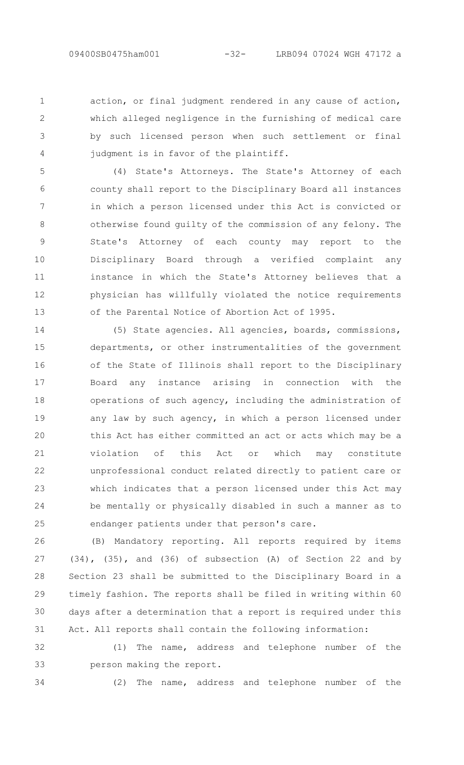action, or final judgment rendered in any cause of action, which alleged negligence in the furnishing of medical care by such licensed person when such settlement or final judgment is in favor of the plaintiff.

(4) State's Attorneys. The State's Attorney of each county shall report to the Disciplinary Board all instances in which a person licensed under this Act is convicted or otherwise found guilty of the commission of any felony. The State's Attorney of each county may report to the Disciplinary Board through a verified complaint any instance in which the State's Attorney believes that a physician has willfully violated the notice requirements of the Parental Notice of Abortion Act of 1995.

(5) State agencies. All agencies, boards, commissions, departments, or other instrumentalities of the government of the State of Illinois shall report to the Disciplinary Board any instance arising in connection with the operations of such agency, including the administration of any law by such agency, in which a person licensed under this Act has either committed an act or acts which may be a violation of this Act or which may constitute unprofessional conduct related directly to patient care or which indicates that a person licensed under this Act may be mentally or physically disabled in such a manner as to endanger patients under that person's care.

(B) Mandatory reporting. All reports required by items (34), (35), and (36) of subsection (A) of Section 22 and by Section 23 shall be submitted to the Disciplinary Board in a timely fashion. The reports shall be filed in writing within 60 days after a determination that a report is required under this Act. All reports shall contain the following information:

(1) The name, address and telephone number of the person making the report.

(2) The name, address and telephone number of the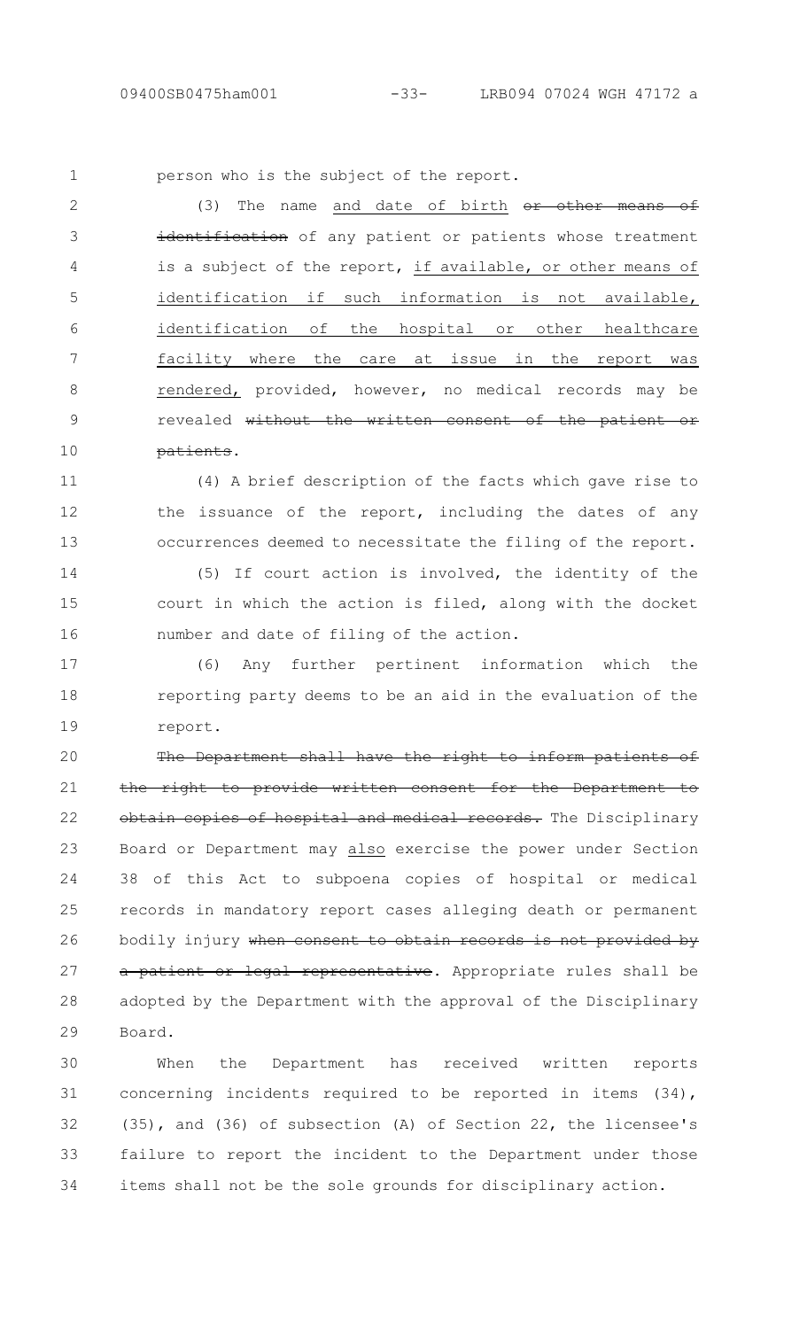person who is the subject of the report.

(3) The name and date of birth ~~or other means of identification~~ of any patient or patients whose treatment is a subject of the report, if available, or other means of identification if such information is not available, identification of the hospital or other healthcare facility where the care at issue in the report was rendered, provided, however, no medical records may be revealed ~~without the written consent of the patient or patients~~.

(4) A brief description of the facts which gave rise to the issuance of the report, including the dates of any occurrences deemed to necessitate the filing of the report.

(5) If court action is involved, the identity of the court in which the action is filed, along with the docket number and date of filing of the action.

(6) Any further pertinent information which the reporting party deems to be an aid in the evaluation of the report.

~~The Department shall have the right to inform patients of the right to provide written consent for the Department to obtain copies of hospital and medical records.~~ The Disciplinary Board or Department may also exercise the power under Section 38 of this Act to subpoena copies of hospital or medical records in mandatory report cases alleging death or permanent bodily injury ~~when consent to obtain records is not provided by a patient or legal representative~~. Appropriate rules shall be adopted by the Department with the approval of the Disciplinary Board.

When the Department has received written reports concerning incidents required to be reported in items (34), (35), and (36) of subsection (A) of Section 22, the licensee's failure to report the incident to the Department under those items shall not be the sole grounds for disciplinary action.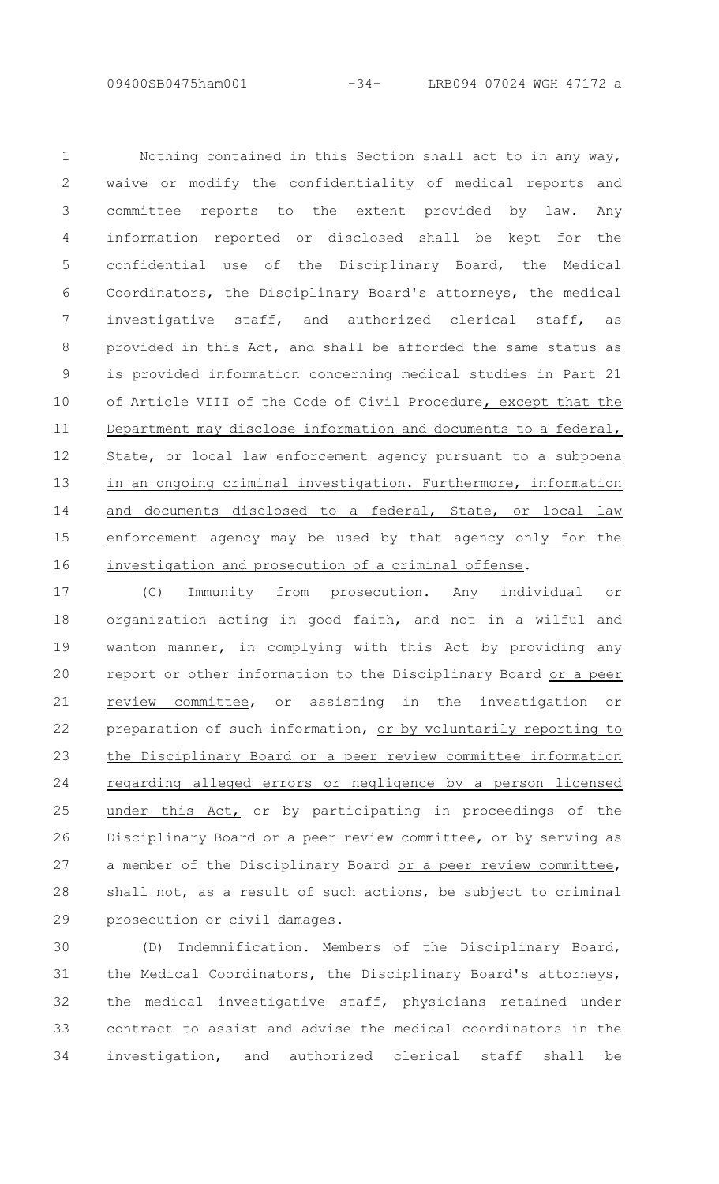Nothing contained in this Section shall act to in any way, waive or modify the confidentiality of medical reports and committee reports to the extent provided by law. Any information reported or disclosed shall be kept for the confidential use of the Disciplinary Board, the Medical Coordinators, the Disciplinary Board's attorneys, the medical investigative staff, and authorized clerical staff, as provided in this Act, and shall be afforded the same status as is provided information concerning medical studies in Part 21 of Article VIII of the Code of Civil Procedure, except that the Department may disclose information and documents to a federal, State, or local law enforcement agency pursuant to a subpoena in an ongoing criminal investigation. Furthermore, information and documents disclosed to a federal, State, or local law enforcement agency may be used by that agency only for the investigation and prosecution of a criminal offense.

(C) Immunity from prosecution. Any individual or organization acting in good faith, and not in a wilful and wanton manner, in complying with this Act by providing any report or other information to the Disciplinary Board or a peer review committee, or assisting in the investigation or preparation of such information, or by voluntarily reporting to the Disciplinary Board or a peer review committee information regarding alleged errors or negligence by a person licensed under this Act, or by participating in proceedings of the Disciplinary Board or a peer review committee, or by serving as a member of the Disciplinary Board or a peer review committee, shall not, as a result of such actions, be subject to criminal prosecution or civil damages.

(D) Indemnification. Members of the Disciplinary Board, the Medical Coordinators, the Disciplinary Board's attorneys, the medical investigative staff, physicians retained under contract to assist and advise the medical coordinators in the investigation, and authorized clerical staff shall be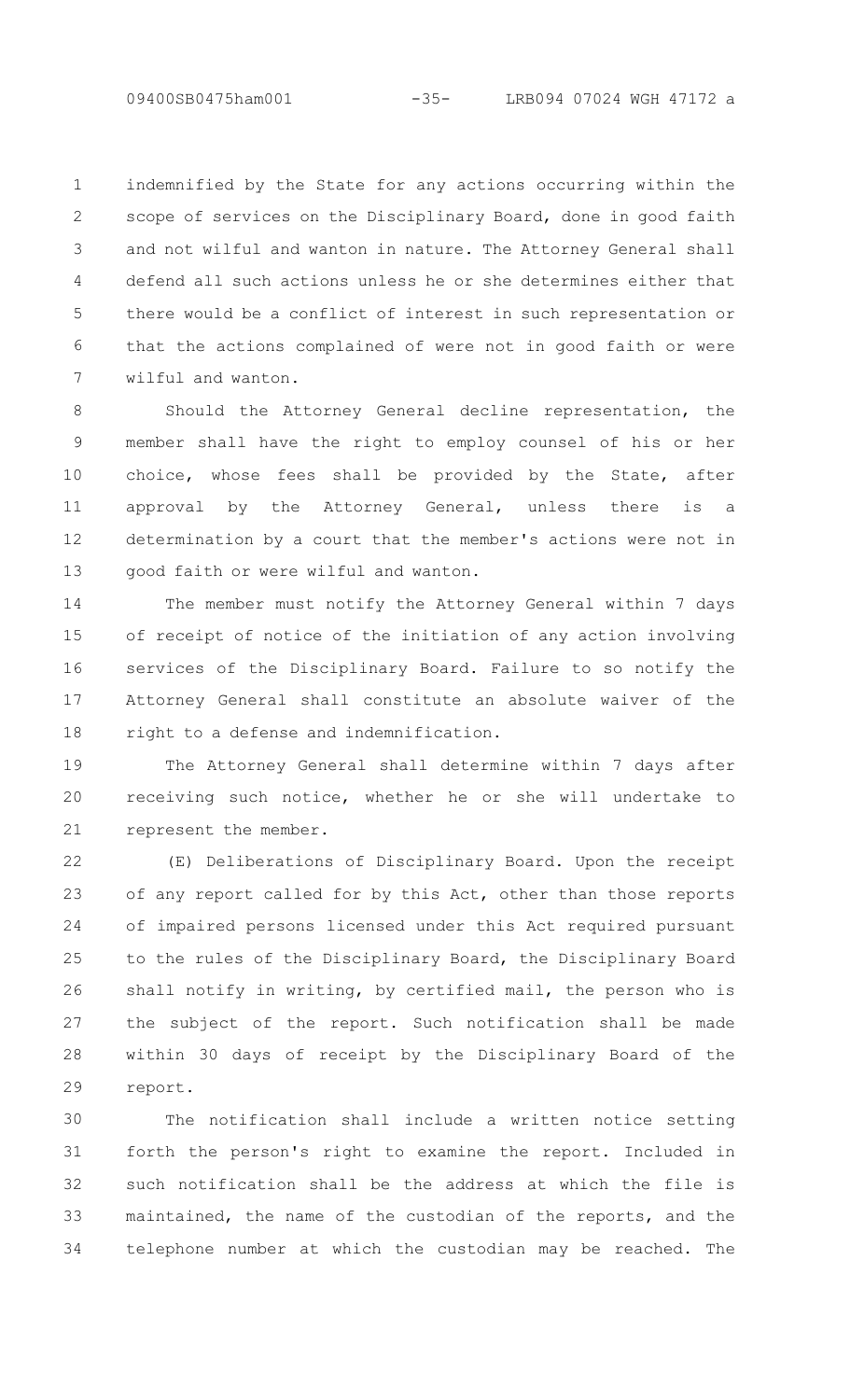indemnified by the State for any actions occurring within the scope of services on the Disciplinary Board, done in good faith and not wilful and wanton in nature. The Attorney General shall defend all such actions unless he or she determines either that there would be a conflict of interest in such representation or that the actions complained of were not in good faith or were wilful and wanton.

Should the Attorney General decline representation, the member shall have the right to employ counsel of his or her choice, whose fees shall be provided by the State, after approval by the Attorney General, unless there is a determination by a court that the member's actions were not in good faith or were wilful and wanton.

The member must notify the Attorney General within 7 days of receipt of notice of the initiation of any action involving services of the Disciplinary Board. Failure to so notify the Attorney General shall constitute an absolute waiver of the right to a defense and indemnification.

The Attorney General shall determine within 7 days after receiving such notice, whether he or she will undertake to represent the member.

(E) Deliberations of Disciplinary Board. Upon the receipt of any report called for by this Act, other than those reports of impaired persons licensed under this Act required pursuant to the rules of the Disciplinary Board, the Disciplinary Board shall notify in writing, by certified mail, the person who is the subject of the report. Such notification shall be made within 30 days of receipt by the Disciplinary Board of the report.

The notification shall include a written notice setting forth the person's right to examine the report. Included in such notification shall be the address at which the file is maintained, the name of the custodian of the reports, and the telephone number at which the custodian may be reached. The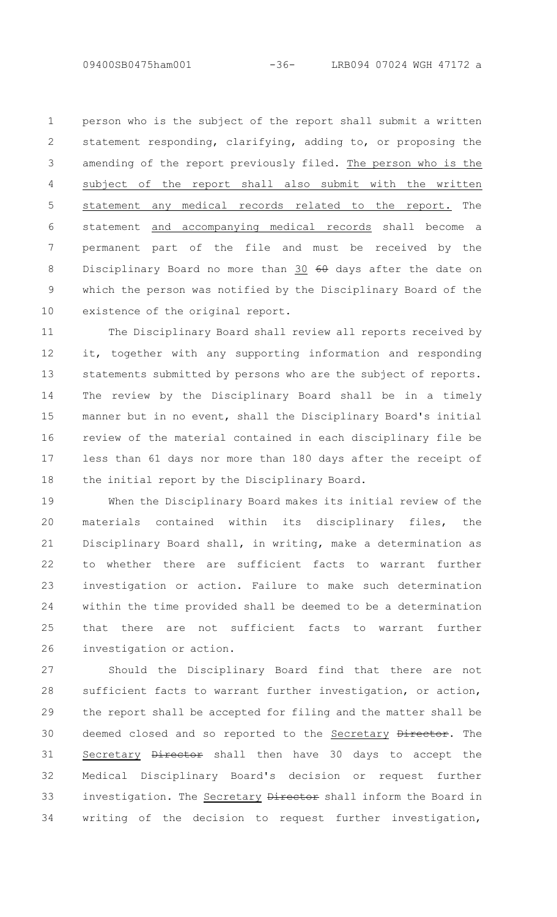person who is the subject of the report shall submit a written statement responding, clarifying, adding to, or proposing the amending of the report previously filed. <u>The person who is the subject of the report shall also submit with the written statement any medical records related to the report.</u> The statement <u>and accompanying medical records</u> shall become a permanent part of the file and must be received by the Disciplinary Board no more than <u>30</u> ~~60~~ days after the date on which the person was notified by the Disciplinary Board of the existence of the original report.

The Disciplinary Board shall review all reports received by it, together with any supporting information and responding statements submitted by persons who are the subject of reports. The review by the Disciplinary Board shall be in a timely manner but in no event, shall the Disciplinary Board's initial review of the material contained in each disciplinary file be less than 61 days nor more than 180 days after the receipt of the initial report by the Disciplinary Board.

When the Disciplinary Board makes its initial review of the materials contained within its disciplinary files, the Disciplinary Board shall, in writing, make a determination as to whether there are sufficient facts to warrant further investigation or action. Failure to make such determination within the time provided shall be deemed to be a determination that there are not sufficient facts to warrant further investigation or action.

Should the Disciplinary Board find that there are not sufficient facts to warrant further investigation, or action, the report shall be accepted for filing and the matter shall be deemed closed and so reported to the <u>Secretary</u> ~~Director~~. The <u>Secretary</u> ~~Director~~ shall then have 30 days to accept the Medical Disciplinary Board's decision or request further investigation. The <u>Secretary</u> ~~Director~~ shall inform the Board in writing of the decision to request further investigation,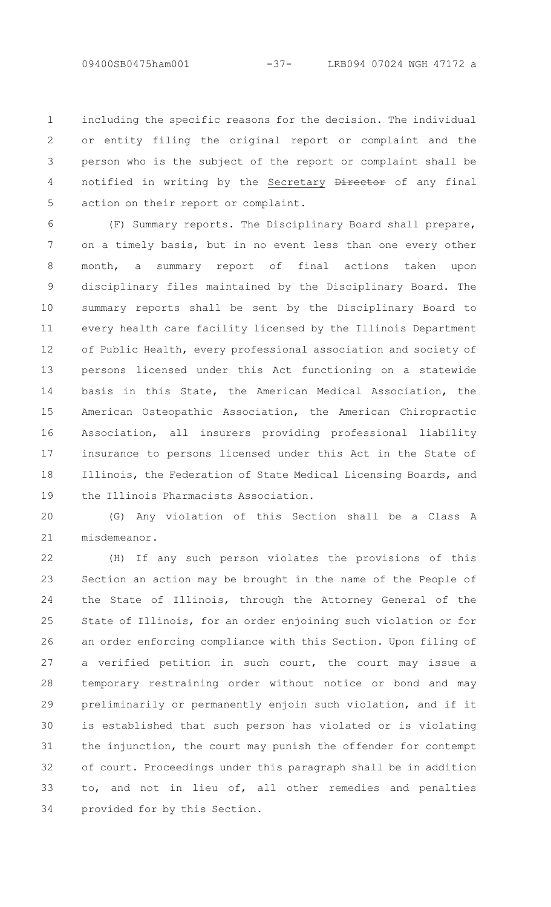including the specific reasons for the decision. The individual or entity filing the original report or complaint and the person who is the subject of the report or complaint shall be notified in writing by the Secretary ~~Director~~ of any final action on their report or complaint.

(F) Summary reports. The Disciplinary Board shall prepare, on a timely basis, but in no event less than one every other month, a summary report of final actions taken upon disciplinary files maintained by the Disciplinary Board. The summary reports shall be sent by the Disciplinary Board to every health care facility licensed by the Illinois Department of Public Health, every professional association and society of persons licensed under this Act functioning on a statewide basis in this State, the American Medical Association, the American Osteopathic Association, the American Chiropractic Association, all insurers providing professional liability insurance to persons licensed under this Act in the State of Illinois, the Federation of State Medical Licensing Boards, and the Illinois Pharmacists Association.

(G) Any violation of this Section shall be a Class A misdemeanor.

(H) If any such person violates the provisions of this Section an action may be brought in the name of the People of the State of Illinois, through the Attorney General of the State of Illinois, for an order enjoining such violation or for an order enforcing compliance with this Section. Upon filing of a verified petition in such court, the court may issue a temporary restraining order without notice or bond and may preliminarily or permanently enjoin such violation, and if it is established that such person has violated or is violating the injunction, the court may punish the offender for contempt of court. Proceedings under this paragraph shall be in addition to, and not in lieu of, all other remedies and penalties provided for by this Section.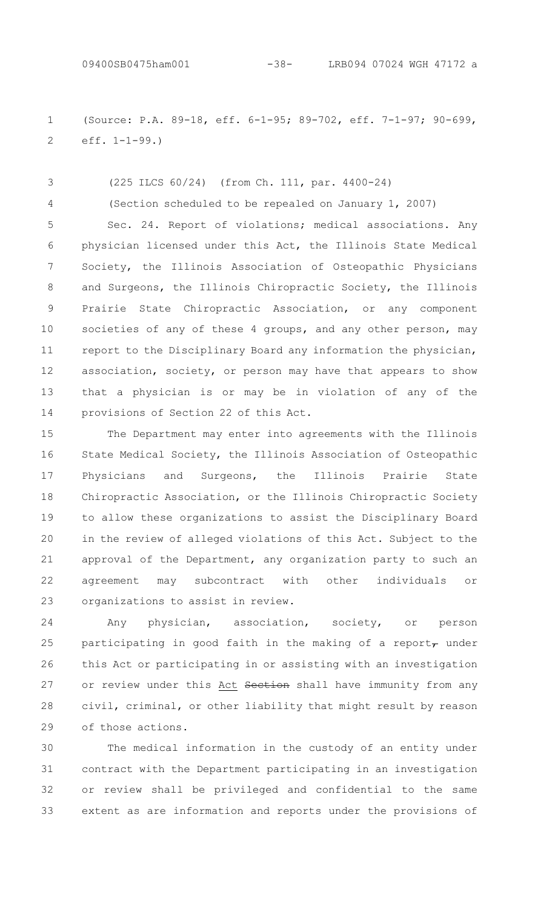(Source: P.A. 89-18, eff. 6-1-95; 89-702, eff. 7-1-97; 90-699, eff. 1-1-99.)

(225 ILCS 60/24) (from Ch. 111, par. 4400-24)

(Section scheduled to be repealed on January 1, 2007)

Sec. 24. Report of violations; medical associations. Any physician licensed under this Act, the Illinois State Medical Society, the Illinois Association of Osteopathic Physicians and Surgeons, the Illinois Chiropractic Society, the Illinois Prairie State Chiropractic Association, or any component societies of any of these 4 groups, and any other person, may report to the Disciplinary Board any information the physician, association, society, or person may have that appears to show that a physician is or may be in violation of any of the provisions of Section 22 of this Act.

The Department may enter into agreements with the Illinois State Medical Society, the Illinois Association of Osteopathic Physicians and Surgeons, the Illinois Prairie State Chiropractic Association, or the Illinois Chiropractic Society to allow these organizations to assist the Disciplinary Board in the review of alleged violations of this Act. Subject to the approval of the Department, any organization party to such an agreement may subcontract with other individuals or organizations to assist in review.

Any physician, association, society, or person participating in good faith in the making of a report~~,~~ under this Act or participating in or assisting with an investigation or review under this <u>Act</u> ~~Section~~ shall have immunity from any civil, criminal, or other liability that might result by reason of those actions.

The medical information in the custody of an entity under contract with the Department participating in an investigation or review shall be privileged and confidential to the same extent as are information and reports under the provisions of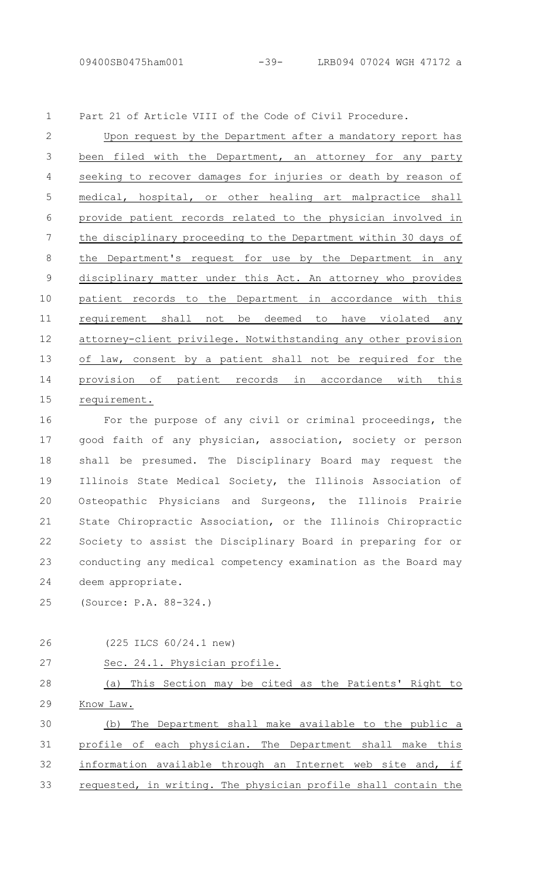Part 21 of Article VIII of the Code of Civil Procedure.

Upon request by the Department after a mandatory report has been filed with the Department, an attorney for any party seeking to recover damages for injuries or death by reason of medical, hospital, or other healing art malpractice shall provide patient records related to the physician involved in the disciplinary proceeding to the Department within 30 days of the Department's request for use by the Department in any disciplinary matter under this Act. An attorney who provides patient records to the Department in accordance with this requirement shall not be deemed to have violated any attorney-client privilege. Notwithstanding any other provision of law, consent by a patient shall not be required for the provision of patient records in accordance with this requirement.

For the purpose of any civil or criminal proceedings, the good faith of any physician, association, society or person shall be presumed. The Disciplinary Board may request the Illinois State Medical Society, the Illinois Association of Osteopathic Physicians and Surgeons, the Illinois Prairie State Chiropractic Association, or the Illinois Chiropractic Society to assist the Disciplinary Board in preparing for or conducting any medical competency examination as the Board may deem appropriate.

(Source: P.A. 88-324.)

(225 ILCS 60/24.1 new)

Sec. 24.1. Physician profile.

(a) This Section may be cited as the Patients' Right to Know Law.

(b) The Department shall make available to the public a profile of each physician. The Department shall make this information available through an Internet web site and, if requested, in writing. The physician profile shall contain the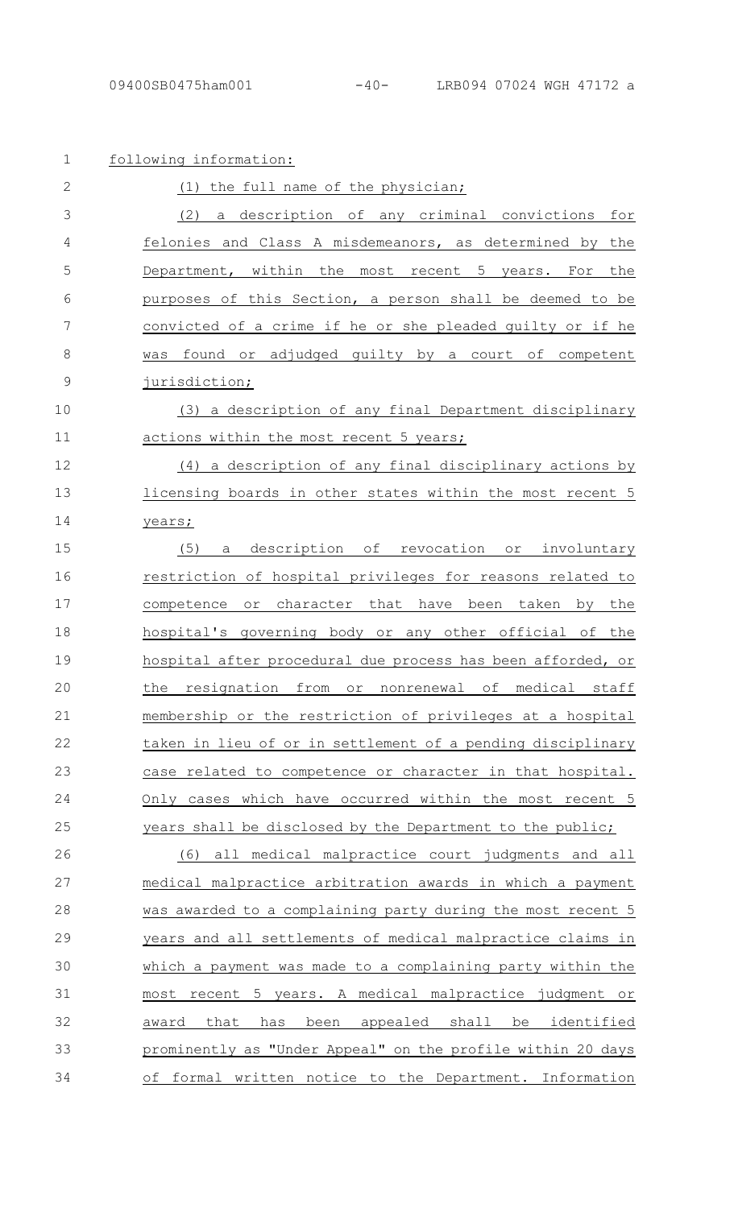following information:

(1) the full name of the physician;

(2) a description of any criminal convictions for felonies and Class A misdemeanors, as determined by the Department, within the most recent 5 years. For the purposes of this Section, a person shall be deemed to be convicted of a crime if he or she pleaded guilty or if he was found or adjudged guilty by a court of competent jurisdiction;

(3) a description of any final Department disciplinary actions within the most recent 5 years;

(4) a description of any final disciplinary actions by licensing boards in other states within the most recent 5 years;

(5) a description of revocation or involuntary restriction of hospital privileges for reasons related to competence or character that have been taken by the hospital's governing body or any other official of the hospital after procedural due process has been afforded, or the resignation from or nonrenewal of medical staff membership or the restriction of privileges at a hospital taken in lieu of or in settlement of a pending disciplinary case related to competence or character in that hospital. Only cases which have occurred within the most recent 5 years shall be disclosed by the Department to the public;

(6) all medical malpractice court judgments and all medical malpractice arbitration awards in which a payment was awarded to a complaining party during the most recent 5 years and all settlements of medical malpractice claims in which a payment was made to a complaining party within the most recent 5 years. A medical malpractice judgment or award that has been appealed shall be identified prominently as "Under Appeal" on the profile within 20 days of formal written notice to the Department. Information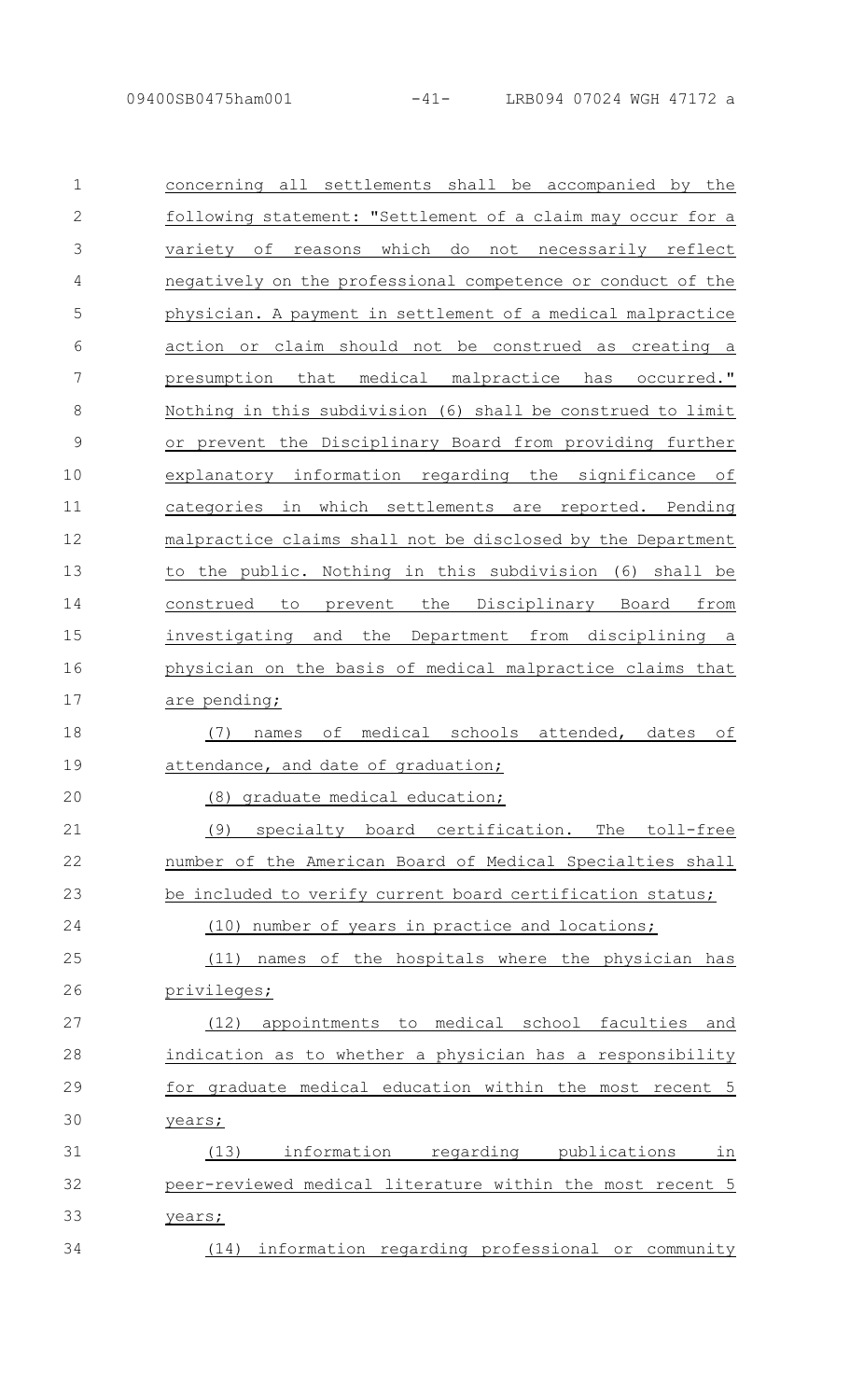concerning all settlements shall be accompanied by the following statement: "Settlement of a claim may occur for a variety of reasons which do not necessarily reflect negatively on the professional competence or conduct of the physician. A payment in settlement of a medical malpractice action or claim should not be construed as creating a presumption that medical malpractice has occurred." Nothing in this subdivision (6) shall be construed to limit or prevent the Disciplinary Board from providing further explanatory information regarding the significance of categories in which settlements are reported. Pending malpractice claims shall not be disclosed by the Department to the public. Nothing in this subdivision (6) shall be construed to prevent the Disciplinary Board from investigating and the Department from disciplining a physician on the basis of medical malpractice claims that are pending;

(7) names of medical schools attended, dates of attendance, and date of graduation;

(8) graduate medical education;

(9) specialty board certification. The toll-free number of the American Board of Medical Specialties shall be included to verify current board certification status;

(10) number of years in practice and locations;

(11) names of the hospitals where the physician has privileges;

(12) appointments to medical school faculties and indication as to whether a physician has a responsibility for graduate medical education within the most recent 5 years;

(13) information regarding publications in peer-reviewed medical literature within the most recent 5 years;

(14) information regarding professional or community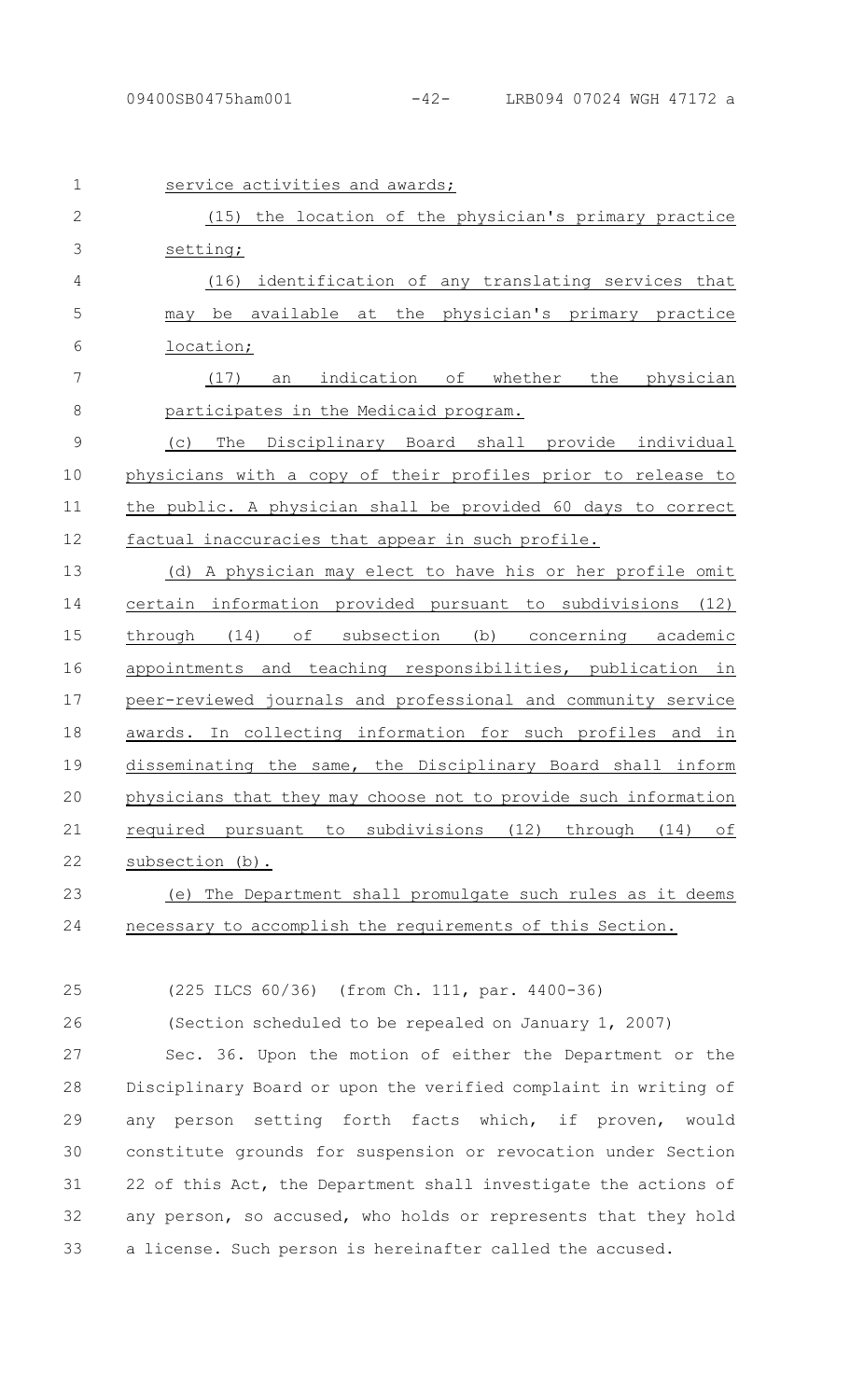service activities and awards;

(15) the location of the physician's primary practice setting;

(16) identification of any translating services that may be available at the physician's primary practice location;

(17) an indication of whether the physician participates in the Medicaid program.

(c) The Disciplinary Board shall provide individual physicians with a copy of their profiles prior to release to the public. A physician shall be provided 60 days to correct factual inaccuracies that appear in such profile.

(d) A physician may elect to have his or her profile omit certain information provided pursuant to subdivisions (12) through (14) of subsection (b) concerning academic appointments and teaching responsibilities, publication in peer-reviewed journals and professional and community service awards. In collecting information for such profiles and in disseminating the same, the Disciplinary Board shall inform physicians that they may choose not to provide such information required pursuant to subdivisions (12) through (14) of subsection (b).

(e) The Department shall promulgate such rules as it deems necessary to accomplish the requirements of this Section.

(225 ILCS 60/36) (from Ch. 111, par. 4400-36)

(Section scheduled to be repealed on January 1, 2007)

Sec. 36. Upon the motion of either the Department or the Disciplinary Board or upon the verified complaint in writing of any person setting forth facts which, if proven, would constitute grounds for suspension or revocation under Section 22 of this Act, the Department shall investigate the actions of any person, so accused, who holds or represents that they hold a license. Such person is hereinafter called the accused.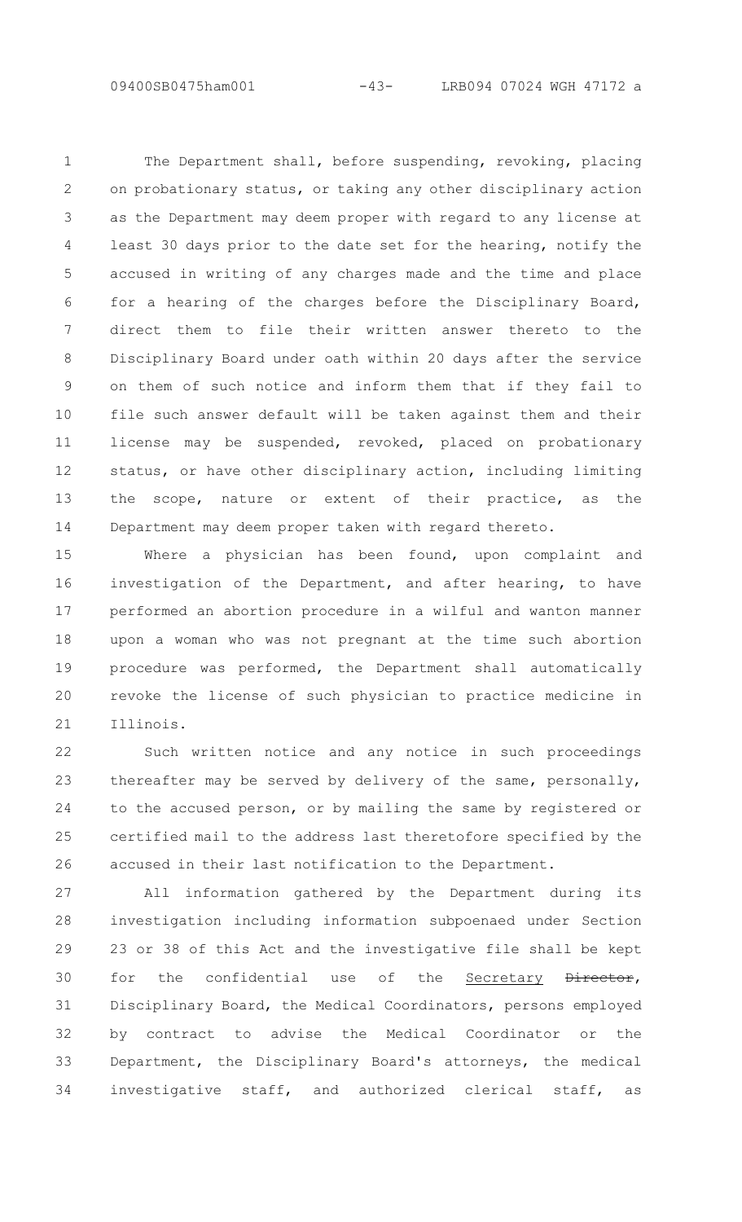The Department shall, before suspending, revoking, placing on probationary status, or taking any other disciplinary action as the Department may deem proper with regard to any license at least 30 days prior to the date set for the hearing, notify the accused in writing of any charges made and the time and place for a hearing of the charges before the Disciplinary Board, direct them to file their written answer thereto to the Disciplinary Board under oath within 20 days after the service on them of such notice and inform them that if they fail to file such answer default will be taken against them and their license may be suspended, revoked, placed on probationary status, or have other disciplinary action, including limiting the scope, nature or extent of their practice, as the Department may deem proper taken with regard thereto.

Where a physician has been found, upon complaint and investigation of the Department, and after hearing, to have performed an abortion procedure in a wilful and wanton manner upon a woman who was not pregnant at the time such abortion procedure was performed, the Department shall automatically revoke the license of such physician to practice medicine in Illinois.

Such written notice and any notice in such proceedings thereafter may be served by delivery of the same, personally, to the accused person, or by mailing the same by registered or certified mail to the address last theretofore specified by the accused in their last notification to the Department.

All information gathered by the Department during its investigation including information subpoenaed under Section 23 or 38 of this Act and the investigative file shall be kept for the confidential use of the Secretary ~~Director~~, Disciplinary Board, the Medical Coordinators, persons employed by contract to advise the Medical Coordinator or the Department, the Disciplinary Board's attorneys, the medical investigative staff, and authorized clerical staff, as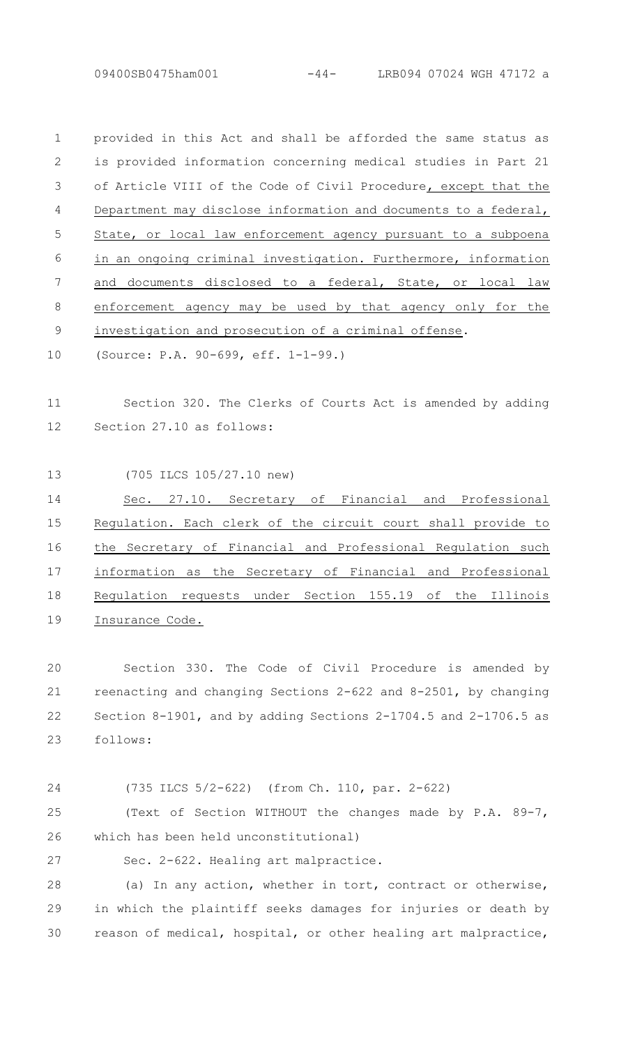provided in this Act and shall be afforded the same status as is provided information concerning medical studies in Part 21 of Article VIII of the Code of Civil Procedure, except that the Department may disclose information and documents to a federal, State, or local law enforcement agency pursuant to a subpoena in an ongoing criminal investigation. Furthermore, information and documents disclosed to a federal, State, or local law enforcement agency may be used by that agency only for the investigation and prosecution of a criminal offense.

(Source: P.A. 90-699, eff. 1-1-99.)

Section 320. The Clerks of Courts Act is amended by adding Section 27.10 as follows:

(705 ILCS 105/27.10 new)

Sec. 27.10. Secretary of Financial and Professional Regulation. Each clerk of the circuit court shall provide to the Secretary of Financial and Professional Regulation such information as the Secretary of Financial and Professional Regulation requests under Section 155.19 of the Illinois Insurance Code.

Section 330. The Code of Civil Procedure is amended by reenacting and changing Sections 2-622 and 8-2501, by changing Section 8-1901, and by adding Sections 2-1704.5 and 2-1706.5 as follows:

(735 ILCS 5/2-622) (from Ch. 110, par. 2-622)

(Text of Section WITHOUT the changes made by P.A. 89-7, which has been held unconstitutional)

Sec. 2-622. Healing art malpractice.

(a) In any action, whether in tort, contract or otherwise, in which the plaintiff seeks damages for injuries or death by reason of medical, hospital, or other healing art malpractice,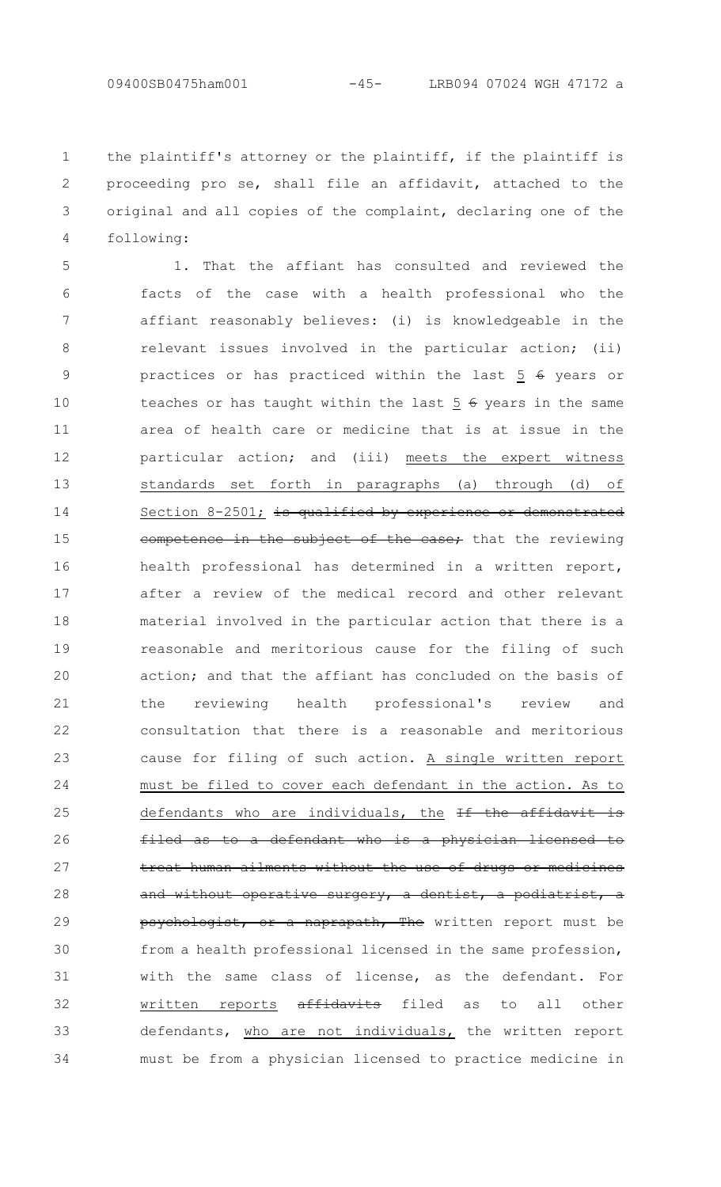the plaintiff's attorney or the plaintiff, if the plaintiff is proceeding pro se, shall file an affidavit, attached to the original and all copies of the complaint, declaring one of the following:

1. That the affiant has consulted and reviewed the facts of the case with a health professional who the affiant reasonably believes: (i) is knowledgeable in the relevant issues involved in the particular action; (ii) practices or has practiced within the last 5 ~~6~~ years or teaches or has taught within the last 5 ~~6~~ years in the same area of health care or medicine that is at issue in the particular action; and (iii) meets the expert witness standards set forth in paragraphs (a) through (d) of Section 8-2501; ~~is qualified by experience or demonstrated competence in the subject of the case;~~ that the reviewing health professional has determined in a written report, after a review of the medical record and other relevant material involved in the particular action that there is a reasonable and meritorious cause for the filing of such action; and that the affiant has concluded on the basis of the reviewing health professional's review and consultation that there is a reasonable and meritorious cause for filing of such action. A single written report must be filed to cover each defendant in the action. As to defendants who are individuals, the ~~If the affidavit is filed as to a defendant who is a physician licensed to treat human ailments without the use of drugs or medicines and without operative surgery, a dentist, a podiatrist, a psychologist, or a naprapath, The~~ written report must be from a health professional licensed in the same profession, with the same class of license, as the defendant. For written reports ~~affidavits~~ filed as to all other defendants, who are not individuals, the written report must be from a physician licensed to practice medicine in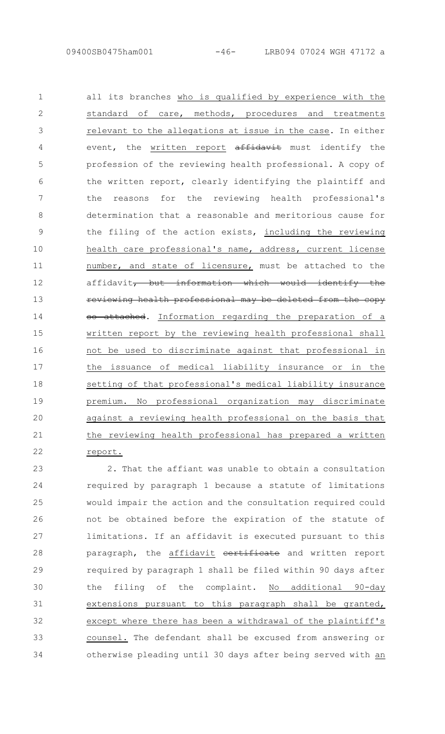all its branches who is qualified by experience with the standard of care, methods, procedures and treatments relevant to the allegations at issue in the case. In either event, the written report ~~affidavit~~ must identify the profession of the reviewing health professional. A copy of the written report, clearly identifying the plaintiff and the reasons for the reviewing health professional's determination that a reasonable and meritorious cause for the filing of the action exists, including the reviewing health care professional's name, address, current license number, and state of licensure, must be attached to the affidavit~~, but information which would identify the reviewing health professional may be deleted from the copy so attached~~. Information regarding the preparation of a written report by the reviewing health professional shall not be used to discriminate against that professional in the issuance of medical liability insurance or in the setting of that professional's medical liability insurance premium. No professional organization may discriminate against a reviewing health professional on the basis that the reviewing health professional has prepared a written report.

2. That the affiant was unable to obtain a consultation required by paragraph 1 because a statute of limitations would impair the action and the consultation required could not be obtained before the expiration of the statute of limitations. If an affidavit is executed pursuant to this paragraph, the affidavit ~~certificate~~ and written report required by paragraph 1 shall be filed within 90 days after the filing of the complaint. No additional 90-day extensions pursuant to this paragraph shall be granted, except where there has been a withdrawal of the plaintiff's counsel. The defendant shall be excused from answering or otherwise pleading until 30 days after being served with an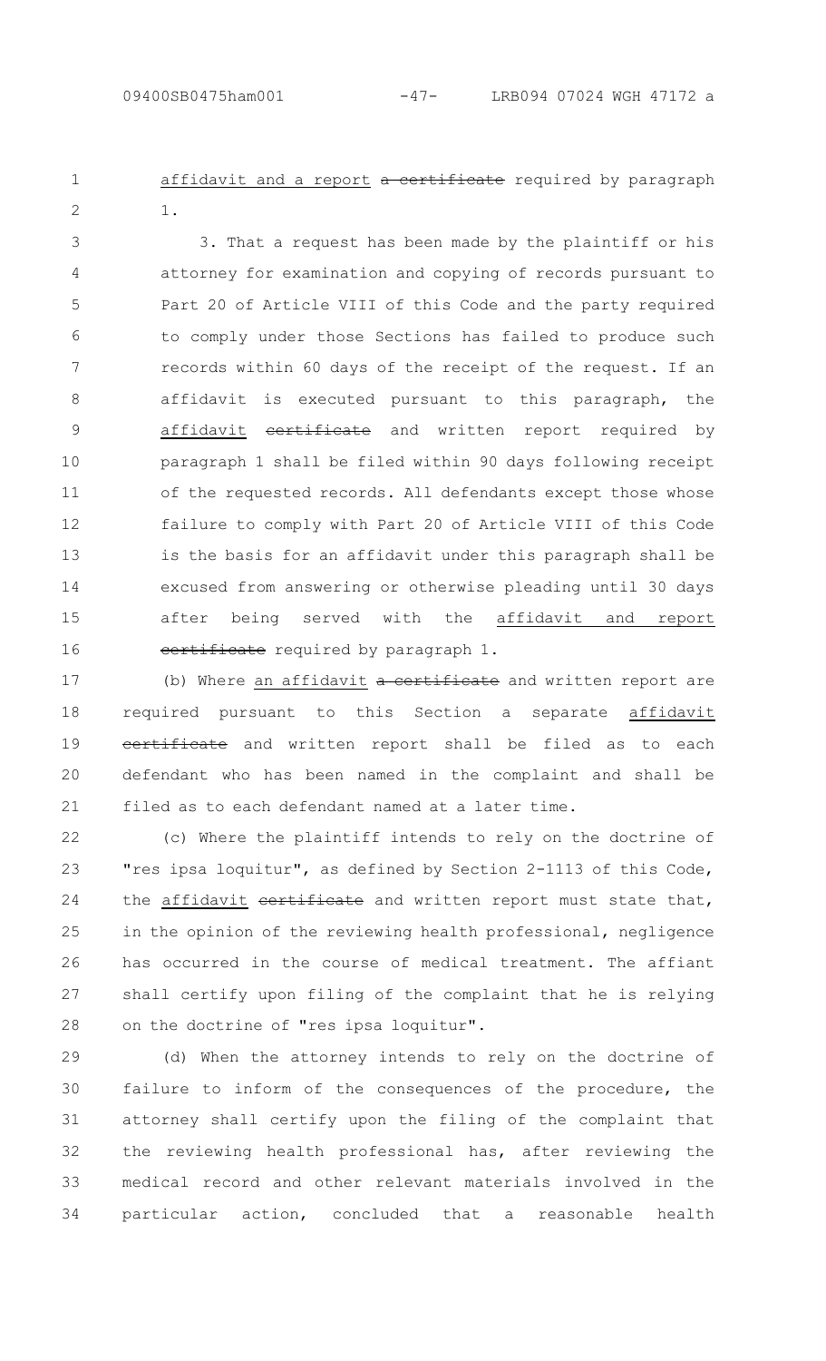affidavit and a report ~~a certificate~~ required by paragraph 1.

3. That a request has been made by the plaintiff or his attorney for examination and copying of records pursuant to Part 20 of Article VIII of this Code and the party required to comply under those Sections has failed to produce such records within 60 days of the receipt of the request. If an affidavit is executed pursuant to this paragraph, the affidavit ~~certificate~~ and written report required by paragraph 1 shall be filed within 90 days following receipt of the requested records. All defendants except those whose failure to comply with Part 20 of Article VIII of this Code is the basis for an affidavit under this paragraph shall be excused from answering or otherwise pleading until 30 days after being served with the affidavit and report ~~certificate~~ required by paragraph 1.

(b) Where an affidavit ~~a certificate~~ and written report are required pursuant to this Section a separate affidavit ~~certificate~~ and written report shall be filed as to each defendant who has been named in the complaint and shall be filed as to each defendant named at a later time.

(c) Where the plaintiff intends to rely on the doctrine of "res ipsa loquitur", as defined by Section 2-1113 of this Code, the affidavit ~~certificate~~ and written report must state that, in the opinion of the reviewing health professional, negligence has occurred in the course of medical treatment. The affiant shall certify upon filing of the complaint that he is relying on the doctrine of "res ipsa loquitur".

(d) When the attorney intends to rely on the doctrine of failure to inform of the consequences of the procedure, the attorney shall certify upon the filing of the complaint that the reviewing health professional has, after reviewing the medical record and other relevant materials involved in the particular action, concluded that a reasonable health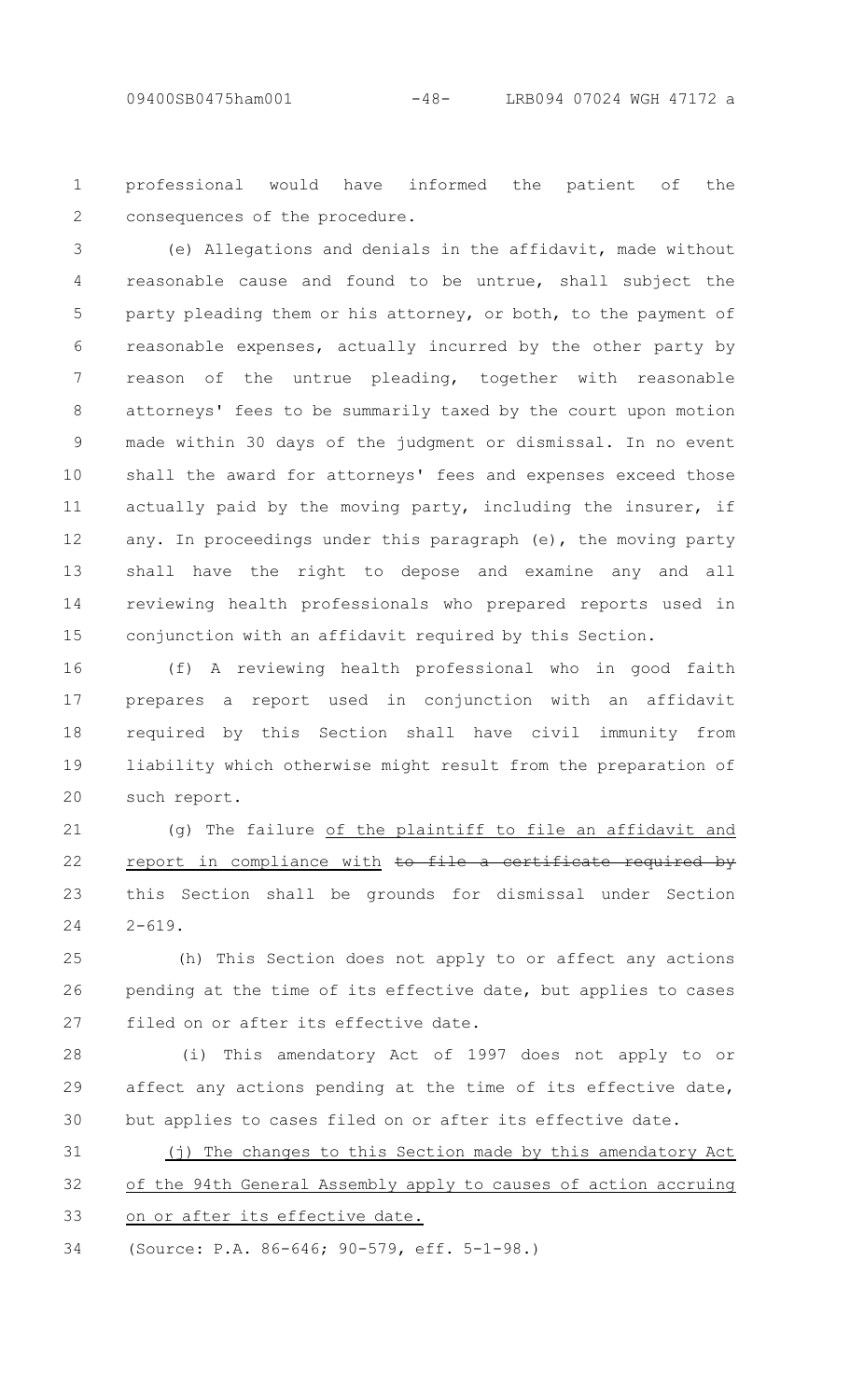professional would have informed the patient of the consequences of the procedure.

(e) Allegations and denials in the affidavit, made without reasonable cause and found to be untrue, shall subject the party pleading them or his attorney, or both, to the payment of reasonable expenses, actually incurred by the other party by reason of the untrue pleading, together with reasonable attorneys' fees to be summarily taxed by the court upon motion made within 30 days of the judgment or dismissal. In no event shall the award for attorneys' fees and expenses exceed those actually paid by the moving party, including the insurer, if any. In proceedings under this paragraph (e), the moving party shall have the right to depose and examine any and all reviewing health professionals who prepared reports used in conjunction with an affidavit required by this Section.

(f) A reviewing health professional who in good faith prepares a report used in conjunction with an affidavit required by this Section shall have civil immunity from liability which otherwise might result from the preparation of such report.

(g) The failure of the plaintiff to file an affidavit and report in compliance with ~~to file a certificate required by~~ this Section shall be grounds for dismissal under Section 2-619.

(h) This Section does not apply to or affect any actions pending at the time of its effective date, but applies to cases filed on or after its effective date.

(i) This amendatory Act of 1997 does not apply to or affect any actions pending at the time of its effective date, but applies to cases filed on or after its effective date.

(j) The changes to this Section made by this amendatory Act of the 94th General Assembly apply to causes of action accruing on or after its effective date.

(Source: P.A. 86-646; 90-579, eff. 5-1-98.)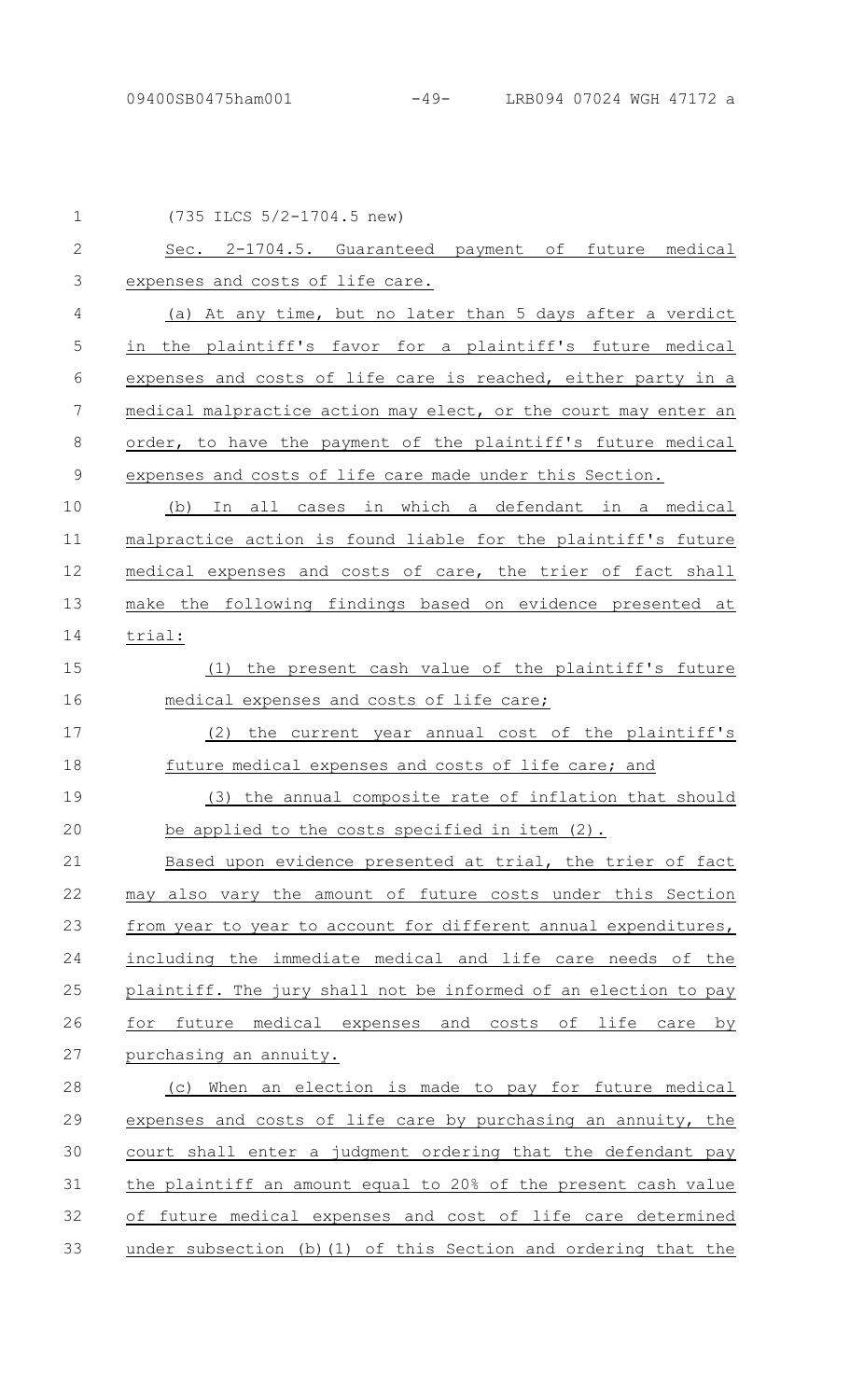(735 ILCS 5/2-1704.5 new)

Sec. 2-1704.5. Guaranteed payment of future medical expenses and costs of life care.

(a) At any time, but no later than 5 days after a verdict in the plaintiff's favor for a plaintiff's future medical expenses and costs of life care is reached, either party in a medical malpractice action may elect, or the court may enter an order, to have the payment of the plaintiff's future medical expenses and costs of life care made under this Section.

(b) In all cases in which a defendant in a medical malpractice action is found liable for the plaintiff's future medical expenses and costs of care, the trier of fact shall make the following findings based on evidence presented at trial:

(1) the present cash value of the plaintiff's future medical expenses and costs of life care;

(2) the current year annual cost of the plaintiff's future medical expenses and costs of life care; and

(3) the annual composite rate of inflation that should be applied to the costs specified in item (2).

Based upon evidence presented at trial, the trier of fact may also vary the amount of future costs under this Section from year to year to account for different annual expenditures, including the immediate medical and life care needs of the plaintiff. The jury shall not be informed of an election to pay for future medical expenses and costs of life care by purchasing an annuity.

(c) When an election is made to pay for future medical expenses and costs of life care by purchasing an annuity, the court shall enter a judgment ordering that the defendant pay the plaintiff an amount equal to 20% of the present cash value of future medical expenses and cost of life care determined under subsection (b)(1) of this Section and ordering that the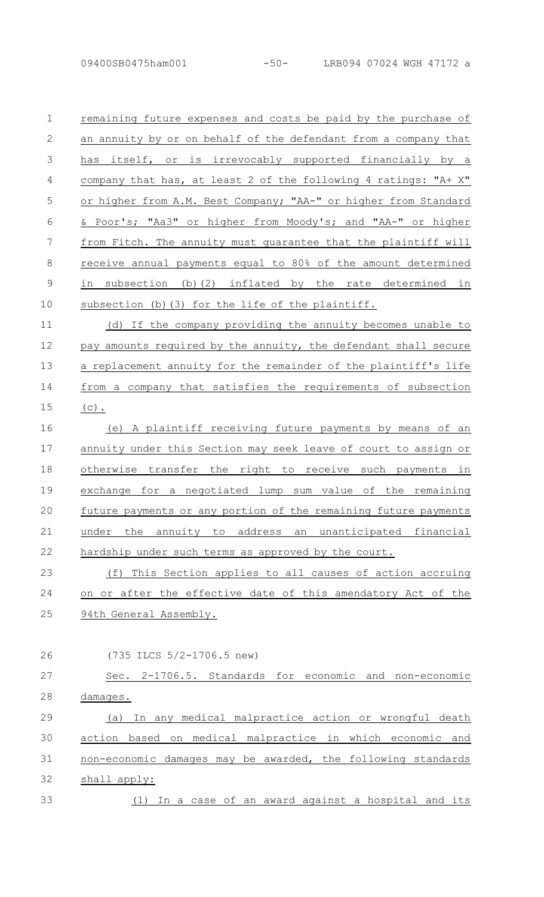remaining future expenses and costs be paid by the purchase of an annuity by or on behalf of the defendant from a company that has itself, or is irrevocably supported financially by a company that has, at least 2 of the following 4 ratings: "A+ X" or higher from A.M. Best Company; "AA-" or higher from Standard & Poor's; "Aa3" or higher from Moody's; and "AA-" or higher from Fitch. The annuity must guarantee that the plaintiff will receive annual payments equal to 80% of the amount determined in subsection (b)(2) inflated by the rate determined in subsection (b)(3) for the life of the plaintiff.

(d) If the company providing the annuity becomes unable to pay amounts required by the annuity, the defendant shall secure a replacement annuity for the remainder of the plaintiff's life from a company that satisfies the requirements of subsection (c).

(e) A plaintiff receiving future payments by means of an annuity under this Section may seek leave of court to assign or otherwise transfer the right to receive such payments in exchange for a negotiated lump sum value of the remaining future payments or any portion of the remaining future payments under the annuity to address an unanticipated financial hardship under such terms as approved by the court.

(f) This Section applies to all causes of action accruing on or after the effective date of this amendatory Act of the 94th General Assembly.

(735 ILCS 5/2-1706.5 new)

Sec. 2-1706.5. Standards for economic and non-economic damages.

(a) In any medical malpractice action or wrongful death action based on medical malpractice in which economic and non-economic damages may be awarded, the following standards shall apply:

(1) In a case of an award against a hospital and its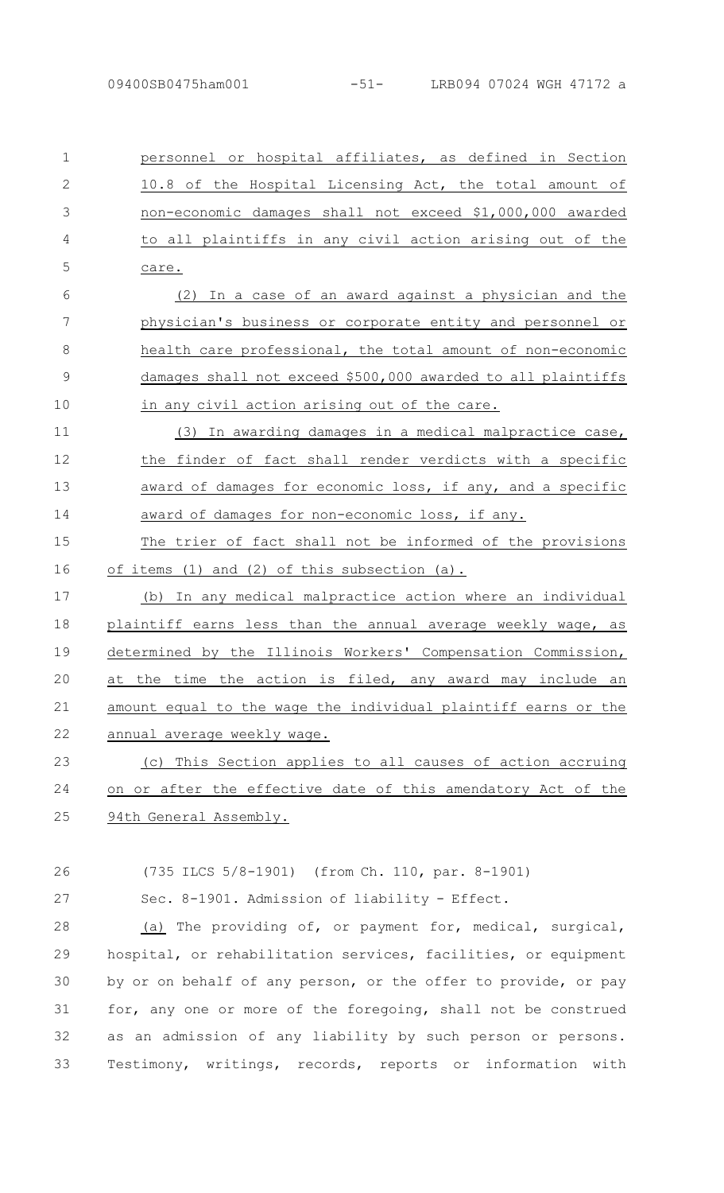personnel or hospital affiliates, as defined in Section 10.8 of the Hospital Licensing Act, the total amount of non-economic damages shall not exceed $1,000,000 awarded to all plaintiffs in any civil action arising out of the care.

(2) In a case of an award against a physician and the physician's business or corporate entity and personnel or health care professional, the total amount of non-economic damages shall not exceed $500,000 awarded to all plaintiffs in any civil action arising out of the care.

(3) In awarding damages in a medical malpractice case, the finder of fact shall render verdicts with a specific award of damages for economic loss, if any, and a specific award of damages for non-economic loss, if any.

The trier of fact shall not be informed of the provisions of items (1) and (2) of this subsection (a).

(b) In any medical malpractice action where an individual plaintiff earns less than the annual average weekly wage, as determined by the Illinois Workers' Compensation Commission, at the time the action is filed, any award may include an amount equal to the wage the individual plaintiff earns or the annual average weekly wage.

(c) This Section applies to all causes of action accruing on or after the effective date of this amendatory Act of the 94th General Assembly.

(735 ILCS 5/8-1901) (from Ch. 110, par. 8-1901)

Sec. 8-1901. Admission of liability - Effect.

(a) The providing of, or payment for, medical, surgical, hospital, or rehabilitation services, facilities, or equipment by or on behalf of any person, or the offer to provide, or pay for, any one or more of the foregoing, shall not be construed as an admission of any liability by such person or persons. Testimony, writings, records, reports or information with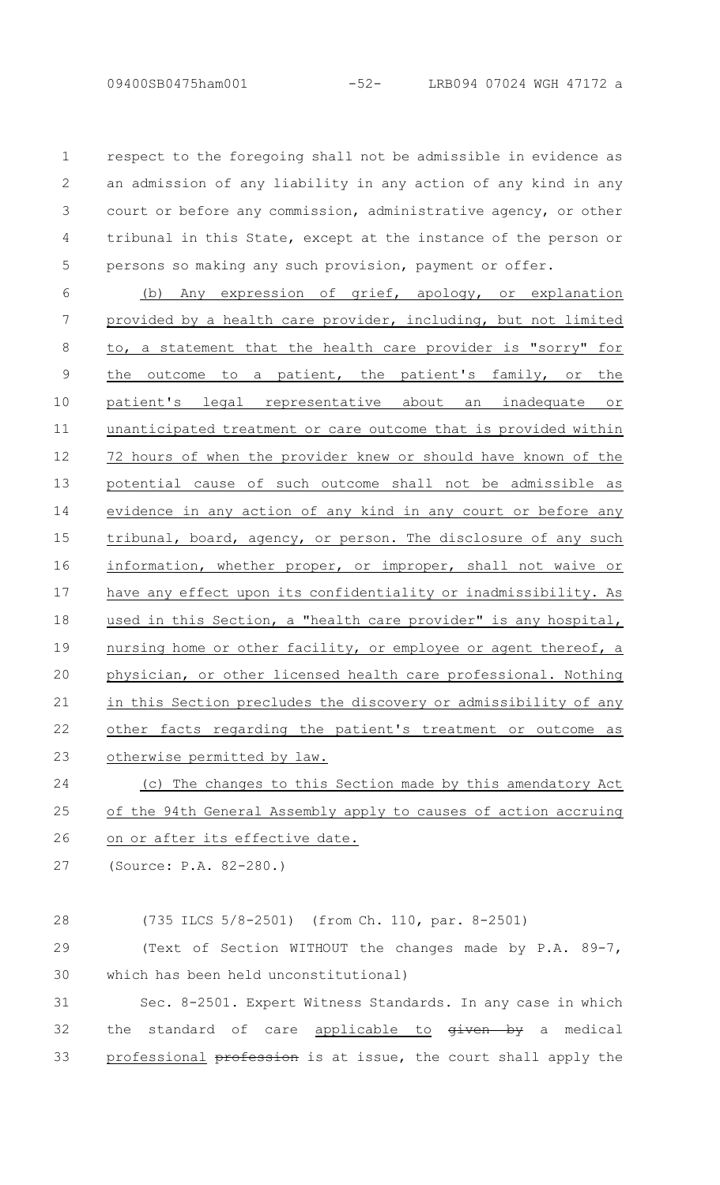respect to the foregoing shall not be admissible in evidence as an admission of any liability in any action of any kind in any court or before any commission, administrative agency, or other tribunal in this State, except at the instance of the person or persons so making any such provision, payment or offer.

(b) Any expression of grief, apology, or explanation provided by a health care provider, including, but not limited to, a statement that the health care provider is "sorry" for the outcome to a patient, the patient's family, or the patient's legal representative about an inadequate or unanticipated treatment or care outcome that is provided within 72 hours of when the provider knew or should have known of the potential cause of such outcome shall not be admissible as evidence in any action of any kind in any court or before any tribunal, board, agency, or person. The disclosure of any such information, whether proper, or improper, shall not waive or have any effect upon its confidentiality or inadmissibility. As used in this Section, a "health care provider" is any hospital, nursing home or other facility, or employee or agent thereof, a physician, or other licensed health care professional. Nothing in this Section precludes the discovery or admissibility of any other facts regarding the patient's treatment or outcome as otherwise permitted by law.

(c) The changes to this Section made by this amendatory Act of the 94th General Assembly apply to causes of action accruing on or after its effective date.

(Source: P.A. 82-280.)

(735 ILCS 5/8-2501) (from Ch. 110, par. 8-2501)

(Text of Section WITHOUT the changes made by P.A. 89-7, which has been held unconstitutional)

Sec. 8-2501. Expert Witness Standards. In any case in which the standard of care applicable to ~~given by~~ a medical professional ~~profession~~ is at issue, the court shall apply the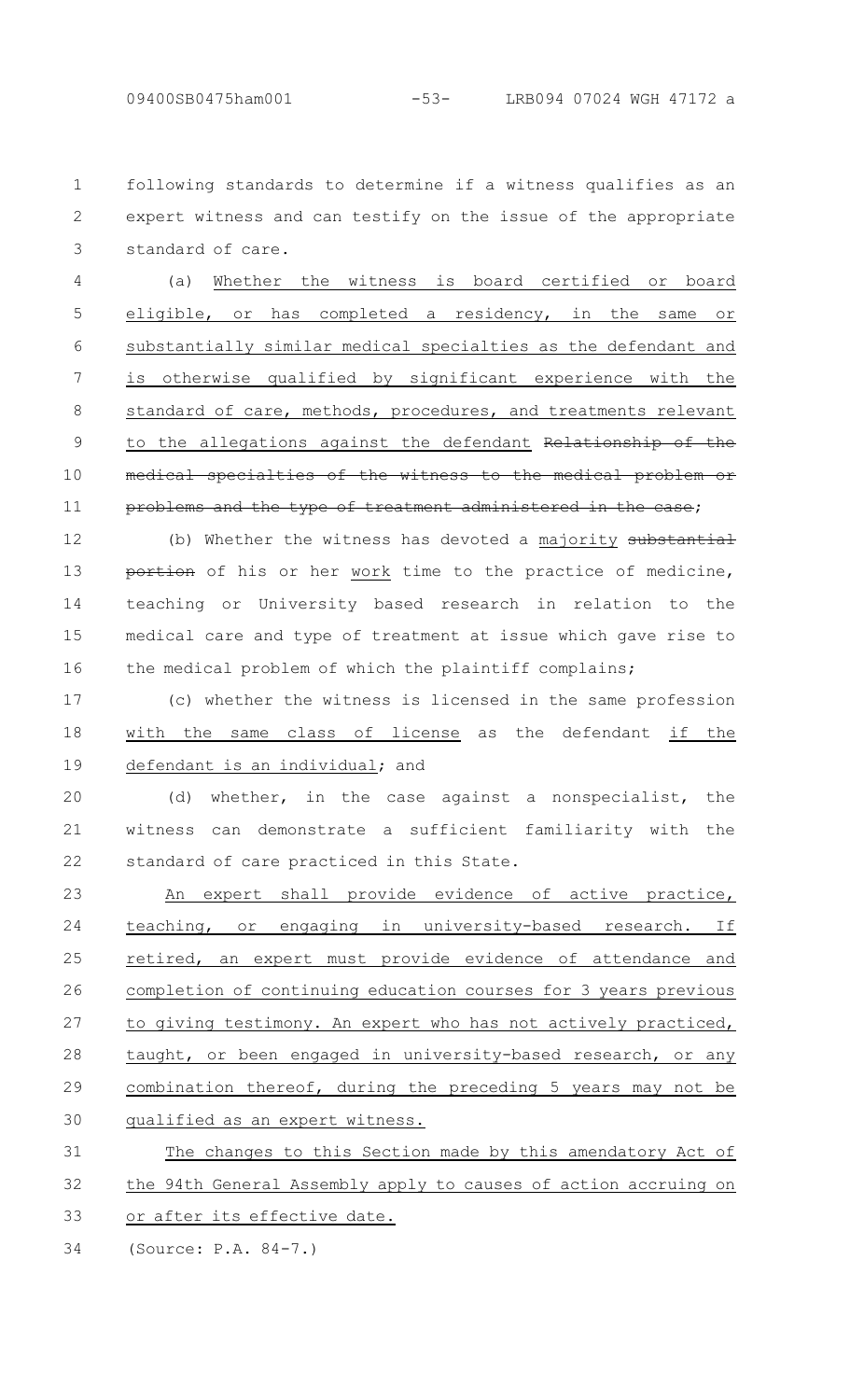following standards to determine if a witness qualifies as an expert witness and can testify on the issue of the appropriate standard of care.

(a) Whether the witness is board certified or board eligible, or has completed a residency, in the same or substantially similar medical specialties as the defendant and is otherwise qualified by significant experience with the standard of care, methods, procedures, and treatments relevant to the allegations against the defendant ~~Relationship of the medical specialties of the witness to the medical problem or problems and the type of treatment administered in the case~~;

(b) Whether the witness has devoted a majority ~~substantial portion~~ of his or her work time to the practice of medicine, teaching or University based research in relation to the medical care and type of treatment at issue which gave rise to the medical problem of which the plaintiff complains;

(c) whether the witness is licensed in the same profession with the same class of license as the defendant if the defendant is an individual; and

(d) whether, in the case against a nonspecialist, the witness can demonstrate a sufficient familiarity with the standard of care practiced in this State.

An expert shall provide evidence of active practice, teaching, or engaging in university-based research. If retired, an expert must provide evidence of attendance and completion of continuing education courses for 3 years previous to giving testimony. An expert who has not actively practiced, taught, or been engaged in university-based research, or any combination thereof, during the preceding 5 years may not be qualified as an expert witness.

The changes to this Section made by this amendatory Act of the 94th General Assembly apply to causes of action accruing on or after its effective date.

(Source: P.A. 84-7.)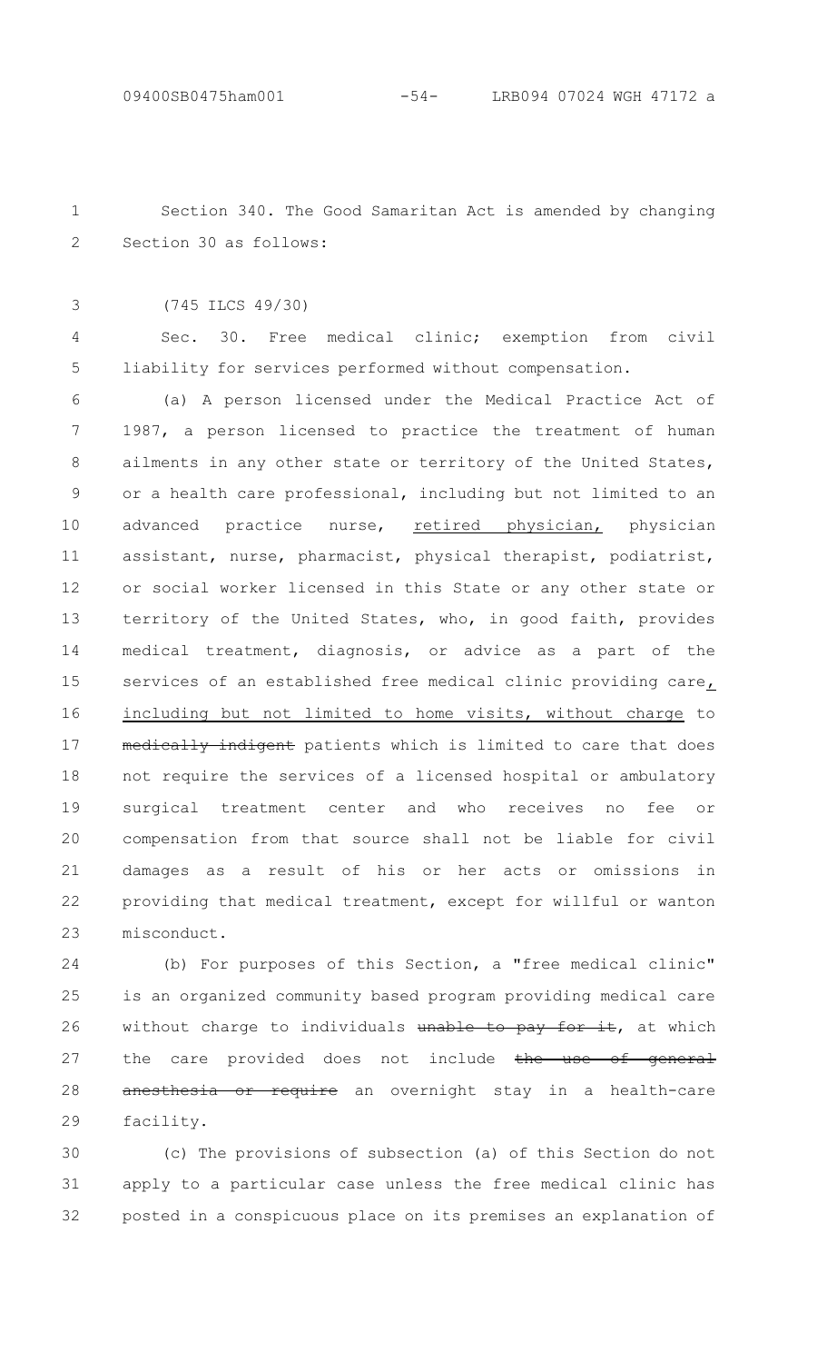Section 340. The Good Samaritan Act is amended by changing Section 30 as follows:

(745 ILCS 49/30)

Sec. 30. Free medical clinic; exemption from civil liability for services performed without compensation.

(a) A person licensed under the Medical Practice Act of 1987, a person licensed to practice the treatment of human ailments in any other state or territory of the United States, or a health care professional, including but not limited to an advanced practice nurse, <u>retired physician,</u> physician assistant, nurse, pharmacist, physical therapist, podiatrist, or social worker licensed in this State or any other state or territory of the United States, who, in good faith, provides medical treatment, diagnosis, or advice as a part of the services of an established free medical clinic providing care<u>, including but not limited to home visits, without charge</u> to ~~medically indigent~~ patients which is limited to care that does not require the services of a licensed hospital or ambulatory surgical treatment center and who receives no fee or compensation from that source shall not be liable for civil damages as a result of his or her acts or omissions in providing that medical treatment, except for willful or wanton misconduct.

(b) For purposes of this Section, a "free medical clinic" is an organized community based program providing medical care without charge to individuals ~~unable to pay for it~~, at which the care provided does not include ~~the use of general anesthesia or require~~ an overnight stay in a health-care facility.

(c) The provisions of subsection (a) of this Section do not apply to a particular case unless the free medical clinic has posted in a conspicuous place on its premises an explanation of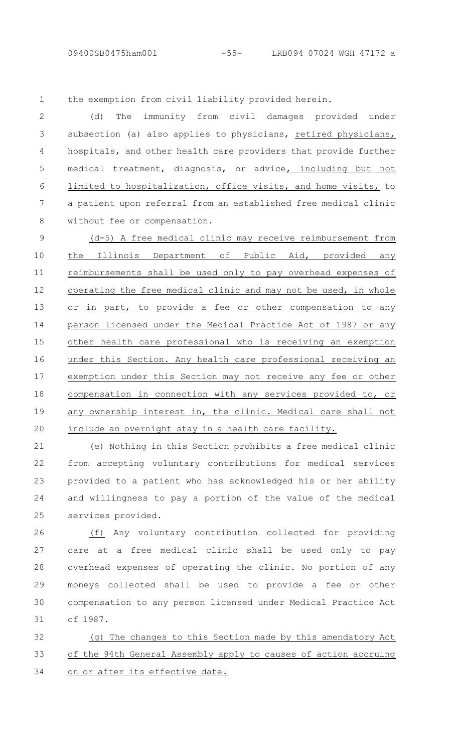the exemption from civil liability provided herein.

(d) The immunity from civil damages provided under subsection (a) also applies to physicians, retired physicians, hospitals, and other health care providers that provide further medical treatment, diagnosis, or advice, including but not limited to hospitalization, office visits, and home visits, to a patient upon referral from an established free medical clinic without fee or compensation.

(d-5) A free medical clinic may receive reimbursement from the Illinois Department of Public Aid, provided any reimbursements shall be used only to pay overhead expenses of operating the free medical clinic and may not be used, in whole or in part, to provide a fee or other compensation to any person licensed under the Medical Practice Act of 1987 or any other health care professional who is receiving an exemption under this Section. Any health care professional receiving an exemption under this Section may not receive any fee or other compensation in connection with any services provided to, or any ownership interest in, the clinic. Medical care shall not include an overnight stay in a health care facility.

(e) Nothing in this Section prohibits a free medical clinic from accepting voluntary contributions for medical services provided to a patient who has acknowledged his or her ability and willingness to pay a portion of the value of the medical services provided.

(f) Any voluntary contribution collected for providing care at a free medical clinic shall be used only to pay overhead expenses of operating the clinic. No portion of any moneys collected shall be used to provide a fee or other compensation to any person licensed under Medical Practice Act of 1987.

(g) The changes to this Section made by this amendatory Act of the 94th General Assembly apply to causes of action accruing on or after its effective date.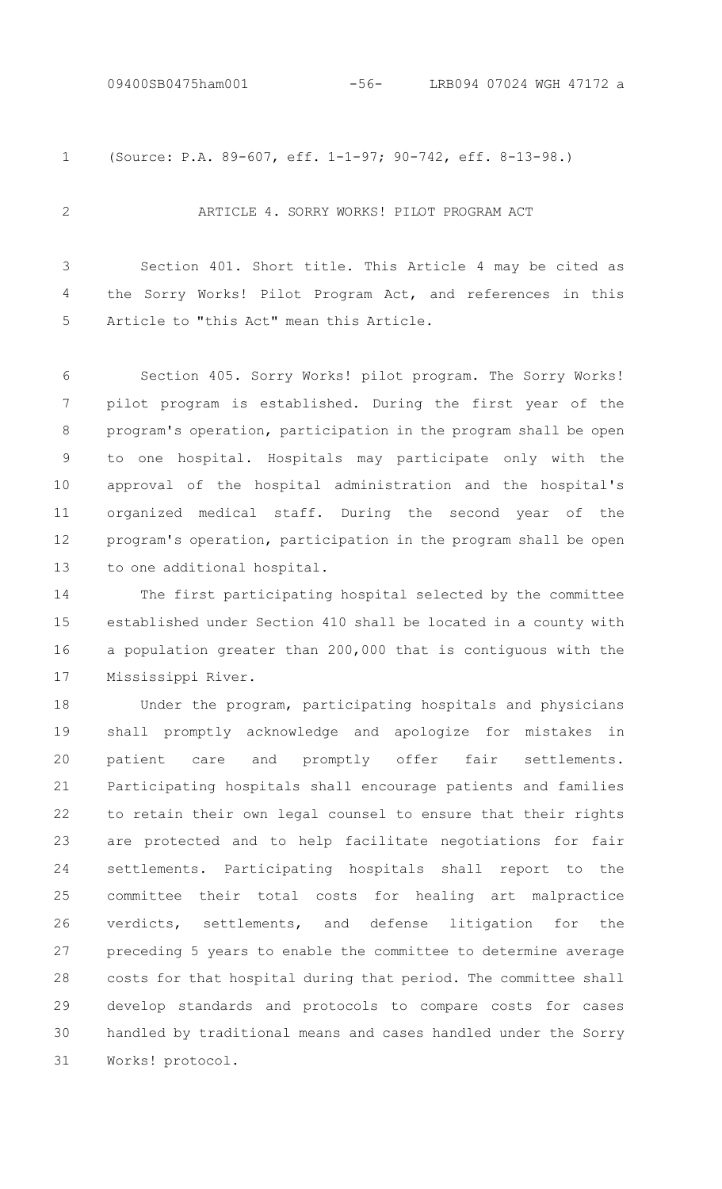(Source: P.A. 89-607, eff. 1-1-97; 90-742, eff. 8-13-98.)

## ARTICLE 4. SORRY WORKS! PILOT PROGRAM ACT

Section 401. Short title. This Article 4 may be cited as the Sorry Works! Pilot Program Act, and references in this Article to "this Act" mean this Article.

Section 405. Sorry Works! pilot program. The Sorry Works! pilot program is established. During the first year of the program's operation, participation in the program shall be open to one hospital. Hospitals may participate only with the approval of the hospital administration and the hospital's organized medical staff. During the second year of the program's operation, participation in the program shall be open to one additional hospital.

The first participating hospital selected by the committee established under Section 410 shall be located in a county with a population greater than 200,000 that is contiguous with the Mississippi River.

Under the program, participating hospitals and physicians shall promptly acknowledge and apologize for mistakes in patient care and promptly offer fair settlements. Participating hospitals shall encourage patients and families to retain their own legal counsel to ensure that their rights are protected and to help facilitate negotiations for fair settlements. Participating hospitals shall report to the committee their total costs for healing art malpractice verdicts, settlements, and defense litigation for the preceding 5 years to enable the committee to determine average costs for that hospital during that period. The committee shall develop standards and protocols to compare costs for cases handled by traditional means and cases handled under the Sorry Works! protocol.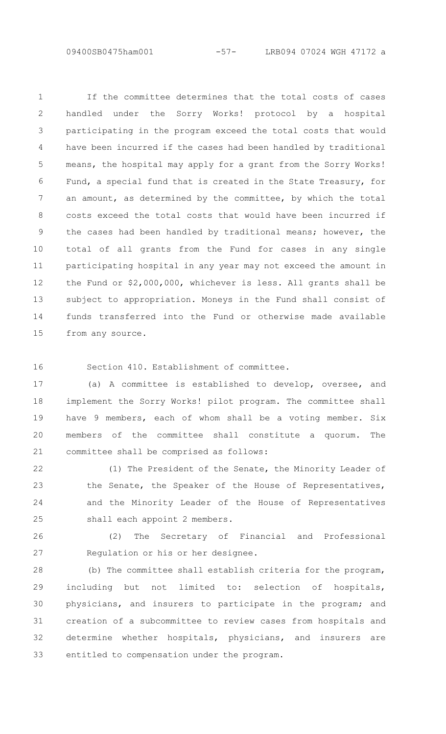If the committee determines that the total costs of cases handled under the Sorry Works! protocol by a hospital participating in the program exceed the total costs that would have been incurred if the cases had been handled by traditional means, the hospital may apply for a grant from the Sorry Works! Fund, a special fund that is created in the State Treasury, for an amount, as determined by the committee, by which the total costs exceed the total costs that would have been incurred if the cases had been handled by traditional means; however, the total of all grants from the Fund for cases in any single participating hospital in any year may not exceed the amount in the Fund or $2,000,000, whichever is less. All grants shall be subject to appropriation. Moneys in the Fund shall consist of funds transferred into the Fund or otherwise made available from any source.

Section 410. Establishment of committee.

(a) A committee is established to develop, oversee, and implement the Sorry Works! pilot program. The committee shall have 9 members, each of whom shall be a voting member. Six members of the committee shall constitute a quorum. The committee shall be comprised as follows:

(1) The President of the Senate, the Minority Leader of the Senate, the Speaker of the House of Representatives, and the Minority Leader of the House of Representatives shall each appoint 2 members.

(2) The Secretary of Financial and Professional Regulation or his or her designee.

(b) The committee shall establish criteria for the program, including but not limited to: selection of hospitals, physicians, and insurers to participate in the program; and creation of a subcommittee to review cases from hospitals and determine whether hospitals, physicians, and insurers are entitled to compensation under the program.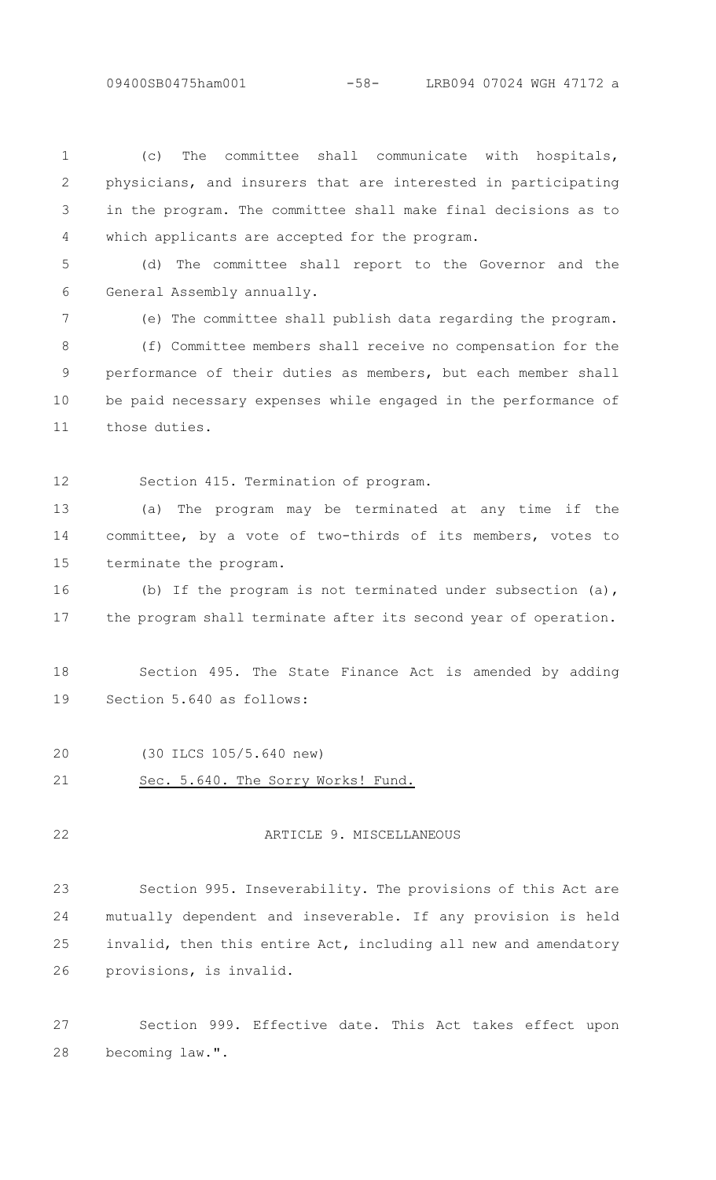(c) The committee shall communicate with hospitals, physicians, and insurers that are interested in participating in the program. The committee shall make final decisions as to which applicants are accepted for the program.

(d) The committee shall report to the Governor and the General Assembly annually.

(e) The committee shall publish data regarding the program.

(f) Committee members shall receive no compensation for the performance of their duties as members, but each member shall be paid necessary expenses while engaged in the performance of those duties.

Section 415. Termination of program.

(a) The program may be terminated at any time if the committee, by a vote of two-thirds of its members, votes to terminate the program.

(b) If the program is not terminated under subsection (a), the program shall terminate after its second year of operation.

Section 495. The State Finance Act is amended by adding Section 5.640 as follows:

(30 ILCS 105/5.640 new)

Sec. 5.640. The Sorry Works! Fund.

ARTICLE 9. MISCELLANEOUS

Section 995. Inseverability. The provisions of this Act are mutually dependent and inseverable. If any provision is held invalid, then this entire Act, including all new and amendatory provisions, is invalid.

Section 999. Effective date. This Act takes effect upon becoming law.".